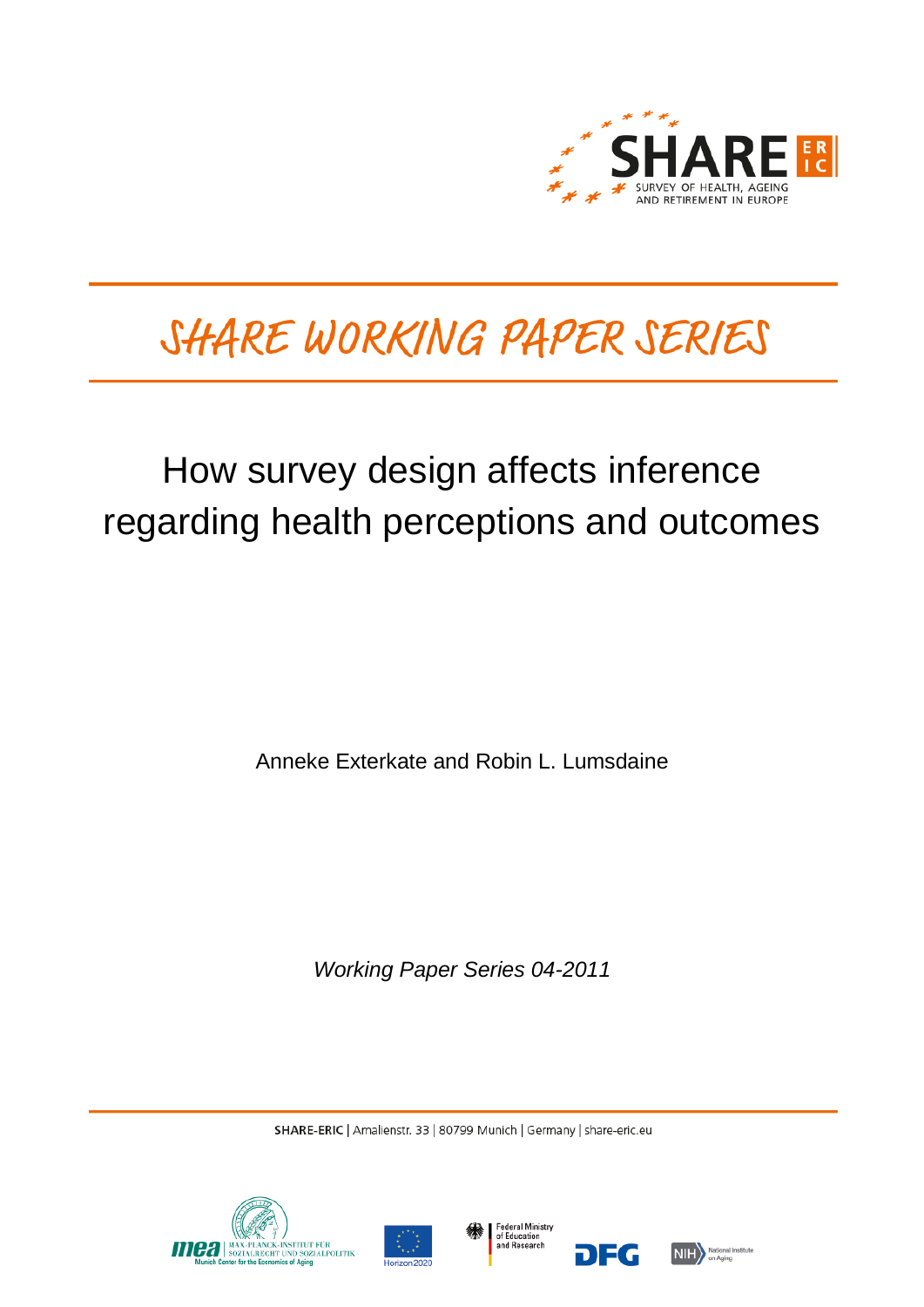SHARE ERIC

SURVEY OF HEALTH, AGEING AND RETIREMENT IN EUROPE

# SHARE WORKING PAPER SERIES

## How survey design affects inference regarding health perceptions and outcomes

Anneke Exterkate and Robin L. Lumsdaine

*Working Paper Series 04-2011*

**SHARE-ERIC** | Amalienstr. 33 | 80799 Munich | Germany | share-eric.eu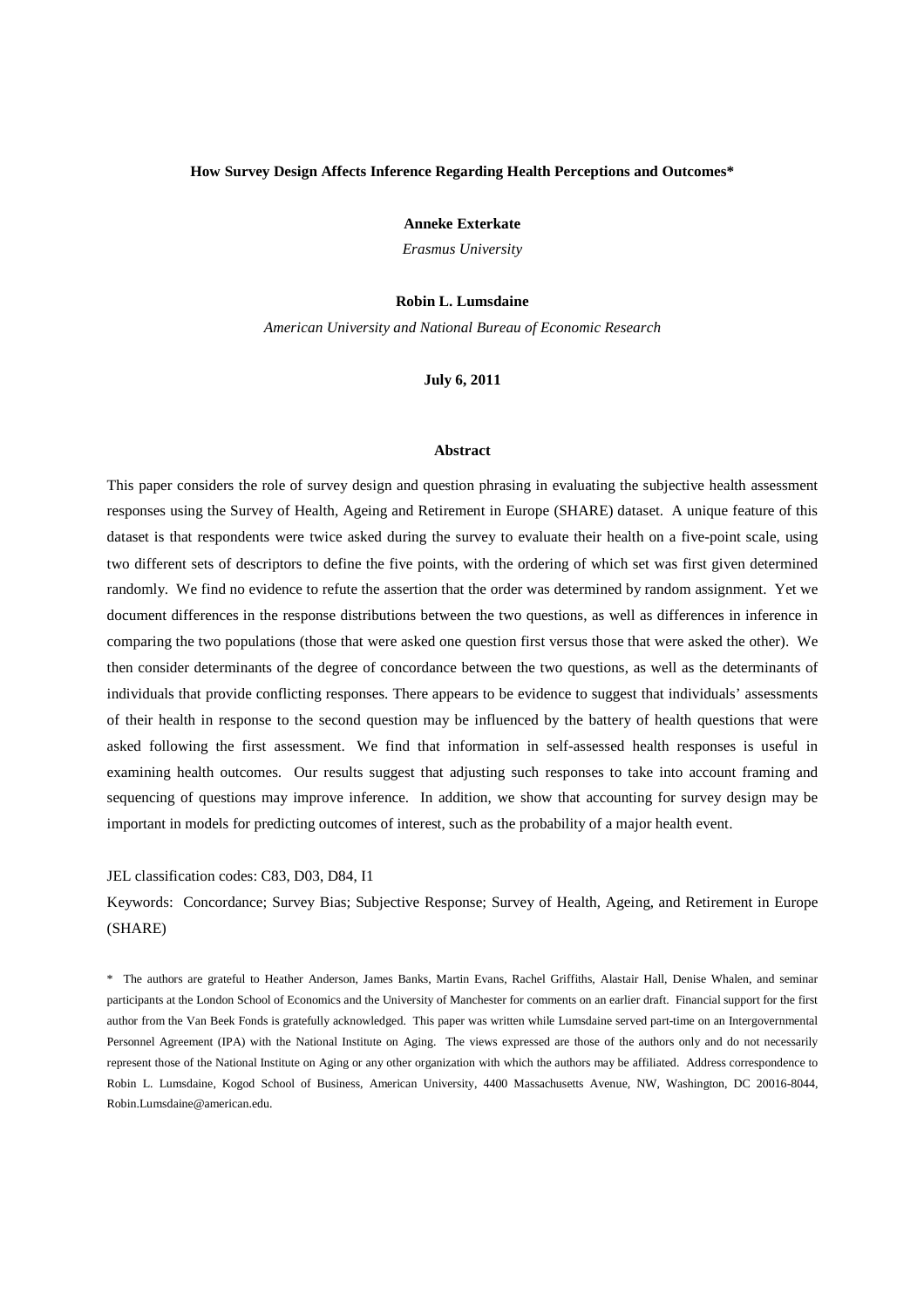**How Survey Design Affects Inference Regarding Health Perceptions and Outcomes***

**Anneke Exterkate**

*Erasmus University*

**Robin L. Lumsdaine**

*American University and National Bureau of Economic Research*

**July 6, 2011**

**Abstract**

This paper considers the role of survey design and question phrasing in evaluating the subjective health assessment responses using the Survey of Health, Ageing and Retirement in Europe (SHARE) dataset. A unique feature of this dataset is that respondents were twice asked during the survey to evaluate their health on a five-point scale, using two different sets of descriptors to define the five points, with the ordering of which set was first given determined randomly. We find no evidence to refute the assertion that the order was determined by random assignment. Yet we document differences in the response distributions between the two questions, as well as differences in inference in comparing the two populations (those that were asked one question first versus those that were asked the other). We then consider determinants of the degree of concordance between the two questions, as well as the determinants of individuals that provide conflicting responses. There appears to be evidence to suggest that individuals' assessments of their health in response to the second question may be influenced by the battery of health questions that were asked following the first assessment. We find that information in self-assessed health responses is useful in examining health outcomes. Our results suggest that adjusting such responses to take into account framing and sequencing of questions may improve inference. In addition, we show that accounting for survey design may be important in models for predicting outcomes of interest, such as the probability of a major health event.

JEL classification codes: C83, D03, D84, I1

Keywords: Concordance; Survey Bias; Subjective Response; Survey of Health, Ageing, and Retirement in Europe (SHARE)

\* The authors are grateful to Heather Anderson, James Banks, Martin Evans, Rachel Griffiths, Alastair Hall, Denise Whalen, and seminar participants at the London School of Economics and the University of Manchester for comments on an earlier draft. Financial support for the first author from the Van Beek Fonds is gratefully acknowledged. This paper was written while Lumsdaine served part-time on an Intergovernmental Personnel Agreement (IPA) with the National Institute on Aging. The views expressed are those of the authors only and do not necessarily represent those of the National Institute on Aging or any other organization with which the authors may be affiliated. Address correspondence to Robin L. Lumsdaine, Kogod School of Business, American University, 4400 Massachusetts Avenue, NW, Washington, DC 20016-8044, Robin.Lumsdaine@american.edu.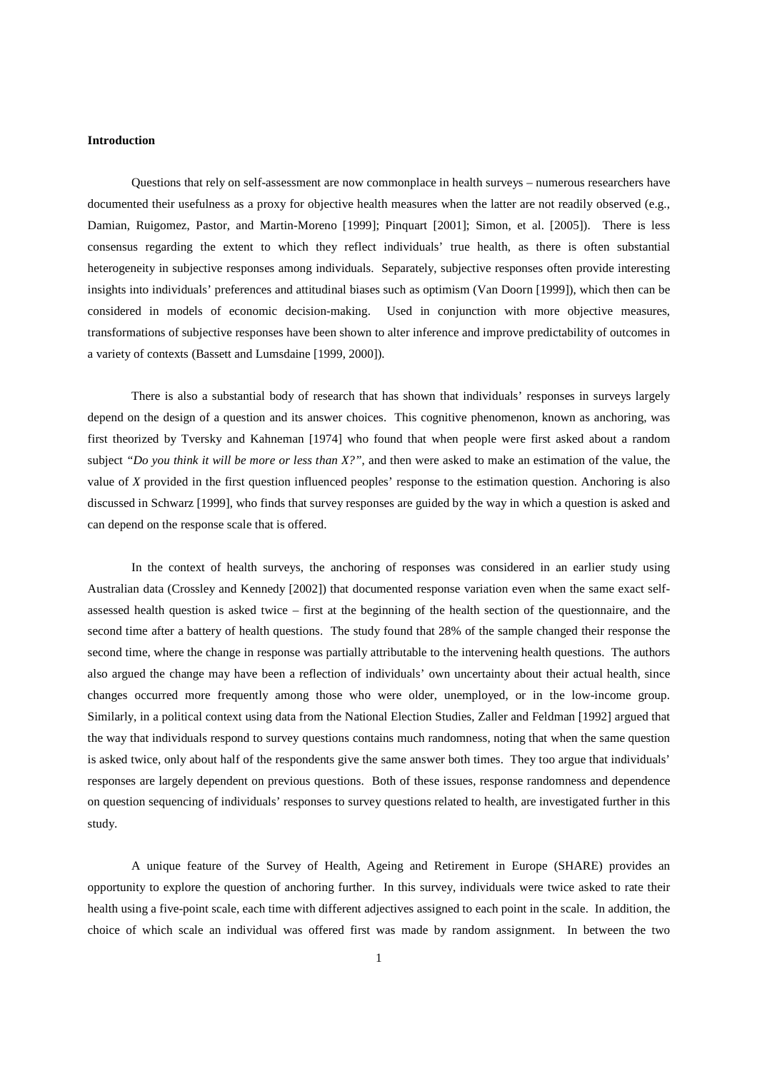**Introduction**

Questions that rely on self-assessment are now commonplace in health surveys – numerous researchers have documented their usefulness as a proxy for objective health measures when the latter are not readily observed (e.g., Damian, Ruigomez, Pastor, and Martin-Moreno [1999]; Pinquart [2001]; Simon, et al. [2005]). There is less consensus regarding the extent to which they reflect individuals' true health, as there is often substantial heterogeneity in subjective responses among individuals. Separately, subjective responses often provide interesting insights into individuals' preferences and attitudinal biases such as optimism (Van Doorn [1999]), which then can be considered in models of economic decision-making. Used in conjunction with more objective measures, transformations of subjective responses have been shown to alter inference and improve predictability of outcomes in a variety of contexts (Bassett and Lumsdaine [1999, 2000]).

There is also a substantial body of research that has shown that individuals' responses in surveys largely depend on the design of a question and its answer choices. This cognitive phenomenon, known as anchoring, was first theorized by Tversky and Kahneman [1974] who found that when people were first asked about a random subject *"Do you think it will be more or less than X?"*, and then were asked to make an estimation of the value, the value of *X* provided in the first question influenced peoples' response to the estimation question. Anchoring is also discussed in Schwarz [1999], who finds that survey responses are guided by the way in which a question is asked and can depend on the response scale that is offered.

In the context of health surveys, the anchoring of responses was considered in an earlier study using Australian data (Crossley and Kennedy [2002]) that documented response variation even when the same exact self-assessed health question is asked twice – first at the beginning of the health section of the questionnaire, and the second time after a battery of health questions. The study found that 28% of the sample changed their response the second time, where the change in response was partially attributable to the intervening health questions. The authors also argued the change may have been a reflection of individuals' own uncertainty about their actual health, since changes occurred more frequently among those who were older, unemployed, or in the low-income group. Similarly, in a political context using data from the National Election Studies, Zaller and Feldman [1992] argued that the way that individuals respond to survey questions contains much randomness, noting that when the same question is asked twice, only about half of the respondents give the same answer both times. They too argue that individuals' responses are largely dependent on previous questions. Both of these issues, response randomness and dependence on question sequencing of individuals' responses to survey questions related to health, are investigated further in this study.

A unique feature of the Survey of Health, Ageing and Retirement in Europe (SHARE) provides an opportunity to explore the question of anchoring further. In this survey, individuals were twice asked to rate their health using a five-point scale, each time with different adjectives assigned to each point in the scale. In addition, the choice of which scale an individual was offered first was made by random assignment. In between the two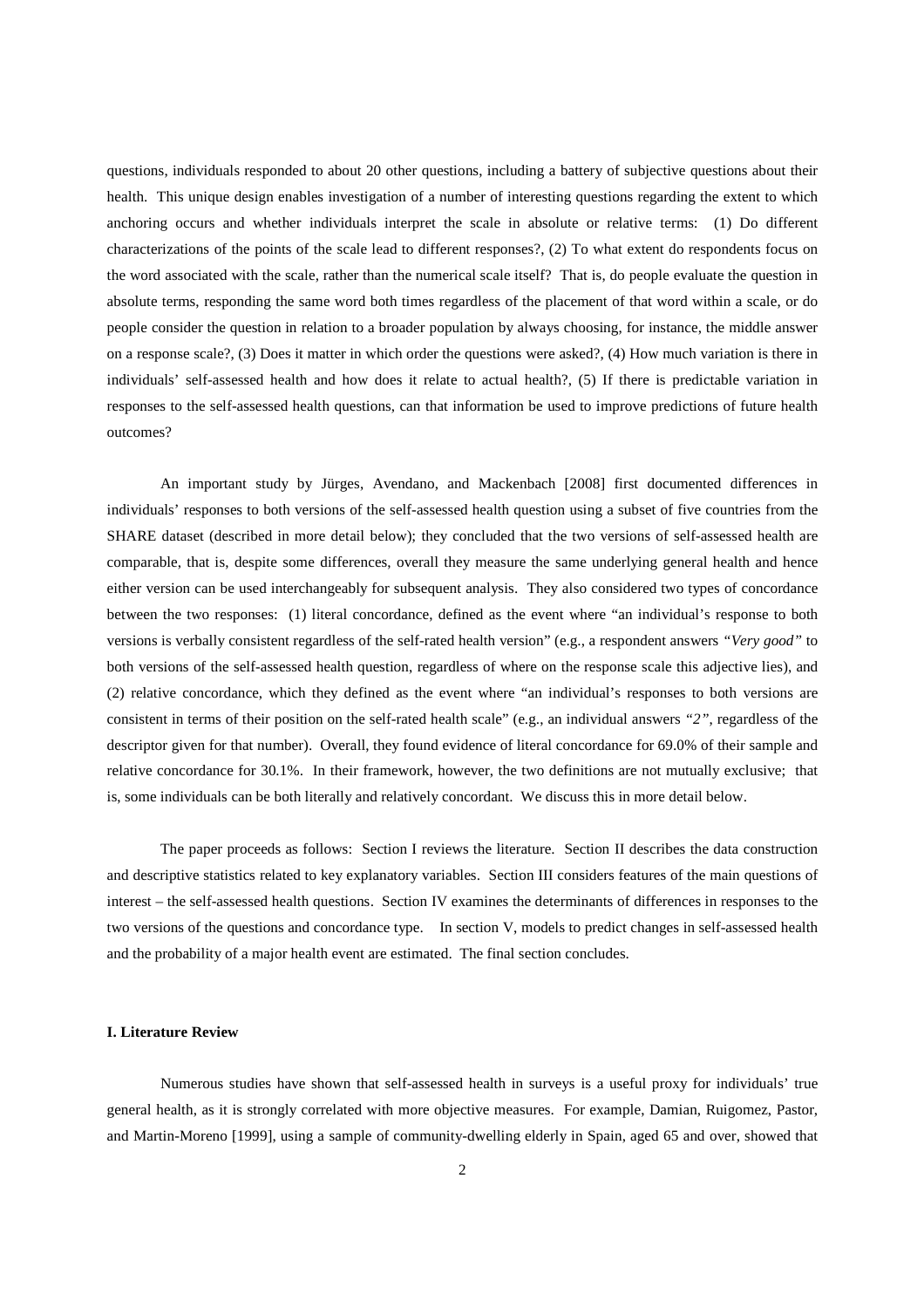questions, individuals responded to about 20 other questions, including a battery of subjective questions about their health. This unique design enables investigation of a number of interesting questions regarding the extent to which anchoring occurs and whether individuals interpret the scale in absolute or relative terms: (1) Do different characterizations of the points of the scale lead to different responses?, (2) To what extent do respondents focus on the word associated with the scale, rather than the numerical scale itself? That is, do people evaluate the question in absolute terms, responding the same word both times regardless of the placement of that word within a scale, or do people consider the question in relation to a broader population by always choosing, for instance, the middle answer on a response scale?, (3) Does it matter in which order the questions were asked?, (4) How much variation is there in individuals' self-assessed health and how does it relate to actual health?, (5) If there is predictable variation in responses to the self-assessed health questions, can that information be used to improve predictions of future health outcomes?

An important study by Jürges, Avendano, and Mackenbach [2008] first documented differences in individuals' responses to both versions of the self-assessed health question using a subset of five countries from the SHARE dataset (described in more detail below); they concluded that the two versions of self-assessed health are comparable, that is, despite some differences, overall they measure the same underlying general health and hence either version can be used interchangeably for subsequent analysis. They also considered two types of concordance between the two responses: (1) literal concordance, defined as the event where "an individual's response to both versions is verbally consistent regardless of the self-rated health version" (e.g., a respondent answers *"Very good"* to both versions of the self-assessed health question, regardless of where on the response scale this adjective lies), and (2) relative concordance, which they defined as the event where "an individual's responses to both versions are consistent in terms of their position on the self-rated health scale" (e.g., an individual answers *"2"*, regardless of the descriptor given for that number). Overall, they found evidence of literal concordance for 69.0% of their sample and relative concordance for 30.1%. In their framework, however, the two definitions are not mutually exclusive; that is, some individuals can be both literally and relatively concordant. We discuss this in more detail below.

The paper proceeds as follows: Section I reviews the literature. Section II describes the data construction and descriptive statistics related to key explanatory variables. Section III considers features of the main questions of interest – the self-assessed health questions. Section IV examines the determinants of differences in responses to the two versions of the questions and concordance type. In section V, models to predict changes in self-assessed health and the probability of a major health event are estimated. The final section concludes.

## I. Literature Review

Numerous studies have shown that self-assessed health in surveys is a useful proxy for individuals' true general health, as it is strongly correlated with more objective measures. For example, Damian, Ruigomez, Pastor, and Martin-Moreno [1999], using a sample of community-dwelling elderly in Spain, aged 65 and over, showed that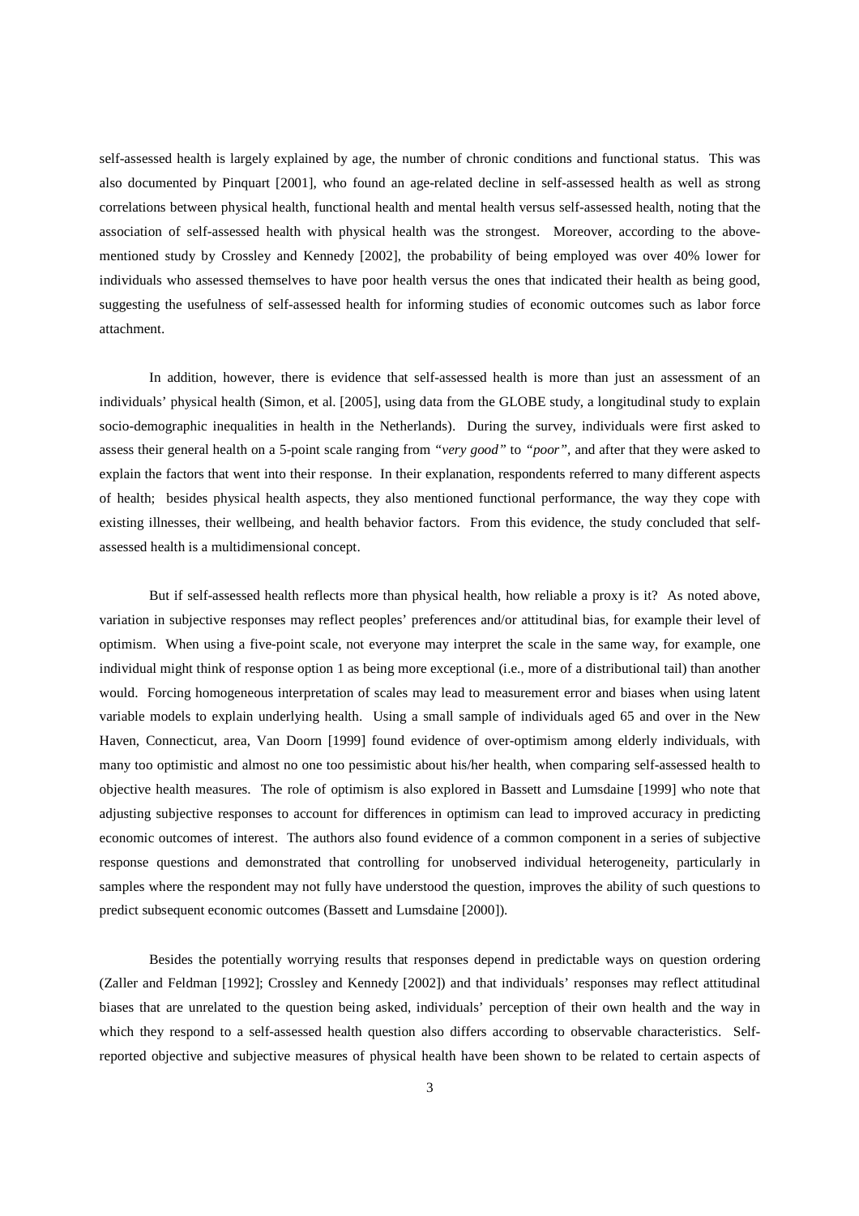self-assessed health is largely explained by age, the number of chronic conditions and functional status. This was also documented by Pinquart [2001], who found an age-related decline in self-assessed health as well as strong correlations between physical health, functional health and mental health versus self-assessed health, noting that the association of self-assessed health with physical health was the strongest. Moreover, according to the above-mentioned study by Crossley and Kennedy [2002], the probability of being employed was over 40% lower for individuals who assessed themselves to have poor health versus the ones that indicated their health as being good, suggesting the usefulness of self-assessed health for informing studies of economic outcomes such as labor force attachment.

In addition, however, there is evidence that self-assessed health is more than just an assessment of an individuals' physical health (Simon, et al. [2005], using data from the GLOBE study, a longitudinal study to explain socio-demographic inequalities in health in the Netherlands). During the survey, individuals were first asked to assess their general health on a 5-point scale ranging from *"very good"* to *"poor"*, and after that they were asked to explain the factors that went into their response. In their explanation, respondents referred to many different aspects of health; besides physical health aspects, they also mentioned functional performance, the way they cope with existing illnesses, their wellbeing, and health behavior factors. From this evidence, the study concluded that self-assessed health is a multidimensional concept.

But if self-assessed health reflects more than physical health, how reliable a proxy is it? As noted above, variation in subjective responses may reflect peoples' preferences and/or attitudinal bias, for example their level of optimism. When using a five-point scale, not everyone may interpret the scale in the same way, for example, one individual might think of response option 1 as being more exceptional (i.e., more of a distributional tail) than another would. Forcing homogeneous interpretation of scales may lead to measurement error and biases when using latent variable models to explain underlying health. Using a small sample of individuals aged 65 and over in the New Haven, Connecticut, area, Van Doorn [1999] found evidence of over-optimism among elderly individuals, with many too optimistic and almost no one too pessimistic about his/her health, when comparing self-assessed health to objective health measures. The role of optimism is also explored in Bassett and Lumsdaine [1999] who note that adjusting subjective responses to account for differences in optimism can lead to improved accuracy in predicting economic outcomes of interest. The authors also found evidence of a common component in a series of subjective response questions and demonstrated that controlling for unobserved individual heterogeneity, particularly in samples where the respondent may not fully have understood the question, improves the ability of such questions to predict subsequent economic outcomes (Bassett and Lumsdaine [2000]).

Besides the potentially worrying results that responses depend in predictable ways on question ordering (Zaller and Feldman [1992]; Crossley and Kennedy [2002]) and that individuals' responses may reflect attitudinal biases that are unrelated to the question being asked, individuals' perception of their own health and the way in which they respond to a self-assessed health question also differs according to observable characteristics. Self-reported objective and subjective measures of physical health have been shown to be related to certain aspects of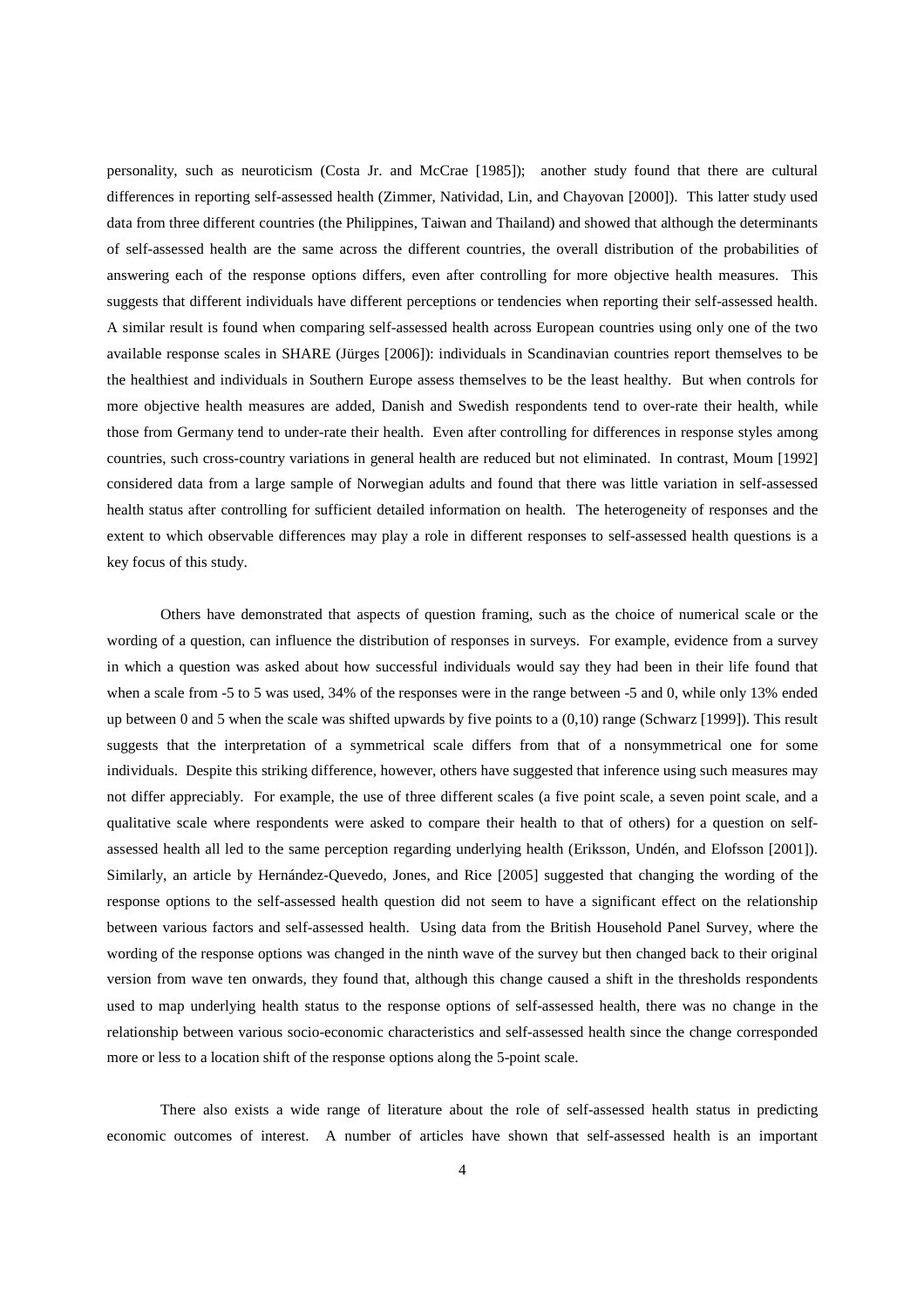personality, such as neuroticism (Costa Jr. and McCrae [1985]); another study found that there are cultural differences in reporting self-assessed health (Zimmer, Natividad, Lin, and Chayovan [2000]). This latter study used data from three different countries (the Philippines, Taiwan and Thailand) and showed that although the determinants of self-assessed health are the same across the different countries, the overall distribution of the probabilities of answering each of the response options differs, even after controlling for more objective health measures. This suggests that different individuals have different perceptions or tendencies when reporting their self-assessed health. A similar result is found when comparing self-assessed health across European countries using only one of the two available response scales in SHARE (Jürges [2006]): individuals in Scandinavian countries report themselves to be the healthiest and individuals in Southern Europe assess themselves to be the least healthy. But when controls for more objective health measures are added, Danish and Swedish respondents tend to over-rate their health, while those from Germany tend to under-rate their health. Even after controlling for differences in response styles among countries, such cross-country variations in general health are reduced but not eliminated. In contrast, Moum [1992] considered data from a large sample of Norwegian adults and found that there was little variation in self-assessed health status after controlling for sufficient detailed information on health. The heterogeneity of responses and the extent to which observable differences may play a role in different responses to self-assessed health questions is a key focus of this study.

Others have demonstrated that aspects of question framing, such as the choice of numerical scale or the wording of a question, can influence the distribution of responses in surveys. For example, evidence from a survey in which a question was asked about how successful individuals would say they had been in their life found that when a scale from -5 to 5 was used, 34% of the responses were in the range between -5 and 0, while only 13% ended up between 0 and 5 when the scale was shifted upwards by five points to a (0,10) range (Schwarz [1999]). This result suggests that the interpretation of a symmetrical scale differs from that of a nonsymmetrical one for some individuals. Despite this striking difference, however, others have suggested that inference using such measures may not differ appreciably. For example, the use of three different scales (a five point scale, a seven point scale, and a qualitative scale where respondents were asked to compare their health to that of others) for a question on self-assessed health all led to the same perception regarding underlying health (Eriksson, Undén, and Elofsson [2001]). Similarly, an article by Hernández-Quevedo, Jones, and Rice [2005] suggested that changing the wording of the response options to the self-assessed health question did not seem to have a significant effect on the relationship between various factors and self-assessed health. Using data from the British Household Panel Survey, where the wording of the response options was changed in the ninth wave of the survey but then changed back to their original version from wave ten onwards, they found that, although this change caused a shift in the thresholds respondents used to map underlying health status to the response options of self-assessed health, there was no change in the relationship between various socio-economic characteristics and self-assessed health since the change corresponded more or less to a location shift of the response options along the 5-point scale.

There also exists a wide range of literature about the role of self-assessed health status in predicting economic outcomes of interest. A number of articles have shown that self-assessed health is an important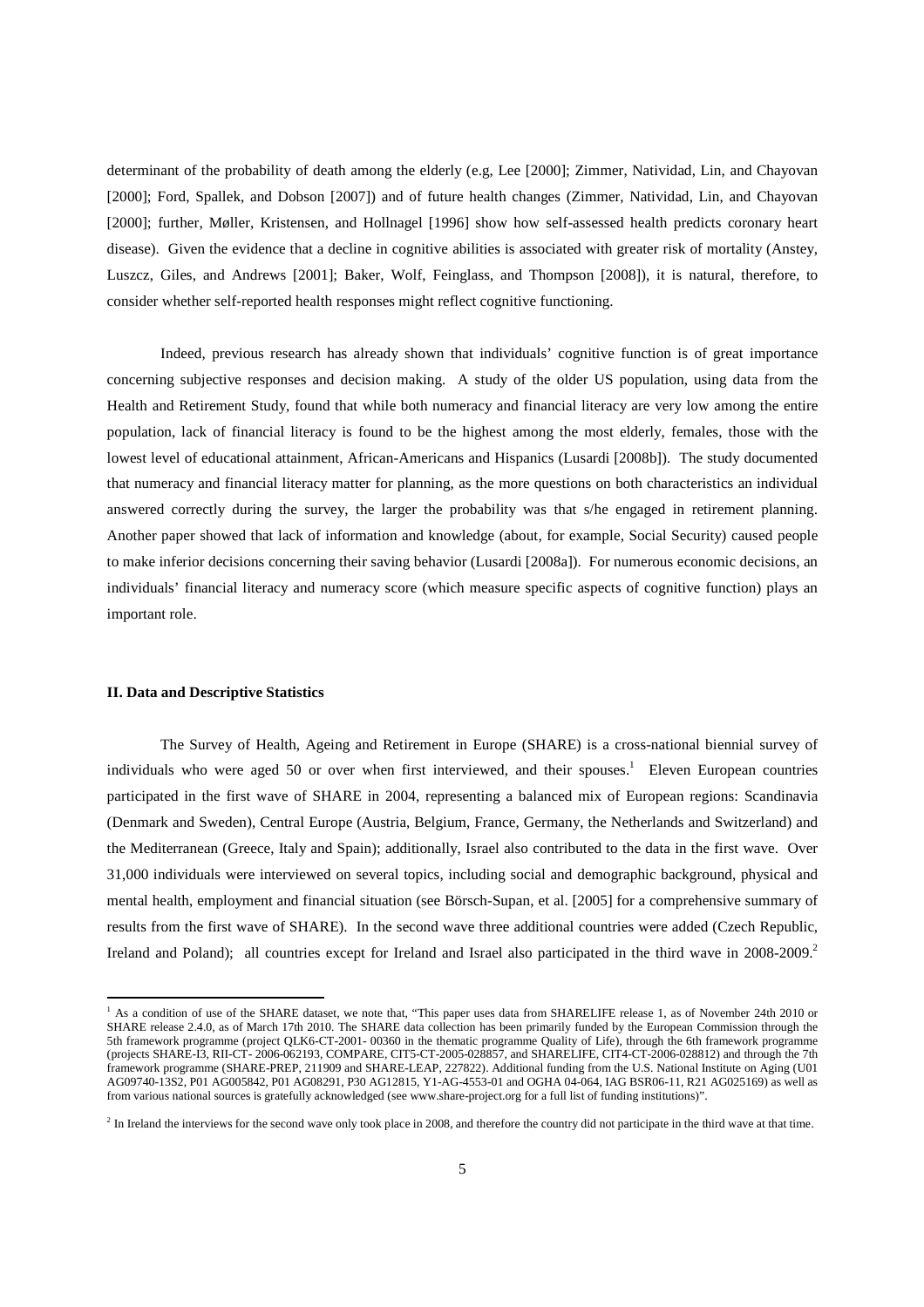determinant of the probability of death among the elderly (e.g, Lee [2000]; Zimmer, Natividad, Lin, and Chayovan [2000]; Ford, Spallek, and Dobson [2007]) and of future health changes (Zimmer, Natividad, Lin, and Chayovan [2000]; further, Møller, Kristensen, and Hollnagel [1996] show how self-assessed health predicts coronary heart disease). Given the evidence that a decline in cognitive abilities is associated with greater risk of mortality (Anstey, Luszcz, Giles, and Andrews [2001]; Baker, Wolf, Feinglass, and Thompson [2008]), it is natural, therefore, to consider whether self-reported health responses might reflect cognitive functioning.

Indeed, previous research has already shown that individuals' cognitive function is of great importance concerning subjective responses and decision making. A study of the older US population, using data from the Health and Retirement Study, found that while both numeracy and financial literacy are very low among the entire population, lack of financial literacy is found to be the highest among the most elderly, females, those with the lowest level of educational attainment, African-Americans and Hispanics (Lusardi [2008b]). The study documented that numeracy and financial literacy matter for planning, as the more questions on both characteristics an individual answered correctly during the survey, the larger the probability was that s/he engaged in retirement planning. Another paper showed that lack of information and knowledge (about, for example, Social Security) caused people to make inferior decisions concerning their saving behavior (Lusardi [2008a]). For numerous economic decisions, an individuals' financial literacy and numeracy score (which measure specific aspects of cognitive function) plays an important role.

## II. Data and Descriptive Statistics

The Survey of Health, Ageing and Retirement in Europe (SHARE) is a cross-national biennial survey of individuals who were aged 50 or over when first interviewed, and their spouses.[1] Eleven European countries participated in the first wave of SHARE in 2004, representing a balanced mix of European regions: Scandinavia (Denmark and Sweden), Central Europe (Austria, Belgium, France, Germany, the Netherlands and Switzerland) and the Mediterranean (Greece, Italy and Spain); additionally, Israel also contributed to the data in the first wave. Over 31,000 individuals were interviewed on several topics, including social and demographic background, physical and mental health, employment and financial situation (see Börsch-Supan, et al. [2005] for a comprehensive summary of results from the first wave of SHARE). In the second wave three additional countries were added (Czech Republic, Ireland and Poland); all countries except for Ireland and Israel also participated in the third wave in 2008-2009.[2]

[1] As a condition of use of the SHARE dataset, we note that, "This paper uses data from SHARELIFE release 1, as of November 24th 2010 or SHARE release 2.4.0, as of March 17th 2010. The SHARE data collection has been primarily funded by the European Commission through the 5th framework programme (project QLK6-CT-2001- 00360 in the thematic programme Quality of Life), through the 6th framework programme (projects SHARE-I3, RII-CT- 2006-062193, COMPARE, CIT5-CT-2005-028857, and SHARELIFE, CIT4-CT-2006-028812) and through the 7th framework programme (SHARE-PREP, 211909 and SHARE-LEAP, 227822). Additional funding from the U.S. National Institute on Aging (U01 AG09740-13S2, P01 AG005842, P01 AG08291, P30 AG12815, Y1-AG-4553-01 and OGHA 04-064, IAG BSR06-11, R21 AG025169) as well as from various national sources is gratefully acknowledged (see www.share-project.org for a full list of funding institutions)".

[2] In Ireland the interviews for the second wave only took place in 2008, and therefore the country did not participate in the third wave at that time.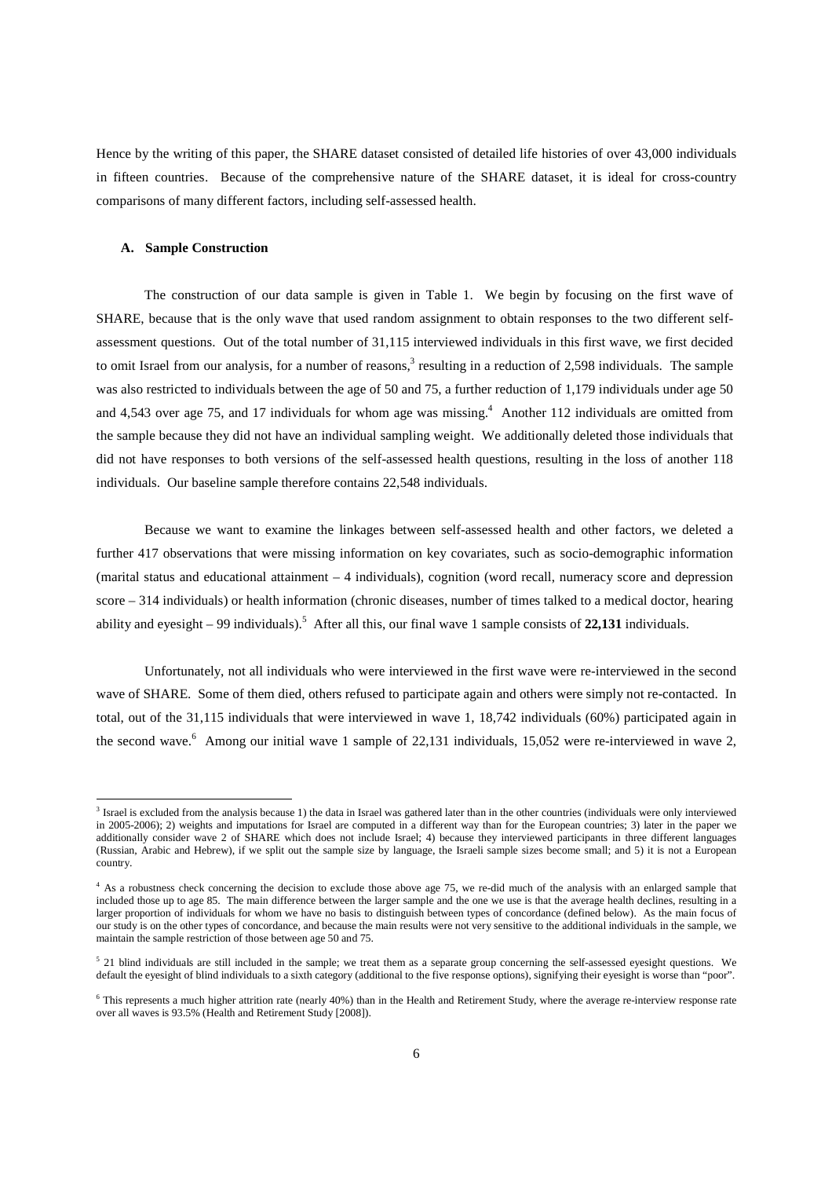Hence by the writing of this paper, the SHARE dataset consisted of detailed life histories of over 43,000 individuals in fifteen countries. Because of the comprehensive nature of the SHARE dataset, it is ideal for cross-country comparisons of many different factors, including self-assessed health.

### A. Sample Construction

The construction of our data sample is given in Table 1. We begin by focusing on the first wave of SHARE, because that is the only wave that used random assignment to obtain responses to the two different self-assessment questions. Out of the total number of 31,115 interviewed individuals in this first wave, we first decided to omit Israel from our analysis, for a number of reasons,[3] resulting in a reduction of 2,598 individuals. The sample was also restricted to individuals between the age of 50 and 75, a further reduction of 1,179 individuals under age 50 and 4,543 over age 75, and 17 individuals for whom age was missing.[4] Another 112 individuals are omitted from the sample because they did not have an individual sampling weight. We additionally deleted those individuals that did not have responses to both versions of the self-assessed health questions, resulting in the loss of another 118 individuals. Our baseline sample therefore contains 22,548 individuals.

Because we want to examine the linkages between self-assessed health and other factors, we deleted a further 417 observations that were missing information on key covariates, such as socio-demographic information (marital status and educational attainment – 4 individuals), cognition (word recall, numeracy score and depression score – 314 individuals) or health information (chronic diseases, number of times talked to a medical doctor, hearing ability and eyesight – 99 individuals).[5] After all this, our final wave 1 sample consists of **22,131** individuals.

Unfortunately, not all individuals who were interviewed in the first wave were re-interviewed in the second wave of SHARE. Some of them died, others refused to participate again and others were simply not re-contacted. In total, out of the 31,115 individuals that were interviewed in wave 1, 18,742 individuals (60%) participated again in the second wave.[6] Among our initial wave 1 sample of 22,131 individuals, 15,052 were re-interviewed in wave 2,

---

[3] Israel is excluded from the analysis because 1) the data in Israel was gathered later than in the other countries (individuals were only interviewed in 2005-2006); 2) weights and imputations for Israel are computed in a different way than for the European countries; 3) later in the paper we additionally consider wave 2 of SHARE which does not include Israel; 4) because they interviewed participants in three different languages (Russian, Arabic and Hebrew), if we split out the sample size by language, the Israeli sample sizes become small; and 5) it is not a European country.

[4] As a robustness check concerning the decision to exclude those above age 75, we re-did much of the analysis with an enlarged sample that included those up to age 85. The main difference between the larger sample and the one we use is that the average health declines, resulting in a larger proportion of individuals for whom we have no basis to distinguish between types of concordance (defined below). As the main focus of our study is on the other types of concordance, and because the main results were not very sensitive to the additional individuals in the sample, we maintain the sample restriction of those between age 50 and 75.

[5] 21 blind individuals are still included in the sample; we treat them as a separate group concerning the self-assessed eyesight questions. We default the eyesight of blind individuals to a sixth category (additional to the five response options), signifying their eyesight is worse than "poor".

[6] This represents a much higher attrition rate (nearly 40%) than in the Health and Retirement Study, where the average re-interview response rate over all waves is 93.5% (Health and Retirement Study [2008]).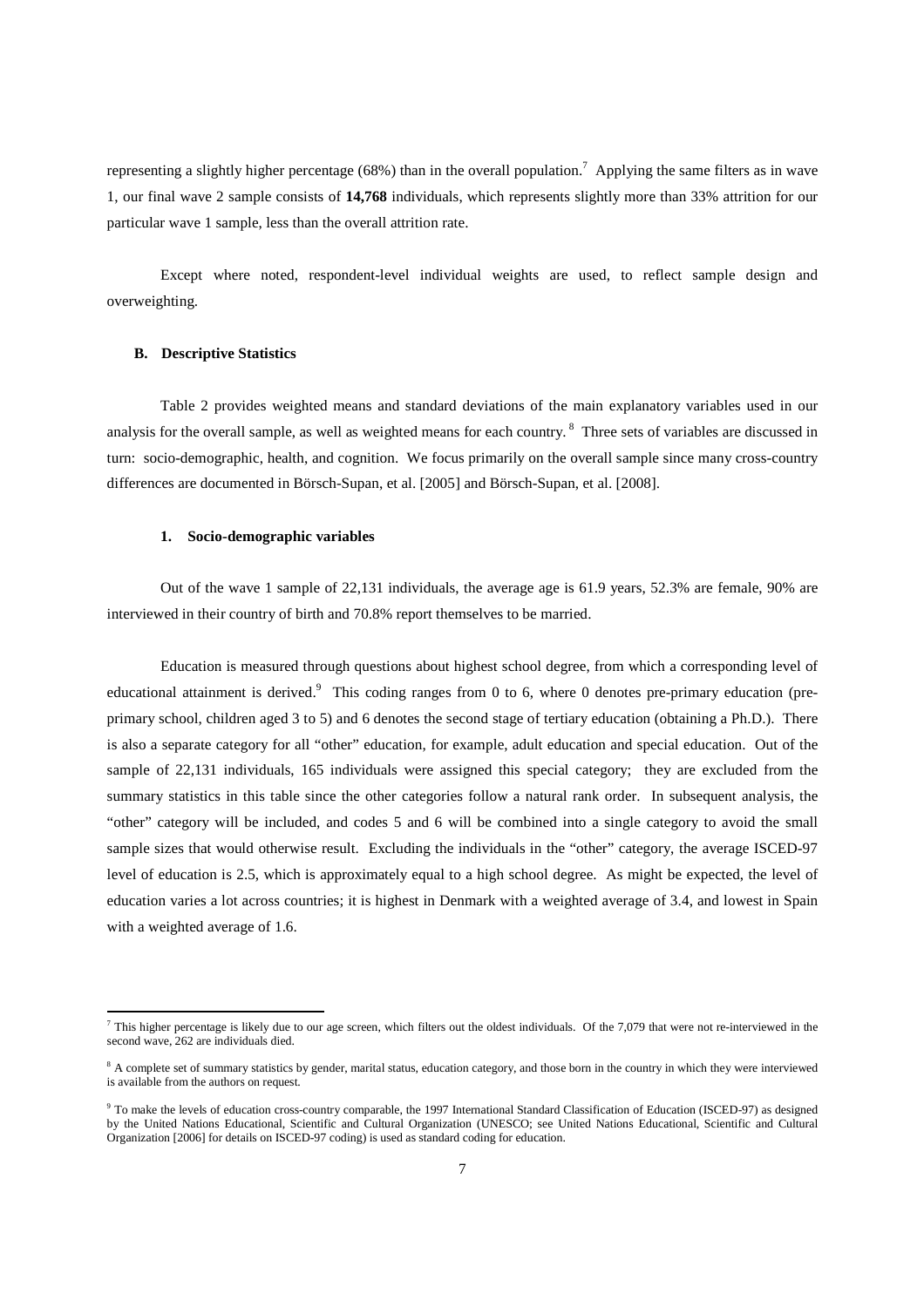representing a slightly higher percentage (68%) than in the overall population.[7] Applying the same filters as in wave 1, our final wave 2 sample consists of **14,768** individuals, which represents slightly more than 33% attrition for our particular wave 1 sample, less than the overall attrition rate.

Except where noted, respondent-level individual weights are used, to reflect sample design and overweighting.

### B. Descriptive Statistics

Table 2 provides weighted means and standard deviations of the main explanatory variables used in our analysis for the overall sample, as well as weighted means for each country.[8] Three sets of variables are discussed in turn: socio-demographic, health, and cognition. We focus primarily on the overall sample since many cross-country differences are documented in Börsch-Supan, et al. [2005] and Börsch-Supan, et al. [2008].

#### 1. Socio-demographic variables

Out of the wave 1 sample of 22,131 individuals, the average age is 61.9 years, 52.3% are female, 90% are interviewed in their country of birth and 70.8% report themselves to be married.

Education is measured through questions about highest school degree, from which a corresponding level of educational attainment is derived.[9] This coding ranges from 0 to 6, where 0 denotes pre-primary education (pre-primary school, children aged 3 to 5) and 6 denotes the second stage of tertiary education (obtaining a Ph.D.). There is also a separate category for all "other" education, for example, adult education and special education. Out of the sample of 22,131 individuals, 165 individuals were assigned this special category; they are excluded from the summary statistics in this table since the other categories follow a natural rank order. In subsequent analysis, the "other" category will be included, and codes 5 and 6 will be combined into a single category to avoid the small sample sizes that would otherwise result. Excluding the individuals in the "other" category, the average ISCED-97 level of education is 2.5, which is approximately equal to a high school degree. As might be expected, the level of education varies a lot across countries; it is highest in Denmark with a weighted average of 3.4, and lowest in Spain with a weighted average of 1.6.

---

[7] This higher percentage is likely due to our age screen, which filters out the oldest individuals. Of the 7,079 that were not re-interviewed in the second wave, 262 are individuals died.

[8] A complete set of summary statistics by gender, marital status, education category, and those born in the country in which they were interviewed is available from the authors on request.

[9] To make the levels of education cross-country comparable, the 1997 International Standard Classification of Education (ISCED-97) as designed by the United Nations Educational, Scientific and Cultural Organization (UNESCO; see United Nations Educational, Scientific and Cultural Organization [2006] for details on ISCED-97 coding) is used as standard coding for education.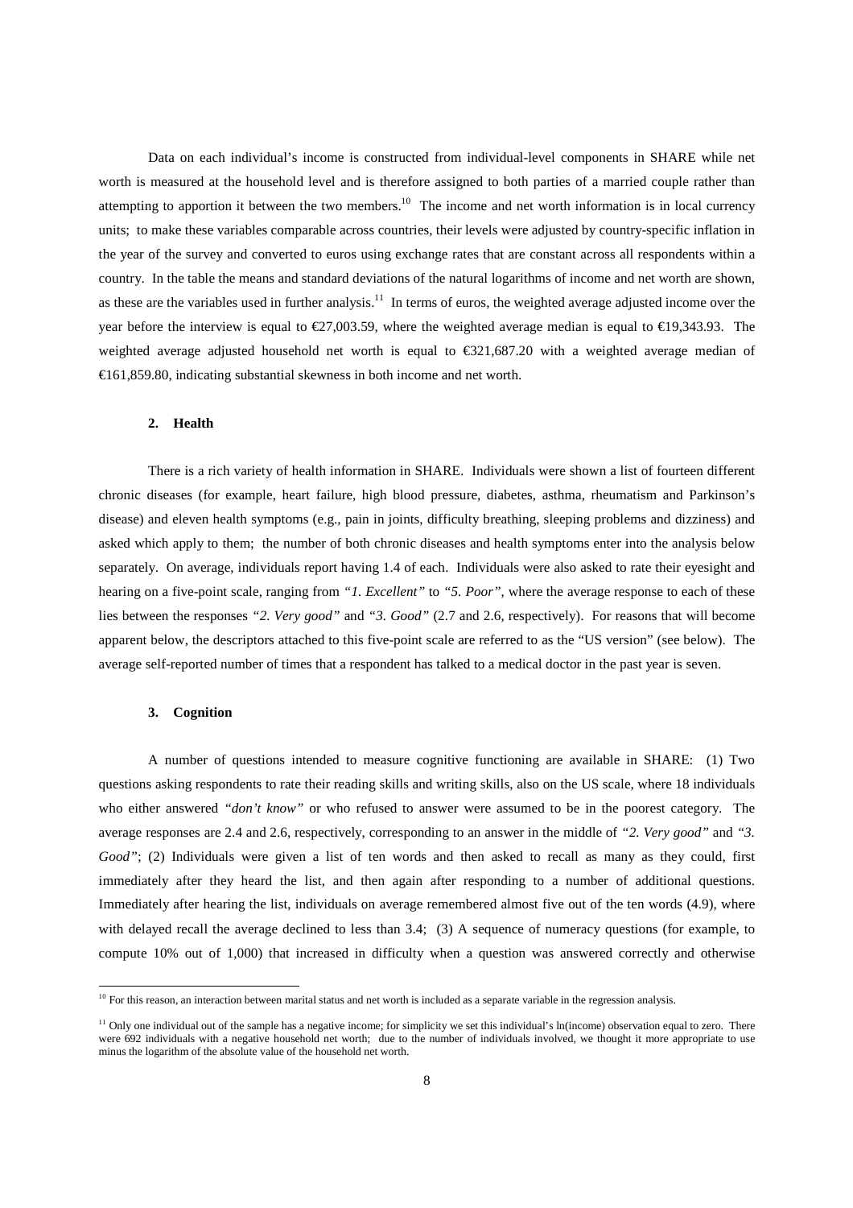Data on each individual's income is constructed from individual-level components in SHARE while net worth is measured at the household level and is therefore assigned to both parties of a married couple rather than attempting to apportion it between the two members.[10] The income and net worth information is in local currency units; to make these variables comparable across countries, their levels were adjusted by country-specific inflation in the year of the survey and converted to euros using exchange rates that are constant across all respondents within a country. In the table the means and standard deviations of the natural logarithms of income and net worth are shown, as these are the variables used in further analysis.[11] In terms of euros, the weighted average adjusted income over the year before the interview is equal to €27,003.59, where the weighted average median is equal to €19,343.93. The weighted average adjusted household net worth is equal to €321,687.20 with a weighted average median of €161,859.80, indicating substantial skewness in both income and net worth.

### 2. Health

There is a rich variety of health information in SHARE. Individuals were shown a list of fourteen different chronic diseases (for example, heart failure, high blood pressure, diabetes, asthma, rheumatism and Parkinson's disease) and eleven health symptoms (e.g., pain in joints, difficulty breathing, sleeping problems and dizziness) and asked which apply to them; the number of both chronic diseases and health symptoms enter into the analysis below separately. On average, individuals report having 1.4 of each. Individuals were also asked to rate their eyesight and hearing on a five-point scale, ranging from *"1. Excellent"* to *"5. Poor"*, where the average response to each of these lies between the responses *"2. Very good"* and *"3. Good"* (2.7 and 2.6, respectively). For reasons that will become apparent below, the descriptors attached to this five-point scale are referred to as the "US version" (see below). The average self-reported number of times that a respondent has talked to a medical doctor in the past year is seven.

### 3. Cognition

A number of questions intended to measure cognitive functioning are available in SHARE: (1) Two questions asking respondents to rate their reading skills and writing skills, also on the US scale, where 18 individuals who either answered *"don't know"* or who refused to answer were assumed to be in the poorest category. The average responses are 2.4 and 2.6, respectively, corresponding to an answer in the middle of *"2. Very good"* and *"3. Good"*; (2) Individuals were given a list of ten words and then asked to recall as many as they could, first immediately after they heard the list, and then again after responding to a number of additional questions. Immediately after hearing the list, individuals on average remembered almost five out of the ten words (4.9), where with delayed recall the average declined to less than 3.4; (3) A sequence of numeracy questions (for example, to compute 10% out of 1,000) that increased in difficulty when a question was answered correctly and otherwise

---

[10] For this reason, an interaction between marital status and net worth is included as a separate variable in the regression analysis.

[11] Only one individual out of the sample has a negative income; for simplicity we set this individual's ln(income) observation equal to zero. There were 692 individuals with a negative household net worth; due to the number of individuals involved, we thought it more appropriate to use minus the logarithm of the absolute value of the household net worth.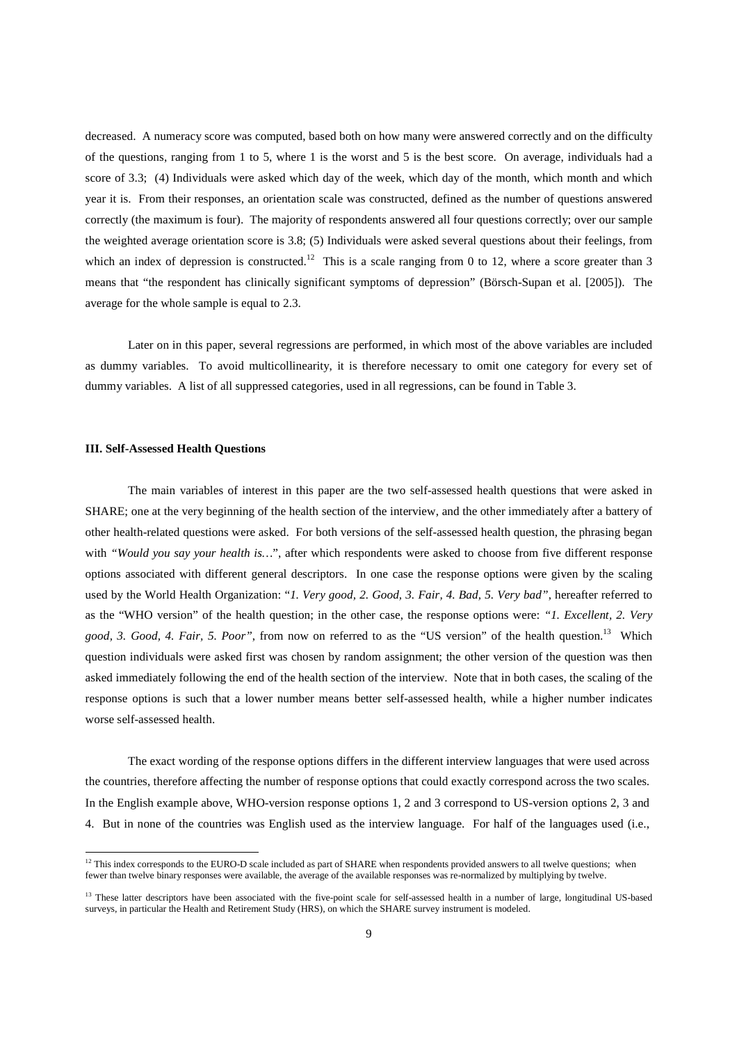decreased. A numeracy score was computed, based both on how many were answered correctly and on the difficulty of the questions, ranging from 1 to 5, where 1 is the worst and 5 is the best score. On average, individuals had a score of 3.3; (4) Individuals were asked which day of the week, which day of the month, which month and which year it is. From their responses, an orientation scale was constructed, defined as the number of questions answered correctly (the maximum is four). The majority of respondents answered all four questions correctly; over our sample the weighted average orientation score is 3.8; (5) Individuals were asked several questions about their feelings, from which an index of depression is constructed.[12] This is a scale ranging from 0 to 12, where a score greater than 3 means that "the respondent has clinically significant symptoms of depression" (Börsch-Supan et al. [2005]). The average for the whole sample is equal to 2.3.

Later on in this paper, several regressions are performed, in which most of the above variables are included as dummy variables. To avoid multicollinearity, it is therefore necessary to omit one category for every set of dummy variables. A list of all suppressed categories, used in all regressions, can be found in Table 3.

### III. Self-Assessed Health Questions

The main variables of interest in this paper are the two self-assessed health questions that were asked in SHARE; one at the very beginning of the health section of the interview, and the other immediately after a battery of other health-related questions were asked. For both versions of the self-assessed health question, the phrasing began with *"Would you say your health is…"*, after which respondents were asked to choose from five different response options associated with different general descriptors. In one case the response options were given by the scaling used by the World Health Organization: "*1. Very good, 2. Good, 3. Fair, 4. Bad, 5. Very bad"*, hereafter referred to as the "WHO version" of the health question; in the other case, the response options were: *"1. Excellent, 2. Very good, 3. Good, 4. Fair, 5. Poor"*, from now on referred to as the "US version" of the health question.[13] Which question individuals were asked first was chosen by random assignment; the other version of the question was then asked immediately following the end of the health section of the interview. Note that in both cases, the scaling of the response options is such that a lower number means better self-assessed health, while a higher number indicates worse self-assessed health.

The exact wording of the response options differs in the different interview languages that were used across the countries, therefore affecting the number of response options that could exactly correspond across the two scales. In the English example above, WHO-version response options 1, 2 and 3 correspond to US-version options 2, 3 and 4. But in none of the countries was English used as the interview language. For half of the languages used (i.e.,

[12] This index corresponds to the EURO-D scale included as part of SHARE when respondents provided answers to all twelve questions; when fewer than twelve binary responses were available, the average of the available responses was re-normalized by multiplying by twelve.

[13] These latter descriptors have been associated with the five-point scale for self-assessed health in a number of large, longitudinal US-based surveys, in particular the Health and Retirement Study (HRS), on which the SHARE survey instrument is modeled.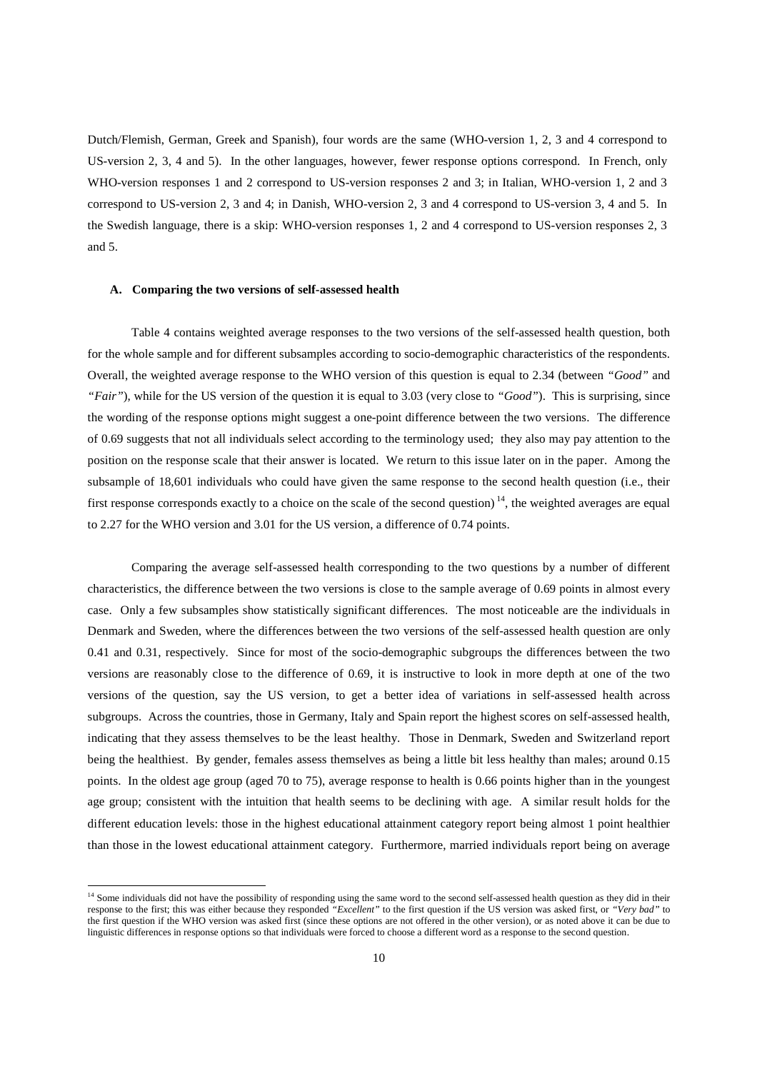Dutch/Flemish, German, Greek and Spanish), four words are the same (WHO-version 1, 2, 3 and 4 correspond to US-version 2, 3, 4 and 5). In the other languages, however, fewer response options correspond. In French, only WHO-version responses 1 and 2 correspond to US-version responses 2 and 3; in Italian, WHO-version 1, 2 and 3 correspond to US-version 2, 3 and 4; in Danish, WHO-version 2, 3 and 4 correspond to US-version 3, 4 and 5. In the Swedish language, there is a skip: WHO-version responses 1, 2 and 4 correspond to US-version responses 2, 3 and 5.

### A. Comparing the two versions of self-assessed health

Table 4 contains weighted average responses to the two versions of the self-assessed health question, both for the whole sample and for different subsamples according to socio-demographic characteristics of the respondents. Overall, the weighted average response to the WHO version of this question is equal to 2.34 (between *"Good"* and *"Fair"*), while for the US version of the question it is equal to 3.03 (very close to *"Good"*). This is surprising, since the wording of the response options might suggest a one-point difference between the two versions. The difference of 0.69 suggests that not all individuals select according to the terminology used; they also may pay attention to the position on the response scale that their answer is located. We return to this issue later on in the paper. Among the subsample of 18,601 individuals who could have given the same response to the second health question (i.e., their first response corresponds exactly to a choice on the scale of the second question) [14], the weighted averages are equal to 2.27 for the WHO version and 3.01 for the US version, a difference of 0.74 points.

Comparing the average self-assessed health corresponding to the two questions by a number of different characteristics, the difference between the two versions is close to the sample average of 0.69 points in almost every case. Only a few subsamples show statistically significant differences. The most noticeable are the individuals in Denmark and Sweden, where the differences between the two versions of the self-assessed health question are only 0.41 and 0.31, respectively. Since for most of the socio-demographic subgroups the differences between the two versions are reasonably close to the difference of 0.69, it is instructive to look in more depth at one of the two versions of the question, say the US version, to get a better idea of variations in self-assessed health across subgroups. Across the countries, those in Germany, Italy and Spain report the highest scores on self-assessed health, indicating that they assess themselves to be the least healthy. Those in Denmark, Sweden and Switzerland report being the healthiest. By gender, females assess themselves as being a little bit less healthy than males; around 0.15 points. In the oldest age group (aged 70 to 75), average response to health is 0.66 points higher than in the youngest age group; consistent with the intuition that health seems to be declining with age. A similar result holds for the different education levels: those in the highest educational attainment category report being almost 1 point healthier than those in the lowest educational attainment category. Furthermore, married individuals report being on average

[14] Some individuals did not have the possibility of responding using the same word to the second self-assessed health question as they did in their response to the first; this was either because they responded *"Excellent"* to the first question if the US version was asked first, or *"Very bad"* to the first question if the WHO version was asked first (since these options are not offered in the other version), or as noted above it can be due to linguistic differences in response options so that individuals were forced to choose a different word as a response to the second question.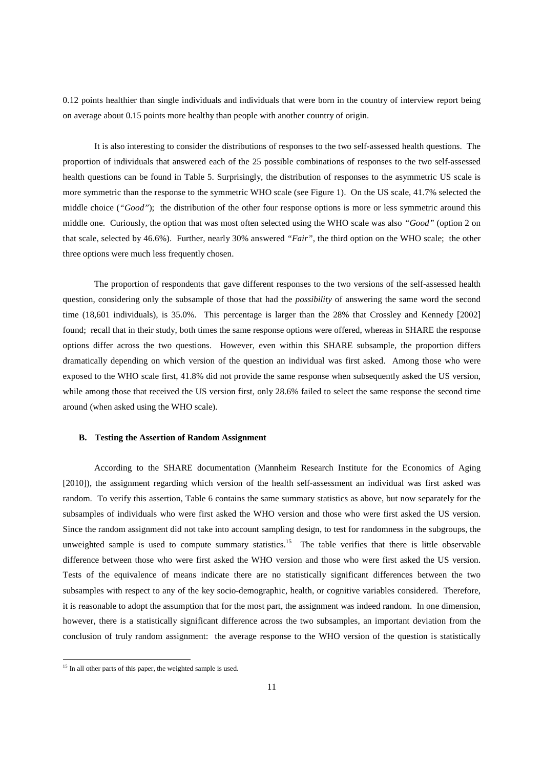0.12 points healthier than single individuals and individuals that were born in the country of interview report being on average about 0.15 points more healthy than people with another country of origin.

It is also interesting to consider the distributions of responses to the two self-assessed health questions. The proportion of individuals that answered each of the 25 possible combinations of responses to the two self-assessed health questions can be found in Table 5. Surprisingly, the distribution of responses to the asymmetric US scale is more symmetric than the response to the symmetric WHO scale (see Figure 1). On the US scale, 41.7% selected the middle choice (*"Good"*); the distribution of the other four response options is more or less symmetric around this middle one. Curiously, the option that was most often selected using the WHO scale was also *"Good"* (option 2 on that scale, selected by 46.6%). Further, nearly 30% answered *"Fair"*, the third option on the WHO scale; the other three options were much less frequently chosen.

The proportion of respondents that gave different responses to the two versions of the self-assessed health question, considering only the subsample of those that had the *possibility* of answering the same word the second time (18,601 individuals), is 35.0%. This percentage is larger than the 28% that Crossley and Kennedy [2002] found; recall that in their study, both times the same response options were offered, whereas in SHARE the response options differ across the two questions. However, even within this SHARE subsample, the proportion differs dramatically depending on which version of the question an individual was first asked. Among those who were exposed to the WHO scale first, 41.8% did not provide the same response when subsequently asked the US version, while among those that received the US version first, only 28.6% failed to select the same response the second time around (when asked using the WHO scale).

### B. Testing the Assertion of Random Assignment

According to the SHARE documentation (Mannheim Research Institute for the Economics of Aging [2010]), the assignment regarding which version of the health self-assessment an individual was first asked was random. To verify this assertion, Table 6 contains the same summary statistics as above, but now separately for the subsamples of individuals who were first asked the WHO version and those who were first asked the US version. Since the random assignment did not take into account sampling design, to test for randomness in the subgroups, the unweighted sample is used to compute summary statistics.[15] The table verifies that there is little observable difference between those who were first asked the WHO version and those who were first asked the US version. Tests of the equivalence of means indicate there are no statistically significant differences between the two subsamples with respect to any of the key socio-demographic, health, or cognitive variables considered. Therefore, it is reasonable to adopt the assumption that for the most part, the assignment was indeed random. In one dimension, however, there is a statistically significant difference across the two subsamples, an important deviation from the conclusion of truly random assignment: the average response to the WHO version of the question is statistically

[15] In all other parts of this paper, the weighted sample is used.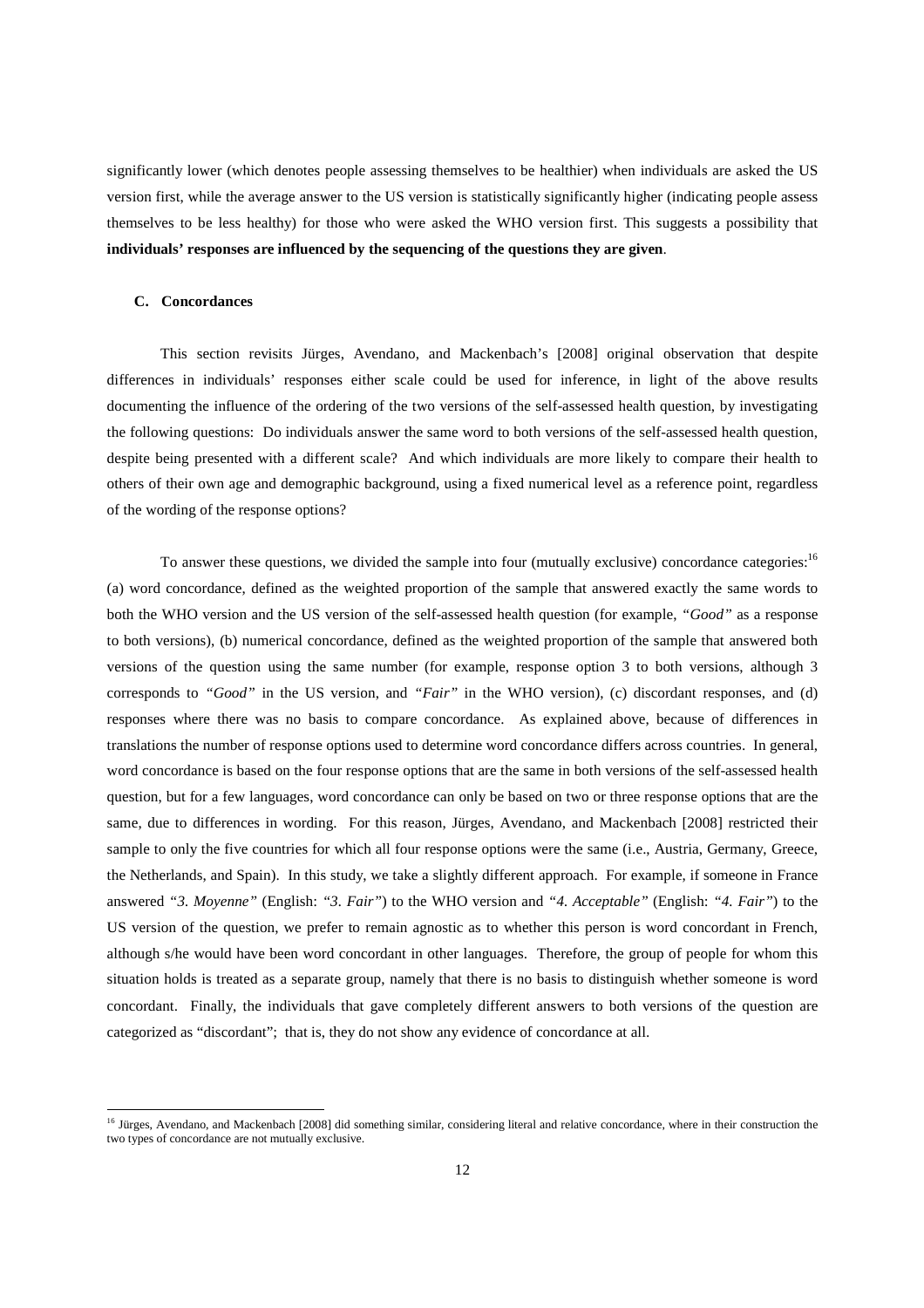significantly lower (which denotes people assessing themselves to be healthier) when individuals are asked the US version first, while the average answer to the US version is statistically significantly higher (indicating people assess themselves to be less healthy) for those who were asked the WHO version first. This suggests a possibility that **individuals' responses are influenced by the sequencing of the questions they are given**.

### C. Concordances

This section revisits Jürges, Avendano, and Mackenbach's [2008] original observation that despite differences in individuals' responses either scale could be used for inference, in light of the above results documenting the influence of the ordering of the two versions of the self-assessed health question, by investigating the following questions: Do individuals answer the same word to both versions of the self-assessed health question, despite being presented with a different scale? And which individuals are more likely to compare their health to others of their own age and demographic background, using a fixed numerical level as a reference point, regardless of the wording of the response options?

To answer these questions, we divided the sample into four (mutually exclusive) concordance categories:[16] (a) word concordance, defined as the weighted proportion of the sample that answered exactly the same words to both the WHO version and the US version of the self-assessed health question (for example, *"Good"* as a response to both versions), (b) numerical concordance, defined as the weighted proportion of the sample that answered both versions of the question using the same number (for example, response option 3 to both versions, although 3 corresponds to *"Good"* in the US version, and *"Fair"* in the WHO version), (c) discordant responses, and (d) responses where there was no basis to compare concordance. As explained above, because of differences in translations the number of response options used to determine word concordance differs across countries. In general, word concordance is based on the four response options that are the same in both versions of the self-assessed health question, but for a few languages, word concordance can only be based on two or three response options that are the same, due to differences in wording. For this reason, Jürges, Avendano, and Mackenbach [2008] restricted their sample to only the five countries for which all four response options were the same (i.e., Austria, Germany, Greece, the Netherlands, and Spain). In this study, we take a slightly different approach. For example, if someone in France answered *"3. Moyenne"* (English: *"3. Fair"*) to the WHO version and *"4. Acceptable"* (English: *"4. Fair"*) to the US version of the question, we prefer to remain agnostic as to whether this person is word concordant in French, although s/he would have been word concordant in other languages. Therefore, the group of people for whom this situation holds is treated as a separate group, namely that there is no basis to distinguish whether someone is word concordant. Finally, the individuals that gave completely different answers to both versions of the question are categorized as "discordant"; that is, they do not show any evidence of concordance at all.

[16] Jürges, Avendano, and Mackenbach [2008] did something similar, considering literal and relative concordance, where in their construction the two types of concordance are not mutually exclusive.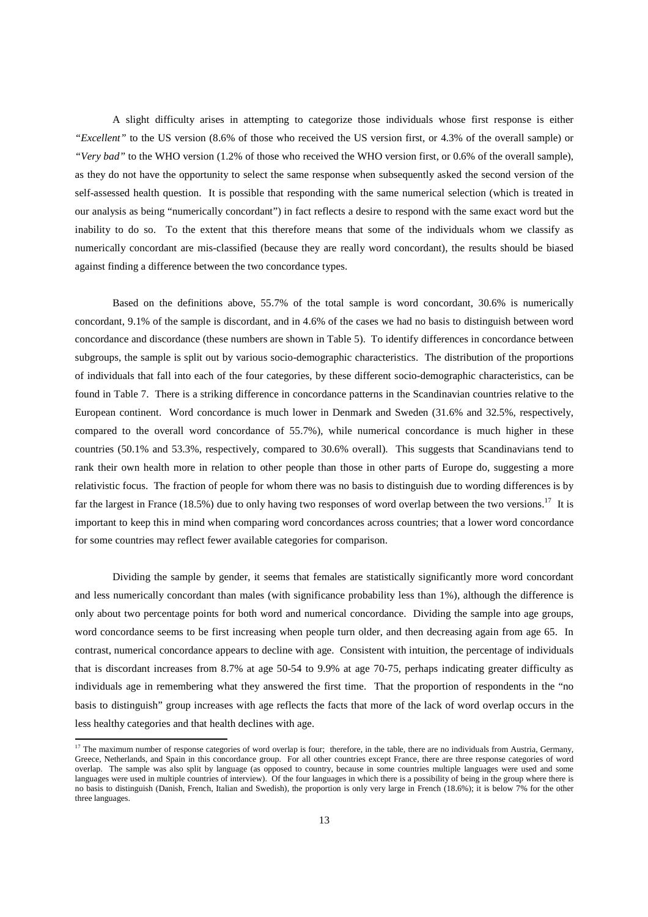A slight difficulty arises in attempting to categorize those individuals whose first response is either *"Excellent"* to the US version (8.6% of those who received the US version first, or 4.3% of the overall sample) or *"Very bad"* to the WHO version (1.2% of those who received the WHO version first, or 0.6% of the overall sample), as they do not have the opportunity to select the same response when subsequently asked the second version of the self-assessed health question. It is possible that responding with the same numerical selection (which is treated in our analysis as being "numerically concordant") in fact reflects a desire to respond with the same exact word but the inability to do so. To the extent that this therefore means that some of the individuals whom we classify as numerically concordant are mis-classified (because they are really word concordant), the results should be biased against finding a difference between the two concordance types.

Based on the definitions above, 55.7% of the total sample is word concordant, 30.6% is numerically concordant, 9.1% of the sample is discordant, and in 4.6% of the cases we had no basis to distinguish between word concordance and discordance (these numbers are shown in Table 5). To identify differences in concordance between subgroups, the sample is split out by various socio-demographic characteristics. The distribution of the proportions of individuals that fall into each of the four categories, by these different socio-demographic characteristics, can be found in Table 7. There is a striking difference in concordance patterns in the Scandinavian countries relative to the European continent. Word concordance is much lower in Denmark and Sweden (31.6% and 32.5%, respectively, compared to the overall word concordance of 55.7%), while numerical concordance is much higher in these countries (50.1% and 53.3%, respectively, compared to 30.6% overall). This suggests that Scandinavians tend to rank their own health more in relation to other people than those in other parts of Europe do, suggesting a more relativistic focus. The fraction of people for whom there was no basis to distinguish due to wording differences is by far the largest in France (18.5%) due to only having two responses of word overlap between the two versions.[17] It is important to keep this in mind when comparing word concordances across countries; that a lower word concordance for some countries may reflect fewer available categories for comparison.

Dividing the sample by gender, it seems that females are statistically significantly more word concordant and less numerically concordant than males (with significance probability less than 1%), although the difference is only about two percentage points for both word and numerical concordance. Dividing the sample into age groups, word concordance seems to be first increasing when people turn older, and then decreasing again from age 65. In contrast, numerical concordance appears to decline with age. Consistent with intuition, the percentage of individuals that is discordant increases from 8.7% at age 50-54 to 9.9% at age 70-75, perhaps indicating greater difficulty as individuals age in remembering what they answered the first time. That the proportion of respondents in the "no basis to distinguish" group increases with age reflects the facts that more of the lack of word overlap occurs in the less healthy categories and that health declines with age.

[17] The maximum number of response categories of word overlap is four; therefore, in the table, there are no individuals from Austria, Germany, Greece, Netherlands, and Spain in this concordance group. For all other countries except France, there are three response categories of word overlap. The sample was also split by language (as opposed to country, because in some countries multiple languages were used and some languages were used in multiple countries of interview). Of the four languages in which there is a possibility of being in the group where there is no basis to distinguish (Danish, French, Italian and Swedish), the proportion is only very large in French (18.6%); it is below 7% for the other three languages.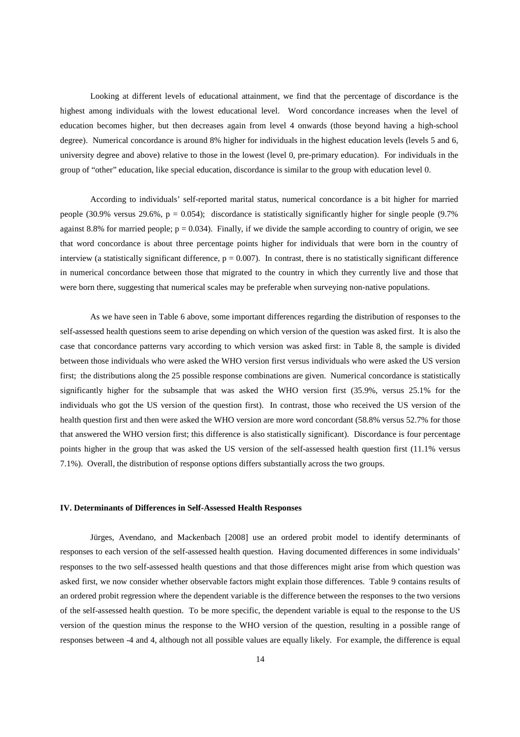Looking at different levels of educational attainment, we find that the percentage of discordance is the highest among individuals with the lowest educational level. Word concordance increases when the level of education becomes higher, but then decreases again from level 4 onwards (those beyond having a high-school degree). Numerical concordance is around 8% higher for individuals in the highest education levels (levels 5 and 6, university degree and above) relative to those in the lowest (level 0, pre-primary education). For individuals in the group of "other" education, like special education, discordance is similar to the group with education level 0.

According to individuals' self-reported marital status, numerical concordance is a bit higher for married people (30.9% versus 29.6%, $p = 0.054$); discordance is statistically significantly higher for single people (9.7% against 8.8% for married people; $p = 0.034$). Finally, if we divide the sample according to country of origin, we see that word concordance is about three percentage points higher for individuals that were born in the country of interview (a statistically significant difference, $p = 0.007$). In contrast, there is no statistically significant difference in numerical concordance between those that migrated to the country in which they currently live and those that were born there, suggesting that numerical scales may be preferable when surveying non-native populations.

As we have seen in Table 6 above, some important differences regarding the distribution of responses to the self-assessed health questions seem to arise depending on which version of the question was asked first. It is also the case that concordance patterns vary according to which version was asked first: in Table 8, the sample is divided between those individuals who were asked the WHO version first versus individuals who were asked the US version first; the distributions along the 25 possible response combinations are given. Numerical concordance is statistically significantly higher for the subsample that was asked the WHO version first (35.9%, versus 25.1% for the individuals who got the US version of the question first). In contrast, those who received the US version of the health question first and then were asked the WHO version are more word concordant (58.8% versus 52.7% for those that answered the WHO version first; this difference is also statistically significant). Discordance is four percentage points higher in the group that was asked the US version of the self-assessed health question first (11.1% versus 7.1%). Overall, the distribution of response options differs substantially across the two groups.

## IV. Determinants of Differences in Self-Assessed Health Responses

Jürges, Avendano, and Mackenbach [2008] use an ordered probit model to identify determinants of responses to each version of the self-assessed health question. Having documented differences in some individuals' responses to the two self-assessed health questions and that those differences might arise from which question was asked first, we now consider whether observable factors might explain those differences. Table 9 contains results of an ordered probit regression where the dependent variable is the difference between the responses to the two versions of the self-assessed health question. To be more specific, the dependent variable is equal to the response to the US version of the question minus the response to the WHO version of the question, resulting in a possible range of responses between -4 and 4, although not all possible values are equally likely. For example, the difference is equal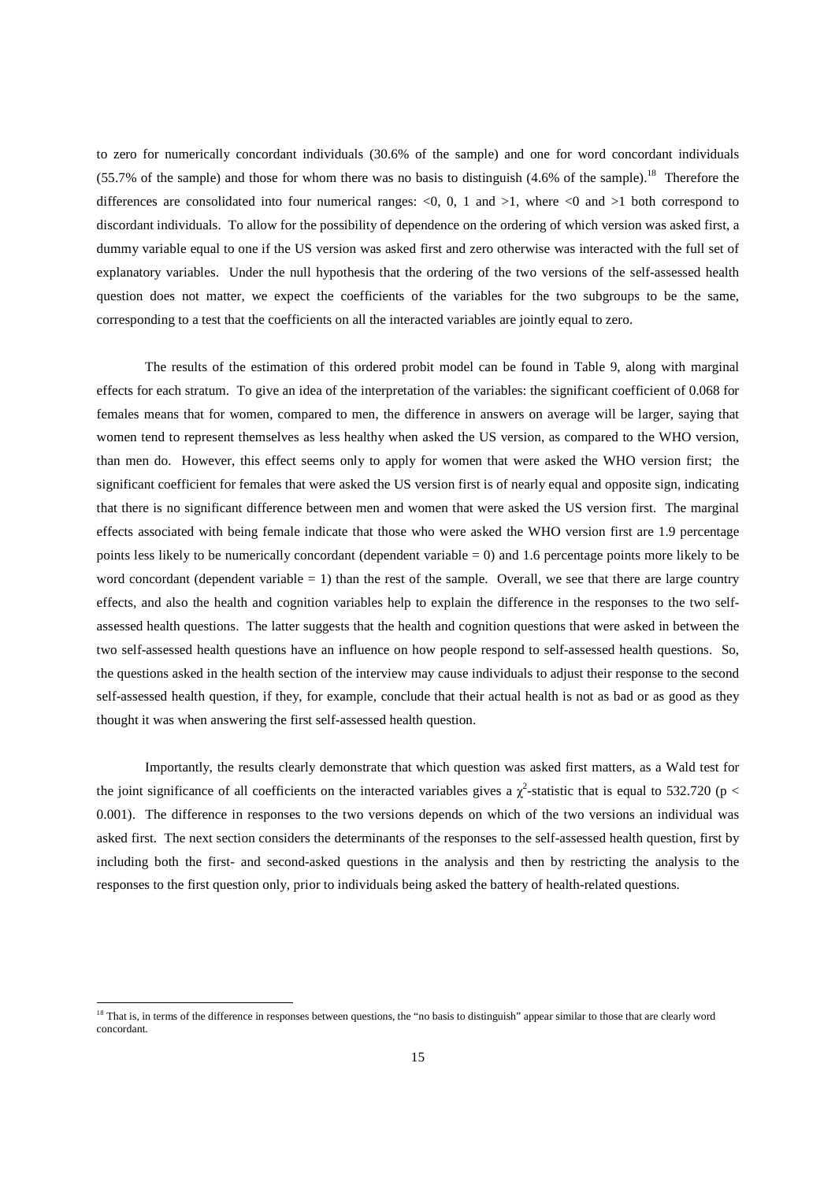to zero for numerically concordant individuals (30.6% of the sample) and one for word concordant individuals (55.7% of the sample) and those for whom there was no basis to distinguish (4.6% of the sample).[18] Therefore the differences are consolidated into four numerical ranges: <0, 0, 1 and >1, where <0 and >1 both correspond to discordant individuals. To allow for the possibility of dependence on the ordering of which version was asked first, a dummy variable equal to one if the US version was asked first and zero otherwise was interacted with the full set of explanatory variables. Under the null hypothesis that the ordering of the two versions of the self-assessed health question does not matter, we expect the coefficients of the variables for the two subgroups to be the same, corresponding to a test that the coefficients on all the interacted variables are jointly equal to zero.

The results of the estimation of this ordered probit model can be found in Table 9, along with marginal effects for each stratum. To give an idea of the interpretation of the variables: the significant coefficient of 0.068 for females means that for women, compared to men, the difference in answers on average will be larger, saying that women tend to represent themselves as less healthy when asked the US version, as compared to the WHO version, than men do. However, this effect seems only to apply for women that were asked the WHO version first; the significant coefficient for females that were asked the US version first is of nearly equal and opposite sign, indicating that there is no significant difference between men and women that were asked the US version first. The marginal effects associated with being female indicate that those who were asked the WHO version first are 1.9 percentage points less likely to be numerically concordant (dependent variable = 0) and 1.6 percentage points more likely to be word concordant (dependent variable = 1) than the rest of the sample. Overall, we see that there are large country effects, and also the health and cognition variables help to explain the difference in the responses to the two self-assessed health questions. The latter suggests that the health and cognition questions that were asked in between the two self-assessed health questions have an influence on how people respond to self-assessed health questions. So, the questions asked in the health section of the interview may cause individuals to adjust their response to the second self-assessed health question, if they, for example, conclude that their actual health is not as bad or as good as they thought it was when answering the first self-assessed health question.

Importantly, the results clearly demonstrate that which question was asked first matters, as a Wald test for the joint significance of all coefficients on the interacted variables gives a $\chi^2$-statistic that is equal to 532.720 ($p < 0.001$). The difference in responses to the two versions depends on which of the two versions an individual was asked first. The next section considers the determinants of the responses to the self-assessed health question, first by including both the first- and second-asked questions in the analysis and then by restricting the analysis to the responses to the first question only, prior to individuals being asked the battery of health-related questions.

[18] That is, in terms of the difference in responses between questions, the "no basis to distinguish" appear similar to those that are clearly word concordant.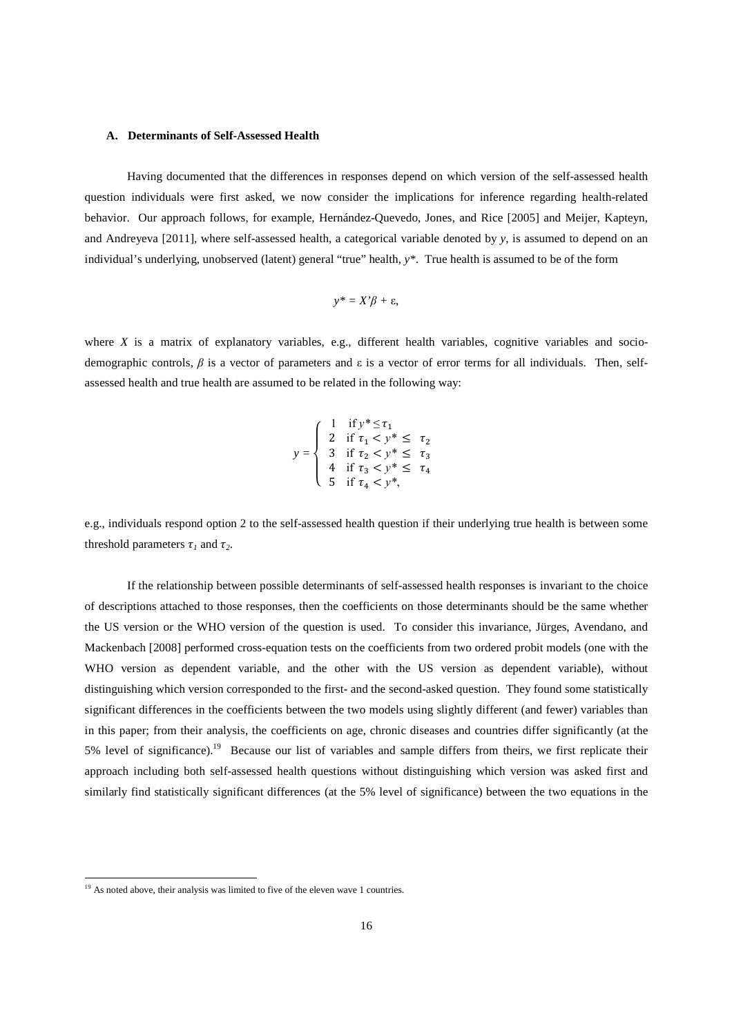### A. Determinants of Self-Assessed Health

Having documented that the differences in responses depend on which version of the self-assessed health question individuals were first asked, we now consider the implications for inference regarding health-related behavior. Our approach follows, for example, Hernández-Quevedo, Jones, and Rice [2005] and Meijer, Kapteyn, and Andreyeva [2011], where self-assessed health, a categorical variable denoted by $y$, is assumed to depend on an individual's underlying, unobserved (latent) general "true" health, $y^*$. True health is assumed to be of the form

$$y^* = X'\beta + \varepsilon,$$

where $X$ is a matrix of explanatory variables, e.g., different health variables, cognitive variables and socio-demographic controls, $\beta$ is a vector of parameters and ε is a vector of error terms for all individuals. Then, self-assessed health and true health are assumed to be related in the following way:

$$y = \begin{cases} 1 & \text{if } y^* \leq \tau_1 \\ 2 & \text{if } \tau_1 < y^* \leq \tau_2 \\ 3 & \text{if } \tau_2 < y^* \leq \tau_3 \\ 4 & \text{if } \tau_3 < y^* \leq \tau_4 \\ 5 & \text{if } \tau_4 < y^*, \end{cases}$$

e.g., individuals respond option 2 to the self-assessed health question if their underlying true health is between some threshold parameters $\tau_1$ and $\tau_2$.

If the relationship between possible determinants of self-assessed health responses is invariant to the choice of descriptions attached to those responses, then the coefficients on those determinants should be the same whether the US version or the WHO version of the question is used. To consider this invariance, Jürges, Avendano, and Mackenbach [2008] performed cross-equation tests on the coefficients from two ordered probit models (one with the WHO version as dependent variable, and the other with the US version as dependent variable), without distinguishing which version corresponded to the first- and the second-asked question. They found some statistically significant differences in the coefficients between the two models using slightly different (and fewer) variables than in this paper; from their analysis, the coefficients on age, chronic diseases and countries differ significantly (at the 5% level of significance).[19] Because our list of variables and sample differs from theirs, we first replicate their approach including both self-assessed health questions without distinguishing which version was asked first and similarly find statistically significant differences (at the 5% level of significance) between the two equations in the

[19] As noted above, their analysis was limited to five of the eleven wave 1 countries.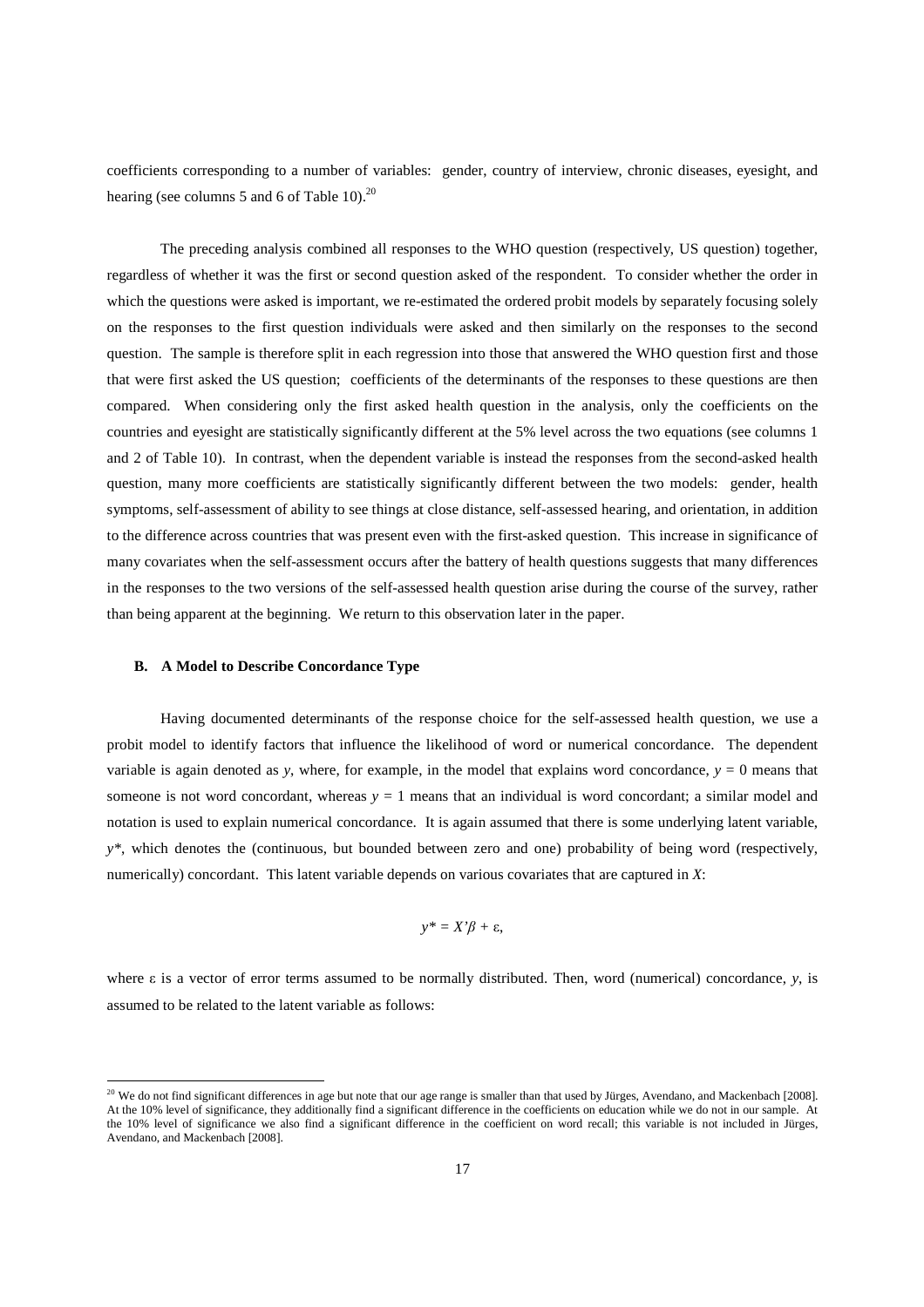coefficients corresponding to a number of variables: gender, country of interview, chronic diseases, eyesight, and hearing (see columns 5 and 6 of Table 10).[20]

The preceding analysis combined all responses to the WHO question (respectively, US question) together, regardless of whether it was the first or second question asked of the respondent. To consider whether the order in which the questions were asked is important, we re-estimated the ordered probit models by separately focusing solely on the responses to the first question individuals were asked and then similarly on the responses to the second question. The sample is therefore split in each regression into those that answered the WHO question first and those that were first asked the US question; coefficients of the determinants of the responses to these questions are then compared. When considering only the first asked health question in the analysis, only the coefficients on the countries and eyesight are statistically significantly different at the 5% level across the two equations (see columns 1 and 2 of Table 10). In contrast, when the dependent variable is instead the responses from the second-asked health question, many more coefficients are statistically significantly different between the two models: gender, health symptoms, self-assessment of ability to see things at close distance, self-assessed hearing, and orientation, in addition to the difference across countries that was present even with the first-asked question. This increase in significance of many covariates when the self-assessment occurs after the battery of health questions suggests that many differences in the responses to the two versions of the self-assessed health question arise during the course of the survey, rather than being apparent at the beginning. We return to this observation later in the paper.

### B. A Model to Describe Concordance Type

Having documented determinants of the response choice for the self-assessed health question, we use a probit model to identify factors that influence the likelihood of word or numerical concordance. The dependent variable is again denoted as $y$, where, for example, in the model that explains word concordance, $y = 0$ means that someone is not word concordant, whereas $y = 1$ means that an individual is word concordant; a similar model and notation is used to explain numerical concordance. It is again assumed that there is some underlying latent variable, $y^*$, which denotes the (continuous, but bounded between zero and one) probability of being word (respectively, numerically) concordant. This latent variable depends on various covariates that are captured in $X$:

$$y^* = X'\beta + \varepsilon,$$

where $\varepsilon$ is a vector of error terms assumed to be normally distributed. Then, word (numerical) concordance, $y$, is assumed to be related to the latent variable as follows:

[20] We do not find significant differences in age but note that our age range is smaller than that used by Jürges, Avendano, and Mackenbach [2008]. At the 10% level of significance, they additionally find a significant difference in the coefficients on education while we do not in our sample. At the 10% level of significance we also find a significant difference in the coefficient on word recall; this variable is not included in Jürges, Avendano, and Mackenbach [2008].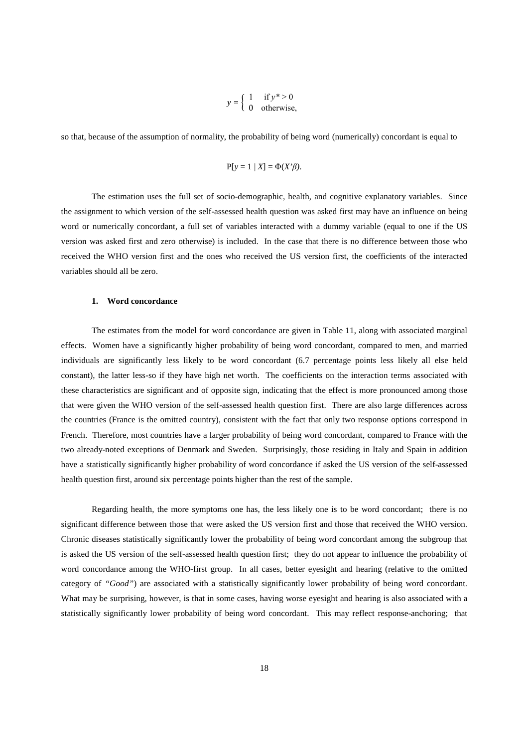$$y = \begin{cases} 1 & \text{if } y^* > 0 \\ 0 & \text{otherwise,} \end{cases}$$

so that, because of the assumption of normality, the probability of being word (numerically) concordant is equal to

$$P[y = 1 \mid X] = \Phi(X'\beta).$$

The estimation uses the full set of socio-demographic, health, and cognitive explanatory variables. Since the assignment to which version of the self-assessed health question was asked first may have an influence on being word or numerically concordant, a full set of variables interacted with a dummy variable (equal to one if the US version was asked first and zero otherwise) is included. In the case that there is no difference between those who received the WHO version first and the ones who received the US version first, the coefficients of the interacted variables should all be zero.

### 1. Word concordance

The estimates from the model for word concordance are given in Table 11, along with associated marginal effects. Women have a significantly higher probability of being word concordant, compared to men, and married individuals are significantly less likely to be word concordant (6.7 percentage points less likely all else held constant), the latter less-so if they have high net worth. The coefficients on the interaction terms associated with these characteristics are significant and of opposite sign, indicating that the effect is more pronounced among those that were given the WHO version of the self-assessed health question first. There are also large differences across the countries (France is the omitted country), consistent with the fact that only two response options correspond in French. Therefore, most countries have a larger probability of being word concordant, compared to France with the two already-noted exceptions of Denmark and Sweden. Surprisingly, those residing in Italy and Spain in addition have a statistically significantly higher probability of word concordance if asked the US version of the self-assessed health question first, around six percentage points higher than the rest of the sample.

Regarding health, the more symptoms one has, the less likely one is to be word concordant; there is no significant difference between those that were asked the US version first and those that received the WHO version. Chronic diseases statistically significantly lower the probability of being word concordant among the subgroup that is asked the US version of the self-assessed health question first; they do not appear to influence the probability of word concordance among the WHO-first group. In all cases, better eyesight and hearing (relative to the omitted category of "*Good*") are associated with a statistically significantly lower probability of being word concordant. What may be surprising, however, is that in some cases, having worse eyesight and hearing is also associated with a statistically significantly lower probability of being word concordant. This may reflect response-anchoring; that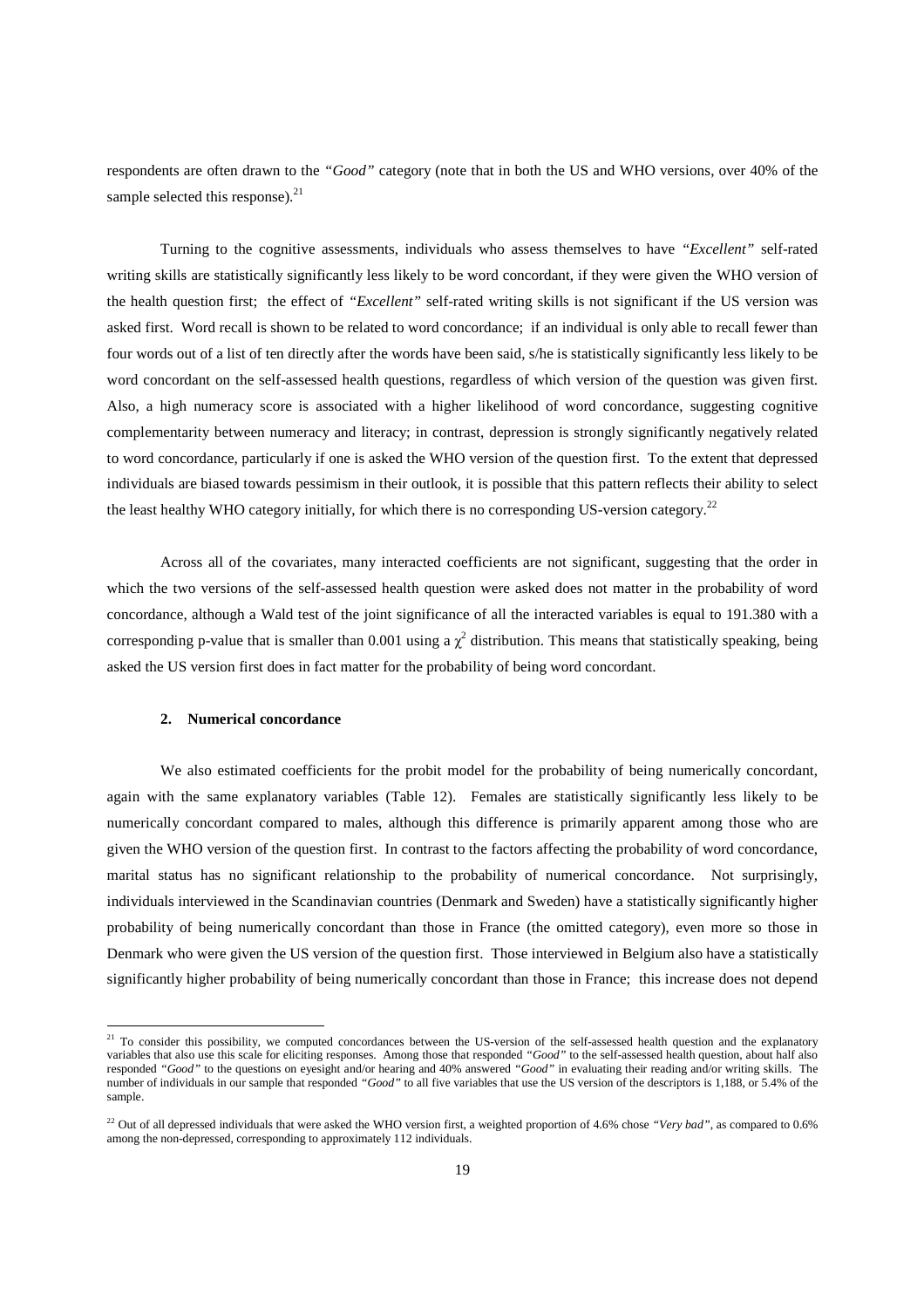respondents are often drawn to the *"Good"* category (note that in both the US and WHO versions, over 40% of the sample selected this response).[21]

Turning to the cognitive assessments, individuals who assess themselves to have *"Excellent"* self-rated writing skills are statistically significantly less likely to be word concordant, if they were given the WHO version of the health question first; the effect of *"Excellent"* self-rated writing skills is not significant if the US version was asked first. Word recall is shown to be related to word concordance; if an individual is only able to recall fewer than four words out of a list of ten directly after the words have been said, s/he is statistically significantly less likely to be word concordant on the self-assessed health questions, regardless of which version of the question was given first. Also, a high numeracy score is associated with a higher likelihood of word concordance, suggesting cognitive complementarity between numeracy and literacy; in contrast, depression is strongly significantly negatively related to word concordance, particularly if one is asked the WHO version of the question first. To the extent that depressed individuals are biased towards pessimism in their outlook, it is possible that this pattern reflects their ability to select the least healthy WHO category initially, for which there is no corresponding US-version category.[22]

Across all of the covariates, many interacted coefficients are not significant, suggesting that the order in which the two versions of the self-assessed health question were asked does not matter in the probability of word concordance, although a Wald test of the joint significance of all the interacted variables is equal to 191.380 with a corresponding p-value that is smaller than 0.001 using a $\chi^2$ distribution. This means that statistically speaking, being asked the US version first does in fact matter for the probability of being word concordant.

### 2. Numerical concordance

We also estimated coefficients for the probit model for the probability of being numerically concordant, again with the same explanatory variables (Table 12). Females are statistically significantly less likely to be numerically concordant compared to males, although this difference is primarily apparent among those who are given the WHO version of the question first. In contrast to the factors affecting the probability of word concordance, marital status has no significant relationship to the probability of numerical concordance. Not surprisingly, individuals interviewed in the Scandinavian countries (Denmark and Sweden) have a statistically significantly higher probability of being numerically concordant than those in France (the omitted category), even more so those in Denmark who were given the US version of the question first. Those interviewed in Belgium also have a statistically significantly higher probability of being numerically concordant than those in France; this increase does not depend

---

[21] To consider this possibility, we computed concordances between the US-version of the self-assessed health question and the explanatory variables that also use this scale for eliciting responses. Among those that responded *"Good"* to the self-assessed health question, about half also responded *"Good"* to the questions on eyesight and/or hearing and 40% answered *"Good"* in evaluating their reading and/or writing skills. The number of individuals in our sample that responded *"Good"* to all five variables that use the US version of the descriptors is 1,188, or 5.4% of the sample.

[22] Out of all depressed individuals that were asked the WHO version first, a weighted proportion of 4.6% chose *"Very bad"*, as compared to 0.6% among the non-depressed, corresponding to approximately 112 individuals.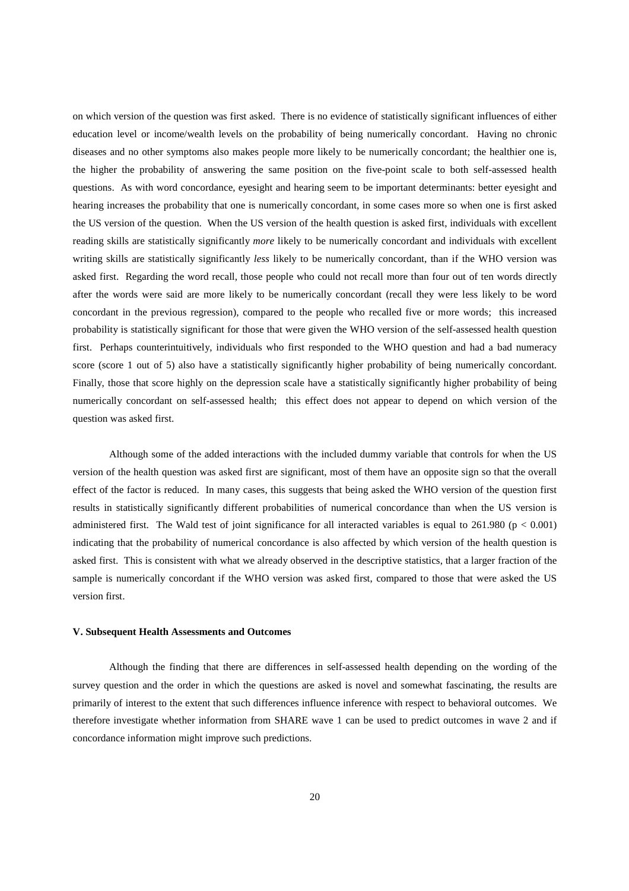on which version of the question was first asked. There is no evidence of statistically significant influences of either education level or income/wealth levels on the probability of being numerically concordant. Having no chronic diseases and no other symptoms also makes people more likely to be numerically concordant; the healthier one is, the higher the probability of answering the same position on the five-point scale to both self-assessed health questions. As with word concordance, eyesight and hearing seem to be important determinants: better eyesight and hearing increases the probability that one is numerically concordant, in some cases more so when one is first asked the US version of the question. When the US version of the health question is asked first, individuals with excellent reading skills are statistically significantly *more* likely to be numerically concordant and individuals with excellent writing skills are statistically significantly *less* likely to be numerically concordant, than if the WHO version was asked first. Regarding the word recall, those people who could not recall more than four out of ten words directly after the words were said are more likely to be numerically concordant (recall they were less likely to be word concordant in the previous regression), compared to the people who recalled five or more words; this increased probability is statistically significant for those that were given the WHO version of the self-assessed health question first. Perhaps counterintuitively, individuals who first responded to the WHO question and had a bad numeracy score (score 1 out of 5) also have a statistically significantly higher probability of being numerically concordant. Finally, those that score highly on the depression scale have a statistically significantly higher probability of being numerically concordant on self-assessed health; this effect does not appear to depend on which version of the question was asked first.

Although some of the added interactions with the included dummy variable that controls for when the US version of the health question was asked first are significant, most of them have an opposite sign so that the overall effect of the factor is reduced. In many cases, this suggests that being asked the WHO version of the question first results in statistically significantly different probabilities of numerical concordance than when the US version is administered first. The Wald test of joint significance for all interacted variables is equal to 261.980 ($p < 0.001$) indicating that the probability of numerical concordance is also affected by which version of the health question is asked first. This is consistent with what we already observed in the descriptive statistics, that a larger fraction of the sample is numerically concordant if the WHO version was asked first, compared to those that were asked the US version first.

### V. Subsequent Health Assessments and Outcomes

Although the finding that there are differences in self-assessed health depending on the wording of the survey question and the order in which the questions are asked is novel and somewhat fascinating, the results are primarily of interest to the extent that such differences influence inference with respect to behavioral outcomes. We therefore investigate whether information from SHARE wave 1 can be used to predict outcomes in wave 2 and if concordance information might improve such predictions.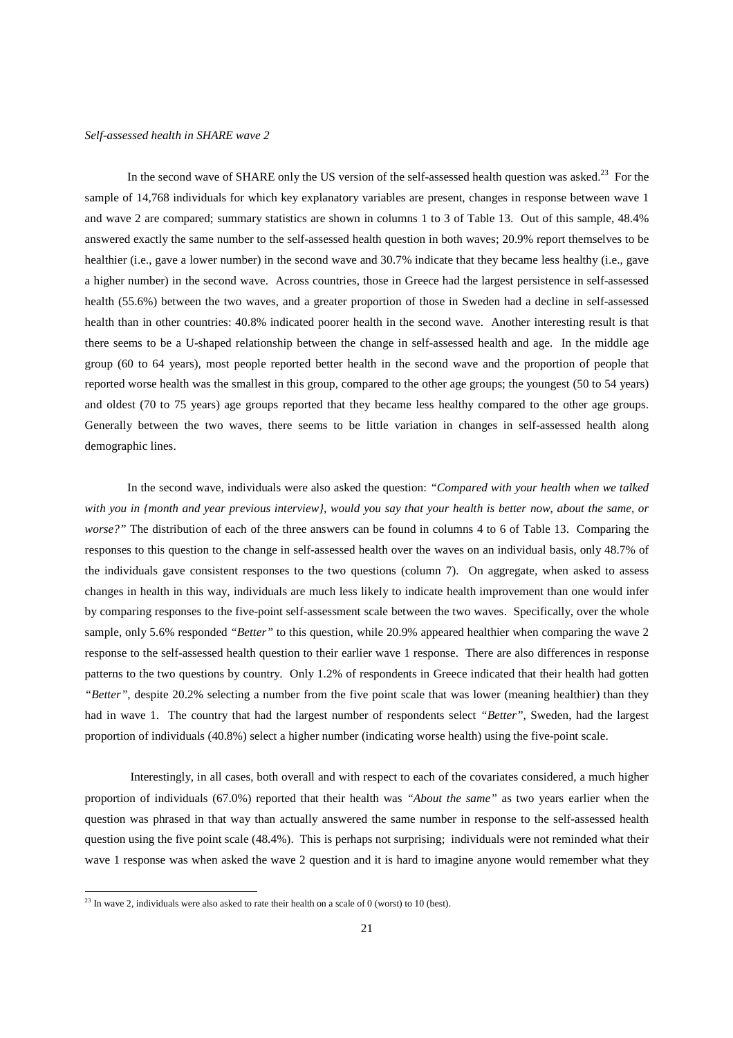*Self-assessed health in SHARE wave 2*

In the second wave of SHARE only the US version of the self-assessed health question was asked.[23] For the sample of 14,768 individuals for which key explanatory variables are present, changes in response between wave 1 and wave 2 are compared; summary statistics are shown in columns 1 to 3 of Table 13. Out of this sample, 48.4% answered exactly the same number to the self-assessed health question in both waves; 20.9% report themselves to be healthier (i.e., gave a lower number) in the second wave and 30.7% indicate that they became less healthy (i.e., gave a higher number) in the second wave. Across countries, those in Greece had the largest persistence in self-assessed health (55.6%) between the two waves, and a greater proportion of those in Sweden had a decline in self-assessed health than in other countries: 40.8% indicated poorer health in the second wave. Another interesting result is that there seems to be a U-shaped relationship between the change in self-assessed health and age. In the middle age group (60 to 64 years), most people reported better health in the second wave and the proportion of people that reported worse health was the smallest in this group, compared to the other age groups; the youngest (50 to 54 years) and oldest (70 to 75 years) age groups reported that they became less healthy compared to the other age groups. Generally between the two waves, there seems to be little variation in changes in self-assessed health along demographic lines.

In the second wave, individuals were also asked the question: *"Compared with your health when we talked with you in {month and year previous interview}, would you say that your health is better now, about the same, or worse?"* The distribution of each of the three answers can be found in columns 4 to 6 of Table 13. Comparing the responses to this question to the change in self-assessed health over the waves on an individual basis, only 48.7% of the individuals gave consistent responses to the two questions (column 7). On aggregate, when asked to assess changes in health in this way, individuals are much less likely to indicate health improvement than one would infer by comparing responses to the five-point self-assessment scale between the two waves. Specifically, over the whole sample, only 5.6% responded *"Better"* to this question, while 20.9% appeared healthier when comparing the wave 2 response to the self-assessed health question to their earlier wave 1 response. There are also differences in response patterns to the two questions by country. Only 1.2% of respondents in Greece indicated that their health had gotten *"Better"*, despite 20.2% selecting a number from the five point scale that was lower (meaning healthier) than they had in wave 1. The country that had the largest number of respondents select *"Better"*, Sweden, had the largest proportion of individuals (40.8%) select a higher number (indicating worse health) using the five-point scale.

Interestingly, in all cases, both overall and with respect to each of the covariates considered, a much higher proportion of individuals (67.0%) reported that their health was *"About the same"* as two years earlier when the question was phrased in that way than actually answered the same number in response to the self-assessed health question using the five point scale (48.4%). This is perhaps not surprising; individuals were not reminded what their wave 1 response was when asked the wave 2 question and it is hard to imagine anyone would remember what they

[23] In wave 2, individuals were also asked to rate their health on a scale of 0 (worst) to 10 (best).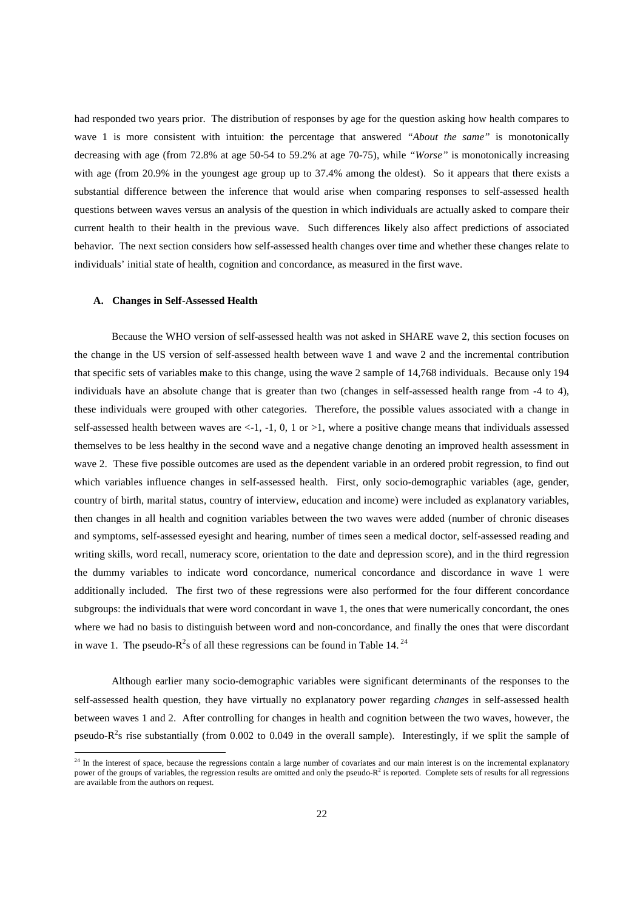had responded two years prior. The distribution of responses by age for the question asking how health compares to wave 1 is more consistent with intuition: the percentage that answered *"About the same"* is monotonically decreasing with age (from 72.8% at age 50-54 to 59.2% at age 70-75), while *"Worse"* is monotonically increasing with age (from 20.9% in the youngest age group up to 37.4% among the oldest). So it appears that there exists a substantial difference between the inference that would arise when comparing responses to self-assessed health questions between waves versus an analysis of the question in which individuals are actually asked to compare their current health to their health in the previous wave. Such differences likely also affect predictions of associated behavior. The next section considers how self-assessed health changes over time and whether these changes relate to individuals' initial state of health, cognition and concordance, as measured in the first wave.

### A. Changes in Self-Assessed Health

Because the WHO version of self-assessed health was not asked in SHARE wave 2, this section focuses on the change in the US version of self-assessed health between wave 1 and wave 2 and the incremental contribution that specific sets of variables make to this change, using the wave 2 sample of 14,768 individuals. Because only 194 individuals have an absolute change that is greater than two (changes in self-assessed health range from -4 to 4), these individuals were grouped with other categories. Therefore, the possible values associated with a change in self-assessed health between waves are <-1, -1, 0, 1 or >1, where a positive change means that individuals assessed themselves to be less healthy in the second wave and a negative change denoting an improved health assessment in wave 2. These five possible outcomes are used as the dependent variable in an ordered probit regression, to find out which variables influence changes in self-assessed health. First, only socio-demographic variables (age, gender, country of birth, marital status, country of interview, education and income) were included as explanatory variables, then changes in all health and cognition variables between the two waves were added (number of chronic diseases and symptoms, self-assessed eyesight and hearing, number of times seen a medical doctor, self-assessed reading and writing skills, word recall, numeracy score, orientation to the date and depression score), and in the third regression the dummy variables to indicate word concordance, numerical concordance and discordance in wave 1 were additionally included. The first two of these regressions were also performed for the four different concordance subgroups: the individuals that were word concordant in wave 1, the ones that were numerically concordant, the ones where we had no basis to distinguish between word and non-concordance, and finally the ones that were discordant in wave 1. The pseudo-$R^2$s of all these regressions can be found in Table 14.[24]

Although earlier many socio-demographic variables were significant determinants of the responses to the self-assessed health question, they have virtually no explanatory power regarding *changes* in self-assessed health between waves 1 and 2. After controlling for changes in health and cognition between the two waves, however, the pseudo-$R^2$s rise substantially (from 0.002 to 0.049 in the overall sample). Interestingly, if we split the sample of

[24] In the interest of space, because the regressions contain a large number of covariates and our main interest is on the incremental explanatory power of the groups of variables, the regression results are omitted and only the pseudo-$R^2$ is reported. Complete sets of results for all regressions are available from the authors on request.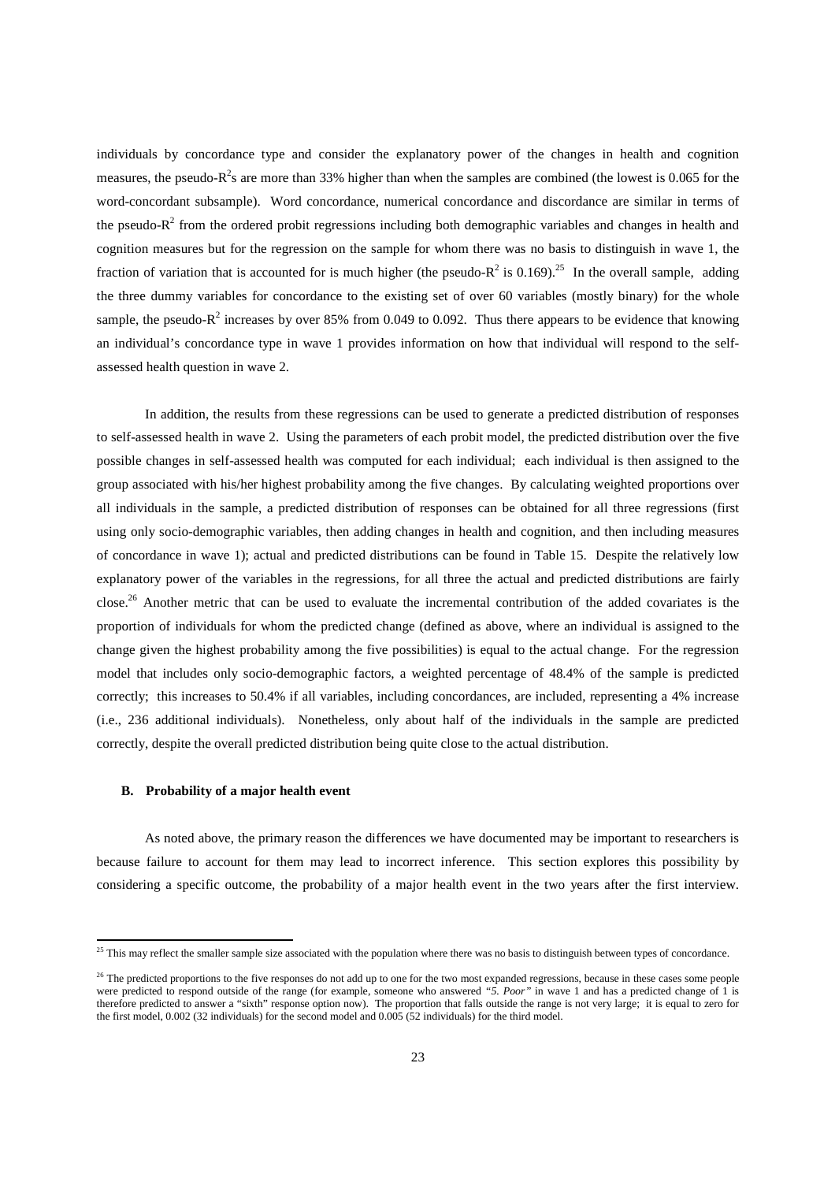individuals by concordance type and consider the explanatory power of the changes in health and cognition measures, the pseudo-$R^2$s are more than 33% higher than when the samples are combined (the lowest is 0.065 for the word-concordant subsample). Word concordance, numerical concordance and discordance are similar in terms of the pseudo-$R^2$ from the ordered probit regressions including both demographic variables and changes in health and cognition measures but for the regression on the sample for whom there was no basis to distinguish in wave 1, the fraction of variation that is accounted for is much higher (the pseudo-$R^2$ is 0.169).[25] In the overall sample, adding the three dummy variables for concordance to the existing set of over 60 variables (mostly binary) for the whole sample, the pseudo-$R^2$ increases by over 85% from 0.049 to 0.092. Thus there appears to be evidence that knowing an individual's concordance type in wave 1 provides information on how that individual will respond to the self-assessed health question in wave 2.

In addition, the results from these regressions can be used to generate a predicted distribution of responses to self-assessed health in wave 2. Using the parameters of each probit model, the predicted distribution over the five possible changes in self-assessed health was computed for each individual; each individual is then assigned to the group associated with his/her highest probability among the five changes. By calculating weighted proportions over all individuals in the sample, a predicted distribution of responses can be obtained for all three regressions (first using only socio-demographic variables, then adding changes in health and cognition, and then including measures of concordance in wave 1); actual and predicted distributions can be found in Table 15. Despite the relatively low explanatory power of the variables in the regressions, for all three the actual and predicted distributions are fairly close.[26] Another metric that can be used to evaluate the incremental contribution of the added covariates is the proportion of individuals for whom the predicted change (defined as above, where an individual is assigned to the change given the highest probability among the five possibilities) is equal to the actual change. For the regression model that includes only socio-demographic factors, a weighted percentage of 48.4% of the sample is predicted correctly; this increases to 50.4% if all variables, including concordances, are included, representing a 4% increase (i.e., 236 additional individuals). Nonetheless, only about half of the individuals in the sample are predicted correctly, despite the overall predicted distribution being quite close to the actual distribution.

### B. Probability of a major health event

As noted above, the primary reason the differences we have documented may be important to researchers is because failure to account for them may lead to incorrect inference. This section explores this possibility by considering a specific outcome, the probability of a major health event in the two years after the first interview.

---

[25] This may reflect the smaller sample size associated with the population where there was no basis to distinguish between types of concordance.

[26] The predicted proportions to the five responses do not add up to one for the two most expanded regressions, because in these cases some people were predicted to respond outside of the range (for example, someone who answered *"5. Poor"* in wave 1 and has a predicted change of 1 is therefore predicted to answer a "sixth" response option now). The proportion that falls outside the range is not very large; it is equal to zero for the first model, 0.002 (32 individuals) for the second model and 0.005 (52 individuals) for the third model.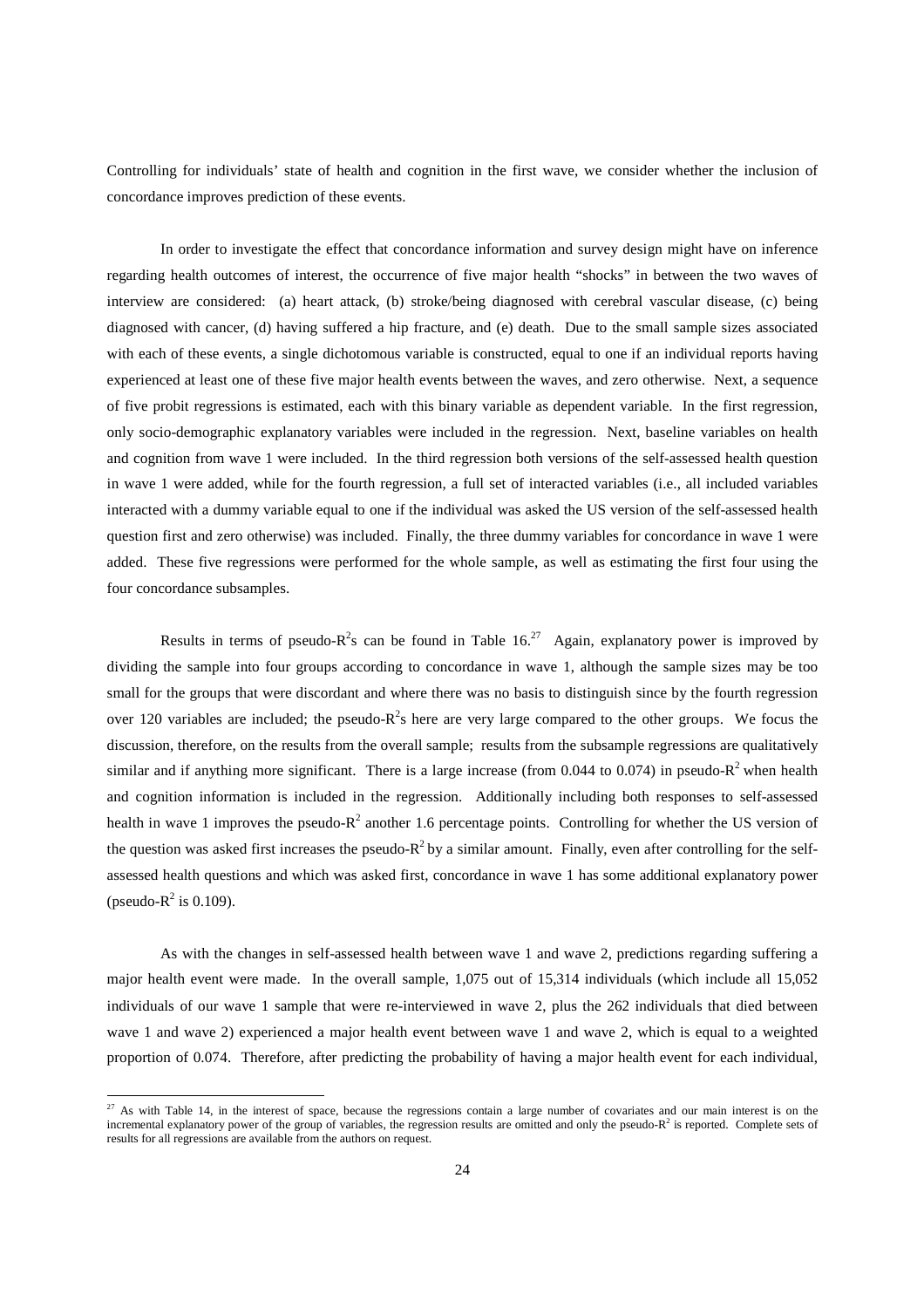Controlling for individuals' state of health and cognition in the first wave, we consider whether the inclusion of concordance improves prediction of these events.

In order to investigate the effect that concordance information and survey design might have on inference regarding health outcomes of interest, the occurrence of five major health "shocks" in between the two waves of interview are considered: (a) heart attack, (b) stroke/being diagnosed with cerebral vascular disease, (c) being diagnosed with cancer, (d) having suffered a hip fracture, and (e) death. Due to the small sample sizes associated with each of these events, a single dichotomous variable is constructed, equal to one if an individual reports having experienced at least one of these five major health events between the waves, and zero otherwise. Next, a sequence of five probit regressions is estimated, each with this binary variable as dependent variable. In the first regression, only socio-demographic explanatory variables were included in the regression. Next, baseline variables on health and cognition from wave 1 were included. In the third regression both versions of the self-assessed health question in wave 1 were added, while for the fourth regression, a full set of interacted variables (i.e., all included variables interacted with a dummy variable equal to one if the individual was asked the US version of the self-assessed health question first and zero otherwise) was included. Finally, the three dummy variables for concordance in wave 1 were added. These five regressions were performed for the whole sample, as well as estimating the first four using the four concordance subsamples.

Results in terms of pseudo-$R^2$s can be found in Table 16.[27] Again, explanatory power is improved by dividing the sample into four groups according to concordance in wave 1, although the sample sizes may be too small for the groups that were discordant and where there was no basis to distinguish since by the fourth regression over 120 variables are included; the pseudo-$R^2$s here are very large compared to the other groups. We focus the discussion, therefore, on the results from the overall sample; results from the subsample regressions are qualitatively similar and if anything more significant. There is a large increase (from 0.044 to 0.074) in pseudo-$R^2$ when health and cognition information is included in the regression. Additionally including both responses to self-assessed health in wave 1 improves the pseudo-$R^2$ another 1.6 percentage points. Controlling for whether the US version of the question was asked first increases the pseudo-$R^2$ by a similar amount. Finally, even after controlling for the self-assessed health questions and which was asked first, concordance in wave 1 has some additional explanatory power (pseudo-$R^2$ is 0.109).

As with the changes in self-assessed health between wave 1 and wave 2, predictions regarding suffering a major health event were made. In the overall sample, 1,075 out of 15,314 individuals (which include all 15,052 individuals of our wave 1 sample that were re-interviewed in wave 2, plus the 262 individuals that died between wave 1 and wave 2) experienced a major health event between wave 1 and wave 2, which is equal to a weighted proportion of 0.074. Therefore, after predicting the probability of having a major health event for each individual,

[27] As with Table 14, in the interest of space, because the regressions contain a large number of covariates and our main interest is on the incremental explanatory power of the group of variables, the regression results are omitted and only the pseudo-$R^2$ is reported. Complete sets of results for all regressions are available from the authors on request.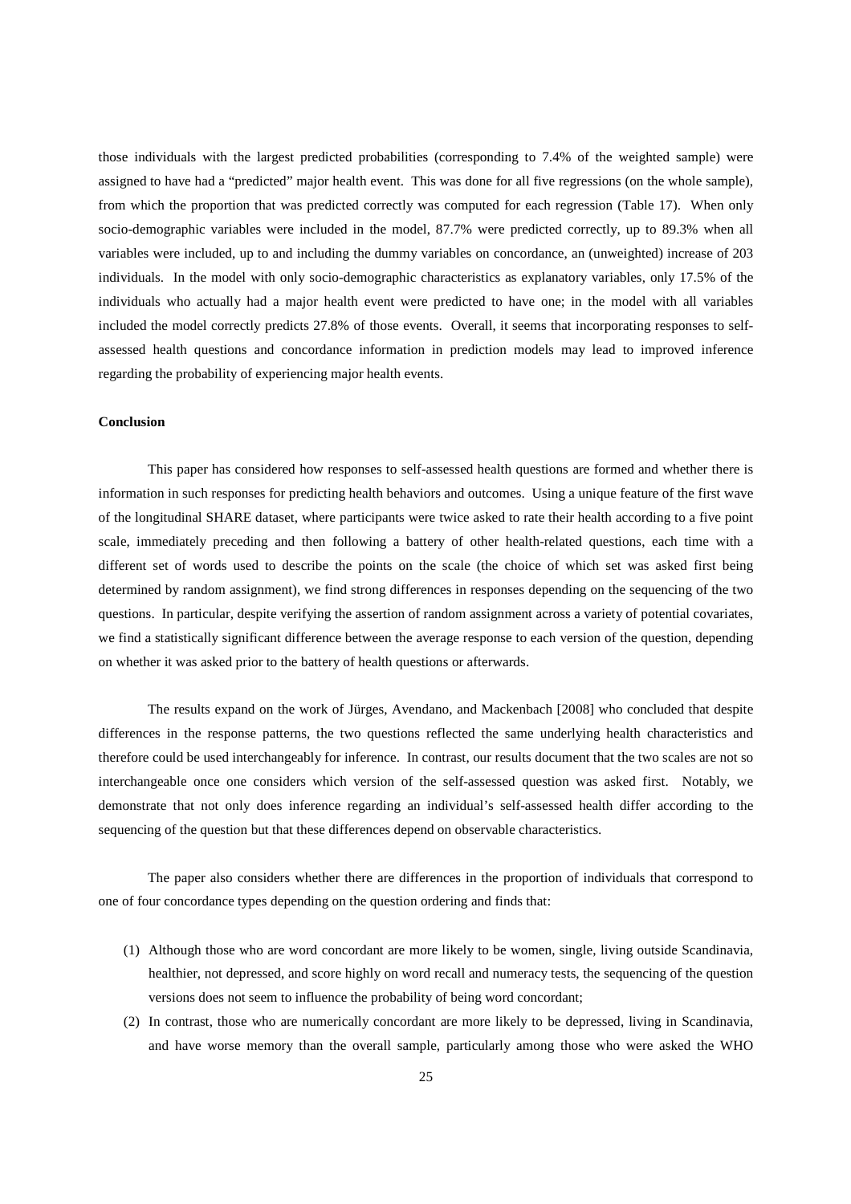those individuals with the largest predicted probabilities (corresponding to 7.4% of the weighted sample) were assigned to have had a "predicted" major health event. This was done for all five regressions (on the whole sample), from which the proportion that was predicted correctly was computed for each regression (Table 17). When only socio-demographic variables were included in the model, 87.7% were predicted correctly, up to 89.3% when all variables were included, up to and including the dummy variables on concordance, an (unweighted) increase of 203 individuals. In the model with only socio-demographic characteristics as explanatory variables, only 17.5% of the individuals who actually had a major health event were predicted to have one; in the model with all variables included the model correctly predicts 27.8% of those events. Overall, it seems that incorporating responses to self-assessed health questions and concordance information in prediction models may lead to improved inference regarding the probability of experiencing major health events.

**Conclusion**

This paper has considered how responses to self-assessed health questions are formed and whether there is information in such responses for predicting health behaviors and outcomes. Using a unique feature of the first wave of the longitudinal SHARE dataset, where participants were twice asked to rate their health according to a five point scale, immediately preceding and then following a battery of other health-related questions, each time with a different set of words used to describe the points on the scale (the choice of which set was asked first being determined by random assignment), we find strong differences in responses depending on the sequencing of the two questions. In particular, despite verifying the assertion of random assignment across a variety of potential covariates, we find a statistically significant difference between the average response to each version of the question, depending on whether it was asked prior to the battery of health questions or afterwards.

The results expand on the work of Jürges, Avendano, and Mackenbach [2008] who concluded that despite differences in the response patterns, the two questions reflected the same underlying health characteristics and therefore could be used interchangeably for inference. In contrast, our results document that the two scales are not so interchangeable once one considers which version of the self-assessed question was asked first. Notably, we demonstrate that not only does inference regarding an individual's self-assessed health differ according to the sequencing of the question but that these differences depend on observable characteristics.

The paper also considers whether there are differences in the proportion of individuals that correspond to one of four concordance types depending on the question ordering and finds that:

(1) Although those who are word concordant are more likely to be women, single, living outside Scandinavia, healthier, not depressed, and score highly on word recall and numeracy tests, the sequencing of the question versions does not seem to influence the probability of being word concordant;

(2) In contrast, those who are numerically concordant are more likely to be depressed, living in Scandinavia, and have worse memory than the overall sample, particularly among those who were asked the WHO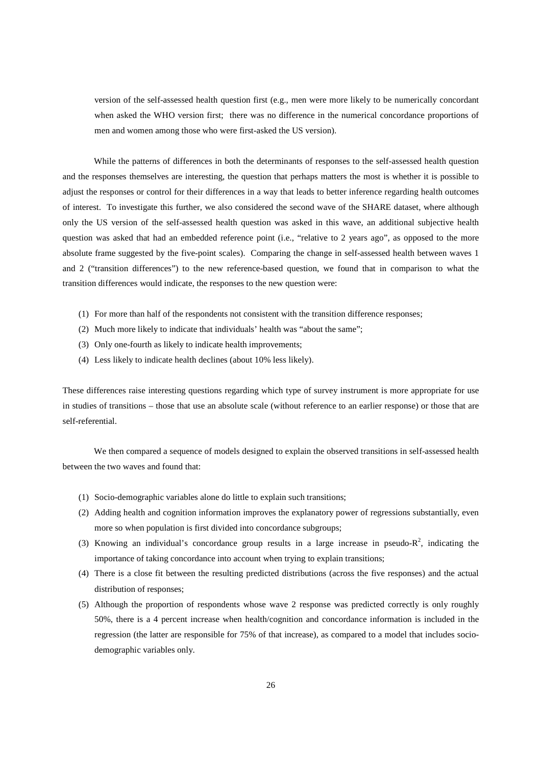version of the self-assessed health question first (e.g., men were more likely to be numerically concordant when asked the WHO version first; there was no difference in the numerical concordance proportions of men and women among those who were first-asked the US version).

While the patterns of differences in both the determinants of responses to the self-assessed health question and the responses themselves are interesting, the question that perhaps matters the most is whether it is possible to adjust the responses or control for their differences in a way that leads to better inference regarding health outcomes of interest. To investigate this further, we also considered the second wave of the SHARE dataset, where although only the US version of the self-assessed health question was asked in this wave, an additional subjective health question was asked that had an embedded reference point (i.e., "relative to 2 years ago", as opposed to the more absolute frame suggested by the five-point scales). Comparing the change in self-assessed health between waves 1 and 2 ("transition differences") to the new reference-based question, we found that in comparison to what the transition differences would indicate, the responses to the new question were:

(1) For more than half of the respondents not consistent with the transition difference responses;
(2) Much more likely to indicate that individuals' health was "about the same";
(3) Only one-fourth as likely to indicate health improvements;
(4) Less likely to indicate health declines (about 10% less likely).

These differences raise interesting questions regarding which type of survey instrument is more appropriate for use in studies of transitions – those that use an absolute scale (without reference to an earlier response) or those that are self-referential.

We then compared a sequence of models designed to explain the observed transitions in self-assessed health between the two waves and found that:

(1) Socio-demographic variables alone do little to explain such transitions;
(2) Adding health and cognition information improves the explanatory power of regressions substantially, even more so when population is first divided into concordance subgroups;
(3) Knowing an individual's concordance group results in a large increase in pseudo-$R^2$, indicating the importance of taking concordance into account when trying to explain transitions;
(4) There is a close fit between the resulting predicted distributions (across the five responses) and the actual distribution of responses;
(5) Although the proportion of respondents whose wave 2 response was predicted correctly is only roughly 50%, there is a 4 percent increase when health/cognition and concordance information is included in the regression (the latter are responsible for 75% of that increase), as compared to a model that includes socio-demographic variables only.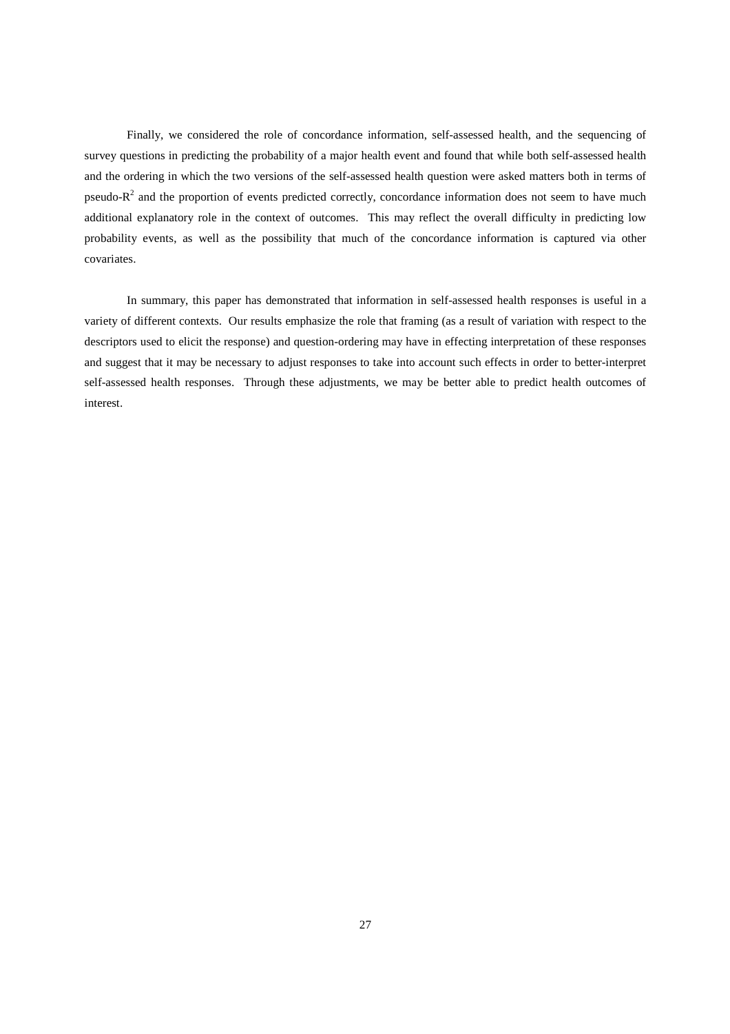Finally, we considered the role of concordance information, self-assessed health, and the sequencing of survey questions in predicting the probability of a major health event and found that while both self-assessed health and the ordering in which the two versions of the self-assessed health question were asked matters both in terms of pseudo-$R^2$ and the proportion of events predicted correctly, concordance information does not seem to have much additional explanatory role in the context of outcomes. This may reflect the overall difficulty in predicting low probability events, as well as the possibility that much of the concordance information is captured via other covariates.

In summary, this paper has demonstrated that information in self-assessed health responses is useful in a variety of different contexts. Our results emphasize the role that framing (as a result of variation with respect to the descriptors used to elicit the response) and question-ordering may have in effecting interpretation of these responses and suggest that it may be necessary to adjust responses to take into account such effects in order to better-interpret self-assessed health responses. Through these adjustments, we may be better able to predict health outcomes of interest.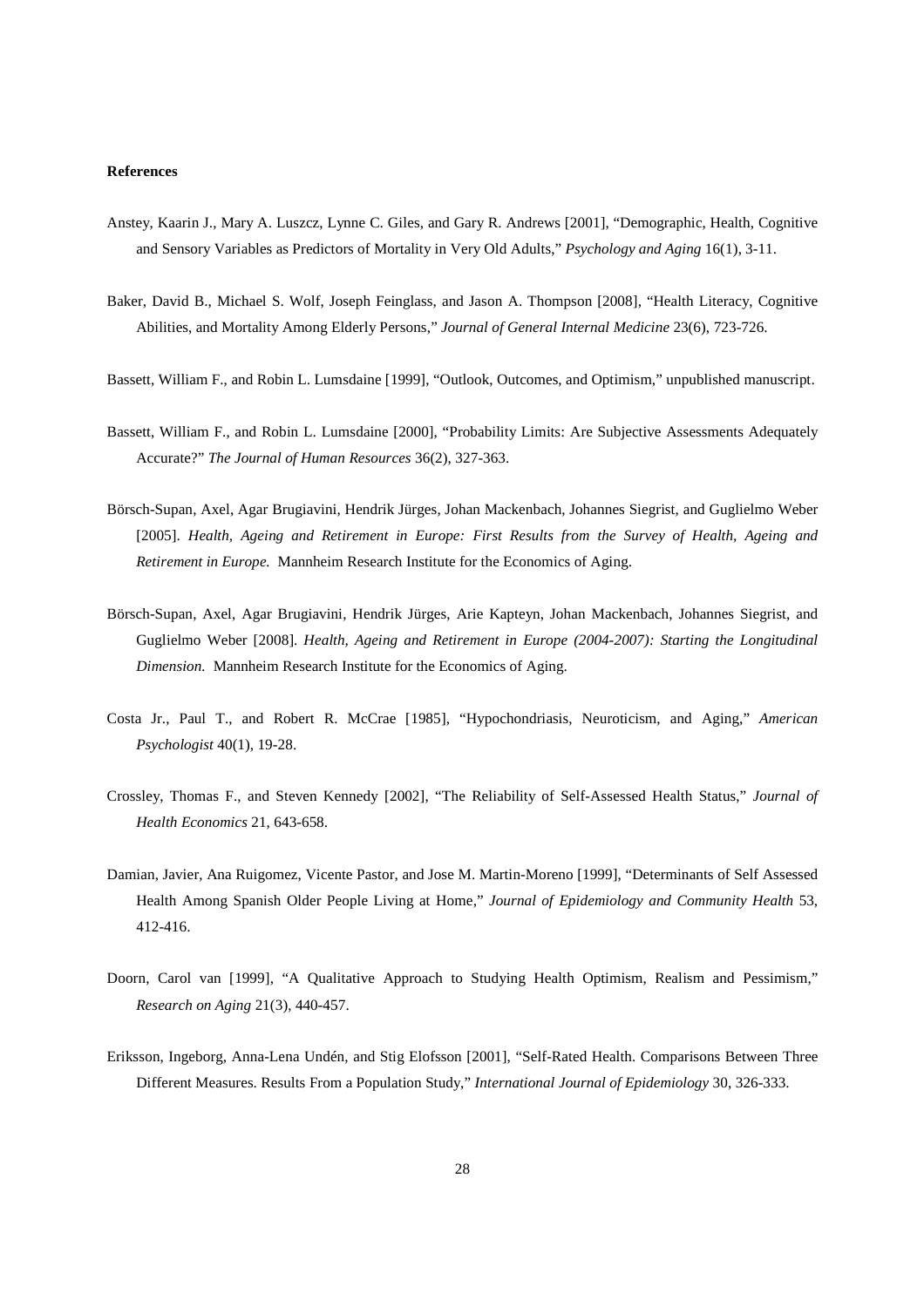**References**

Anstey, Kaarin J., Mary A. Luszcz, Lynne C. Giles, and Gary R. Andrews [2001], "Demographic, Health, Cognitive and Sensory Variables as Predictors of Mortality in Very Old Adults," *Psychology and Aging* 16(1), 3-11.

Baker, David B., Michael S. Wolf, Joseph Feinglass, and Jason A. Thompson [2008], "Health Literacy, Cognitive Abilities, and Mortality Among Elderly Persons," *Journal of General Internal Medicine* 23(6), 723-726.

Bassett, William F., and Robin L. Lumsdaine [1999], "Outlook, Outcomes, and Optimism," unpublished manuscript.

Bassett, William F., and Robin L. Lumsdaine [2000], "Probability Limits: Are Subjective Assessments Adequately Accurate?" *The Journal of Human Resources* 36(2), 327-363.

Börsch-Supan, Axel, Agar Brugiavini, Hendrik Jürges, Johan Mackenbach, Johannes Siegrist, and Guglielmo Weber [2005]. *Health, Ageing and Retirement in Europe: First Results from the Survey of Health, Ageing and Retirement in Europe.* Mannheim Research Institute for the Economics of Aging.

Börsch-Supan, Axel, Agar Brugiavini, Hendrik Jürges, Arie Kapteyn, Johan Mackenbach, Johannes Siegrist, and Guglielmo Weber [2008]. *Health, Ageing and Retirement in Europe (2004-2007): Starting the Longitudinal Dimension.* Mannheim Research Institute for the Economics of Aging.

Costa Jr., Paul T., and Robert R. McCrae [1985], "Hypochondriasis, Neuroticism, and Aging," *American Psychologist* 40(1), 19-28.

Crossley, Thomas F., and Steven Kennedy [2002], "The Reliability of Self-Assessed Health Status," *Journal of Health Economics* 21, 643-658.

Damian, Javier, Ana Ruigomez, Vicente Pastor, and Jose M. Martin-Moreno [1999], "Determinants of Self Assessed Health Among Spanish Older People Living at Home," *Journal of Epidemiology and Community Health* 53, 412-416.

Doorn, Carol van [1999], "A Qualitative Approach to Studying Health Optimism, Realism and Pessimism," *Research on Aging* 21(3), 440-457.

Eriksson, Ingeborg, Anna-Lena Undén, and Stig Elofsson [2001], "Self-Rated Health. Comparisons Between Three Different Measures. Results From a Population Study," *International Journal of Epidemiology* 30, 326-333.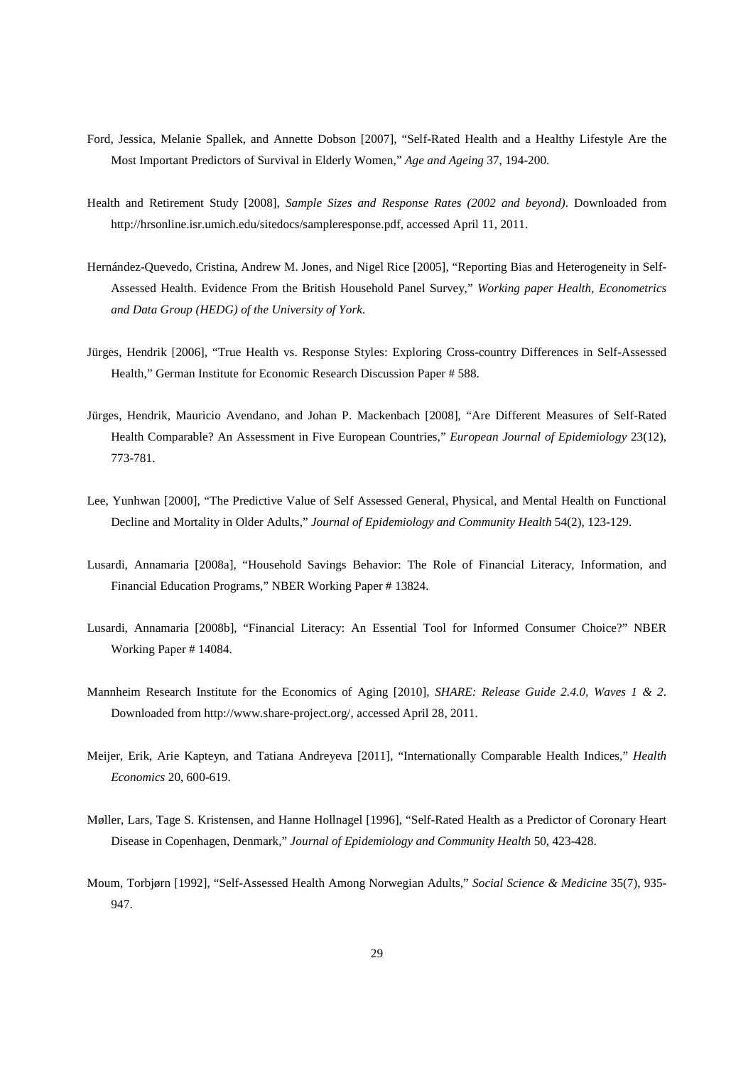Ford, Jessica, Melanie Spallek, and Annette Dobson [2007], "Self-Rated Health and a Healthy Lifestyle Are the Most Important Predictors of Survival in Elderly Women," *Age and Ageing* 37, 194-200.

Health and Retirement Study [2008], *Sample Sizes and Response Rates (2002 and beyond)*. Downloaded from http://hrsonline.isr.umich.edu/sitedocs/sampleresponse.pdf, accessed April 11, 2011.

Hernández-Quevedo, Cristina, Andrew M. Jones, and Nigel Rice [2005], "Reporting Bias and Heterogeneity in Self-Assessed Health. Evidence From the British Household Panel Survey," *Working paper Health, Econometrics and Data Group (HEDG) of the University of York.*

Jürges, Hendrik [2006], "True Health vs. Response Styles: Exploring Cross-country Differences in Self-Assessed Health," German Institute for Economic Research Discussion Paper # 588.

Jürges, Hendrik, Mauricio Avendano, and Johan P. Mackenbach [2008], "Are Different Measures of Self-Rated Health Comparable? An Assessment in Five European Countries," *European Journal of Epidemiology* 23(12), 773-781.

Lee, Yunhwan [2000], "The Predictive Value of Self Assessed General, Physical, and Mental Health on Functional Decline and Mortality in Older Adults," *Journal of Epidemiology and Community Health* 54(2), 123-129.

Lusardi, Annamaria [2008a], "Household Savings Behavior: The Role of Financial Literacy, Information, and Financial Education Programs," NBER Working Paper # 13824.

Lusardi, Annamaria [2008b], "Financial Literacy: An Essential Tool for Informed Consumer Choice?" NBER Working Paper # 14084.

Mannheim Research Institute for the Economics of Aging [2010], *SHARE: Release Guide 2.4.0, Waves 1 & 2*. Downloaded from http://www.share-project.org/, accessed April 28, 2011.

Meijer, Erik, Arie Kapteyn, and Tatiana Andreyeva [2011], "Internationally Comparable Health Indices," *Health Economics* 20, 600-619.

Møller, Lars, Tage S. Kristensen, and Hanne Hollnagel [1996], "Self-Rated Health as a Predictor of Coronary Heart Disease in Copenhagen, Denmark," *Journal of Epidemiology and Community Health* 50, 423-428.

Moum, Torbjørn [1992], "Self-Assessed Health Among Norwegian Adults," *Social Science & Medicine* 35(7), 935-947.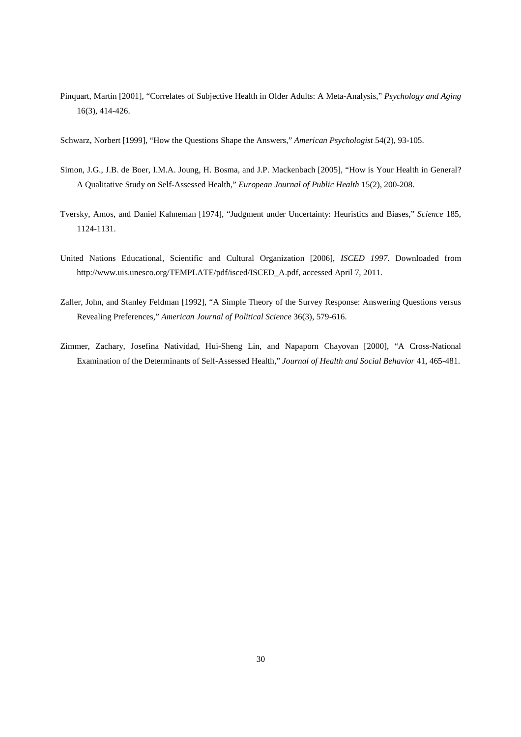Pinquart, Martin [2001], "Correlates of Subjective Health in Older Adults: A Meta-Analysis," *Psychology and Aging* 16(3), 414-426.

Schwarz, Norbert [1999], "How the Questions Shape the Answers," *American Psychologist* 54(2), 93-105.

Simon, J.G., J.B. de Boer, I.M.A. Joung, H. Bosma, and J.P. Mackenbach [2005], "How is Your Health in General? A Qualitative Study on Self-Assessed Health," *European Journal of Public Health* 15(2), 200-208.

Tversky, Amos, and Daniel Kahneman [1974], "Judgment under Uncertainty: Heuristics and Biases," *Science* 185, 1124-1131.

United Nations Educational, Scientific and Cultural Organization [2006], *ISCED 1997*. Downloaded from http://www.uis.unesco.org/TEMPLATE/pdf/isced/ISCED_A.pdf, accessed April 7, 2011.

Zaller, John, and Stanley Feldman [1992], "A Simple Theory of the Survey Response: Answering Questions versus Revealing Preferences," *American Journal of Political Science* 36(3), 579-616.

Zimmer, Zachary, Josefina Natividad, Hui-Sheng Lin, and Napaporn Chayovan [2000], "A Cross-National Examination of the Determinants of Self-Assessed Health," *Journal of Health and Social Behavior* 41, 465-481.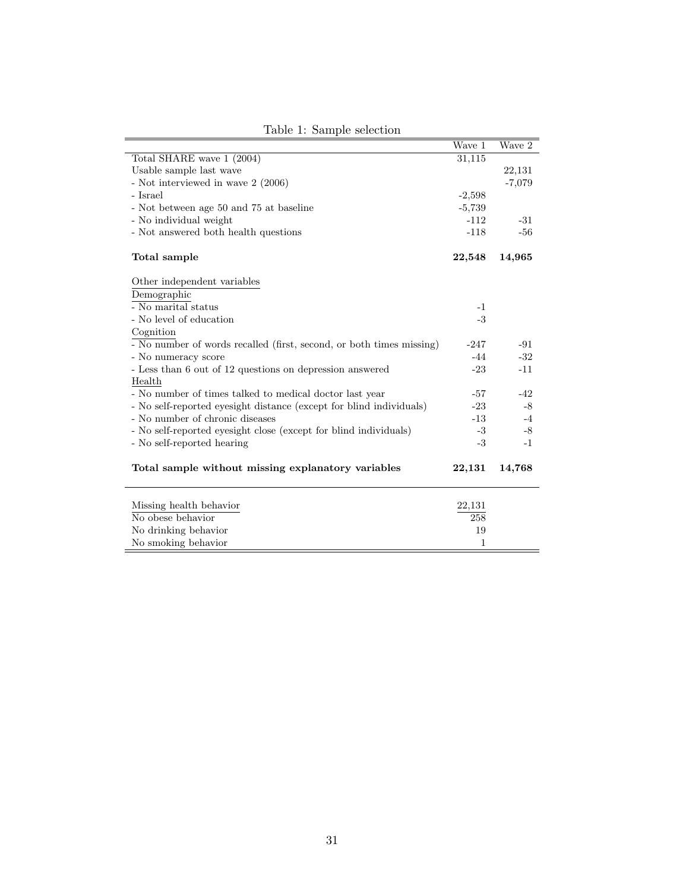Table 1: Sample selection

| | Wave 1 | Wave 2 |
|---|---|---|
| Total SHARE wave 1 (2004) | 31,115 | |
| Usable sample last wave | | 22,131 |
| - Not interviewed in wave 2 (2006) | | -7,079 |
| - Israel | -2,598 | |
| - Not between age 50 and 75 at baseline | -5,739 | |
| - No individual weight | -112 | -31 |
| - Not answered both health questions | -118 | -56 |
| **Total sample** | **22,548** | **14,965** |
| Other independent variables | | |
| Demographic | | |
| - No marital status | -1 | |
| - No level of education | -3 | |
| Cognition | | |
| - No number of words recalled (first, second, or both times missing) | -247 | -91 |
| - No numeracy score | -44 | -32 |
| - Less than 6 out of 12 questions on depression answered | -23 | -11 |
| Health | | |
| - No number of times talked to medical doctor last year | -57 | -42 |
| - No self-reported eyesight distance (except for blind individuals) | -23 | -8 |
| - No number of chronic diseases | -13 | -4 |
| - No self-reported eyesight close (except for blind individuals) | -3 | -8 |
| - No self-reported hearing | -3 | -1 |
| **Total sample without missing explanatory variables** | **22,131** | **14,768** |
| Missing health behavior | 22,131 | |
| No obese behavior | 258 | |
| No drinking behavior | 19 | |
| No smoking behavior | 1 | |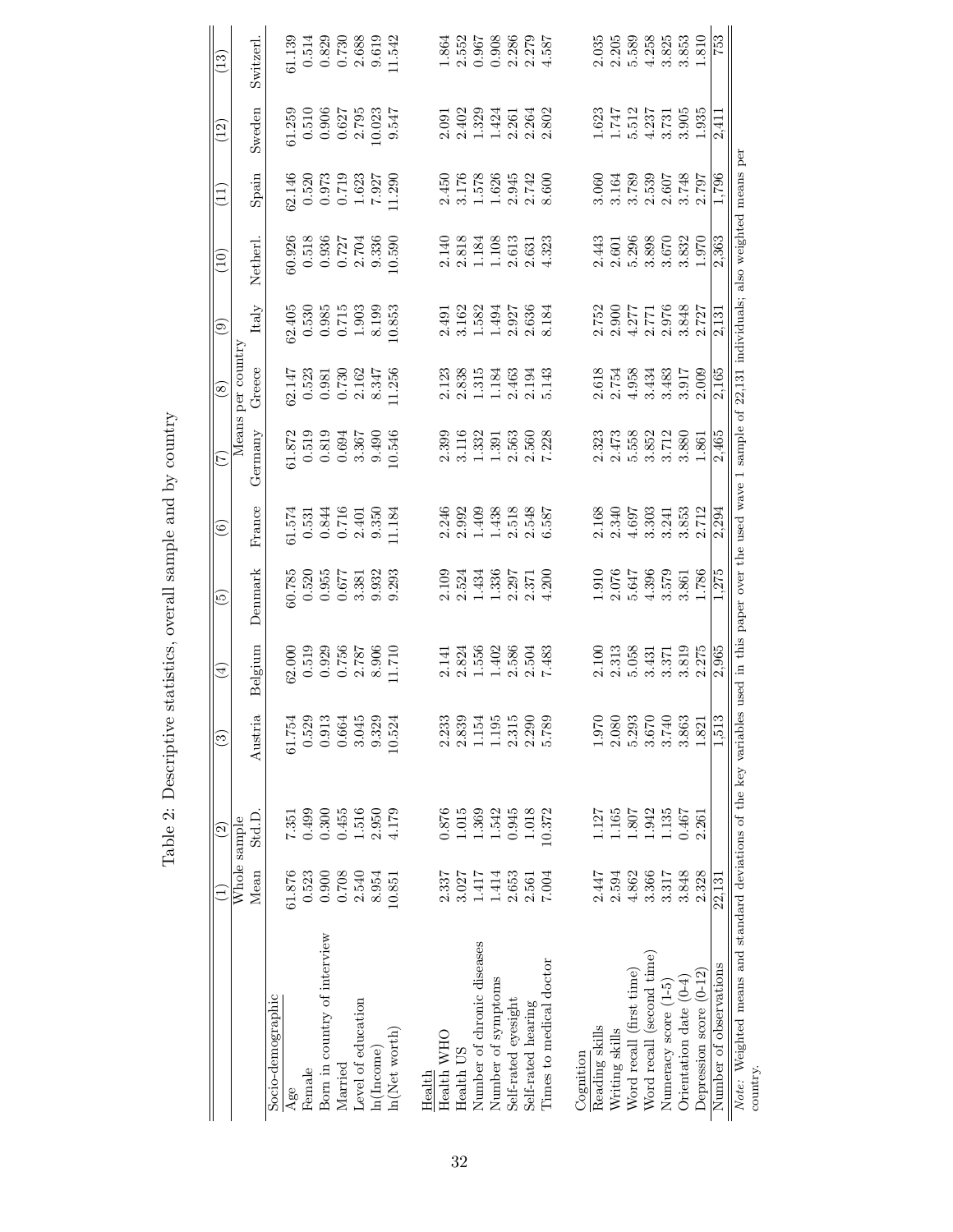Table 2: Descriptive statistics, overall sample and by country

| | (1) | (2) | (3) | (4) | (5) | (6) | (7) | (8) | (9) | (10) | (11) | (12) | (13) |
|---|---|---|---|---|---|---|---|---|---|---|---|---|---|
| | Whole sample | | Means per country | | | | | | | | | | |
| | Mean | Std.D. | Austria | Belgium | Denmark | France | Germany | Greece | Italy | Netherl. | Spain | Sweden | Switzerl. |
| Socio-demographic | | | | | | | | | | | | | |
| Age | 61.876 | 7.351 | 61.754 | 62.000 | 60.785 | 61.574 | 61.872 | 62.147 | 62.405 | 60.926 | 62.146 | 61.259 | 61.139 |
| Female | 0.523 | 0.499 | 0.529 | 0.519 | 0.520 | 0.531 | 0.519 | 0.523 | 0.530 | 0.518 | 0.520 | 0.510 | 0.514 |
| Born in country of interview | 0.900 | 0.300 | 0.913 | 0.929 | 0.955 | 0.844 | 0.819 | 0.981 | 0.985 | 0.936 | 0.973 | 0.906 | 0.829 |
| Married | 0.708 | 0.455 | 0.664 | 0.756 | 0.677 | 0.716 | 0.694 | 0.730 | 0.715 | 0.727 | 0.719 | 0.627 | 0.730 |
| Level of education | 2.540 | 1.516 | 3.045 | 2.787 | 3.381 | 2.401 | 3.367 | 2.162 | 1.903 | 2.704 | 1.623 | 2.795 | 2.688 |
| ln(Income) | 8.954 | 2.950 | 9.329 | 8.906 | 9.932 | 9.350 | 9.490 | 8.347 | 8.199 | 9.336 | 7.927 | 10.023 | 9.619 |
| ln(Net worth) | 10.851 | 4.179 | 10.524 | 11.710 | 9.293 | 11.184 | 10.546 | 11.256 | 10.853 | 10.590 | 11.290 | 9.547 | 11.542 |
| Health | | | | | | | | | | | | | |
| Health WHO | 2.337 | 0.876 | 2.233 | 2.141 | 2.109 | 2.246 | 2.399 | 2.123 | 2.491 | 2.140 | 2.450 | 2.091 | 1.864 |
| Health US | 3.027 | 1.015 | 2.839 | 2.824 | 2.524 | 2.992 | 3.116 | 2.838 | 3.162 | 2.818 | 3.176 | 2.402 | 2.552 |
| Number of chronic diseases | 1.417 | 1.369 | 1.154 | 1.556 | 1.434 | 1.409 | 1.332 | 1.315 | 1.582 | 1.184 | 1.578 | 1.329 | 0.967 |
| Number of symptoms | 1.414 | 1.542 | 1.195 | 1.402 | 1.336 | 1.438 | 1.391 | 1.184 | 1.494 | 1.108 | 1.626 | 1.424 | 0.908 |
| Self-rated eyesight | 2.653 | 0.945 | 2.315 | 2.586 | 2.297 | 2.518 | 2.563 | 2.463 | 2.927 | 2.613 | 2.945 | 2.261 | 2.286 |
| Self-rated hearing | 2.561 | 1.018 | 2.290 | 2.504 | 2.371 | 2.548 | 2.560 | 2.194 | 2.636 | 2.631 | 2.742 | 2.264 | 2.279 |
| Times to medical doctor | 7.004 | 10.372 | 5.789 | 7.483 | 4.200 | 6.587 | 7.228 | 5.143 | 8.184 | 4.323 | 8.600 | 2.802 | 4.587 |
| Cognition | | | | | | | | | | | | | |
| Reading skills | 2.447 | 1.127 | 1.970 | 2.100 | 1.910 | 2.168 | 2.323 | 2.618 | 2.752 | 2.443 | 3.060 | 1.623 | 2.035 |
| Writing skills | 2.594 | 1.165 | 2.080 | 2.313 | 2.076 | 2.340 | 2.473 | 2.754 | 2.900 | 2.601 | 3.164 | 1.747 | 2.205 |
| Word recall (first time) | 4.862 | 1.807 | 5.293 | 5.058 | 5.647 | 4.697 | 5.558 | 4.958 | 4.277 | 5.296 | 3.789 | 5.512 | 5.589 |
| Word recall (second time) | 3.366 | 1.942 | 3.670 | 3.431 | 4.396 | 3.303 | 3.852 | 3.434 | 2.771 | 3.898 | 2.539 | 4.237 | 4.258 |
| Numeracy score (1-5) | 3.317 | 1.135 | 3.740 | 3.371 | 3.579 | 3.241 | 3.712 | 3.483 | 2.976 | 3.670 | 2.607 | 3.731 | 3.825 |
| Orientation date (0-4) | 3.848 | 0.467 | 3.863 | 3.819 | 3.861 | 3.853 | 3.880 | 3.917 | 3.848 | 3.832 | 3.748 | 3.905 | 3.853 |
| Depression score (0-12) | 2.328 | 2.261 | 1.821 | 2.275 | 1.786 | 2.712 | 1.861 | 2.009 | 2.727 | 1.970 | 2.797 | 1.935 | 1.810 |
| Number of observations | 22,131 | | 1,513 | 2,965 | 1,275 | 2,294 | 2,465 | 2,165 | 2,131 | 2,363 | 1,796 | 2,411 | 753 |

*Note:* Weighted means and standard deviations of the key variables used in this paper over the used wave 1 sample of 22,131 individuals; also weighted means per country.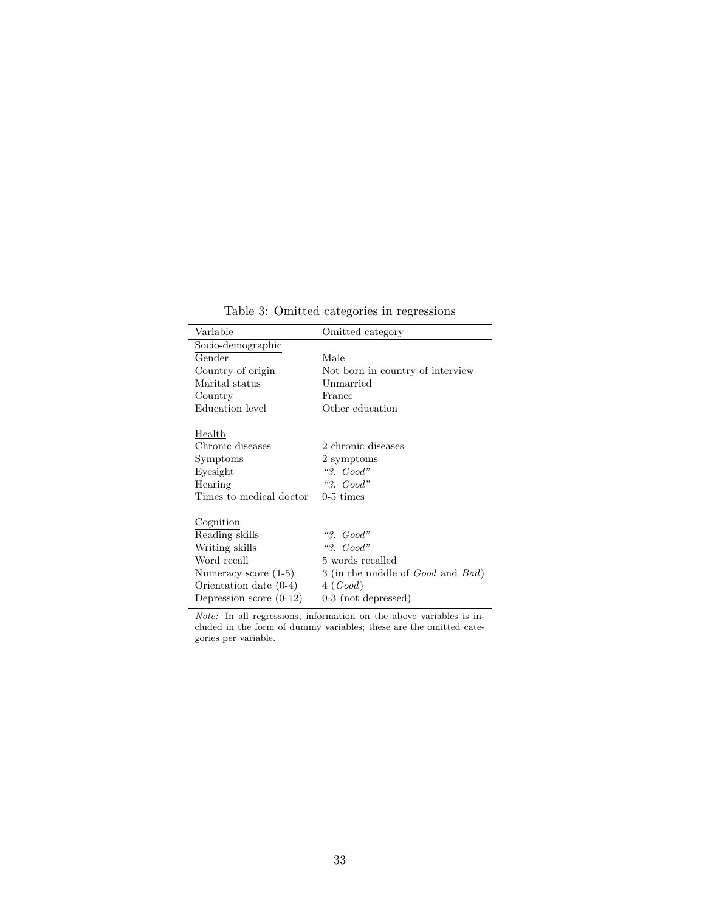Table 3: Omitted categories in regressions

| Variable | Omitted category |
|---|---|
| Socio-demographic | |
| Gender | Male |
| Country of origin | Not born in country of interview |
| Marital status | Unmarried |
| Country | France |
| Education level | Other education |
| | |
| Health | |
| Chronic diseases | 2 chronic diseases |
| Symptoms | 2 symptoms |
| Eyesight | *"3. Good"* |
| Hearing | *"3. Good"* |
| Times to medical doctor | 0-5 times |
| | |
| Cognition | |
| Reading skills | *"3. Good"* |
| Writing skills | *"3. Good"* |
| Word recall | 5 words recalled |
| Numeracy score (1-5) | 3 (in the middle of *Good* and *Bad*) |
| Orientation date (0-4) | 4 (*Good*) |
| Depression score (0-12) | 0-3 (not depressed) |

*Note:* In all regressions, information on the above variables is included in the form of dummy variables; these are the omitted categories per variable.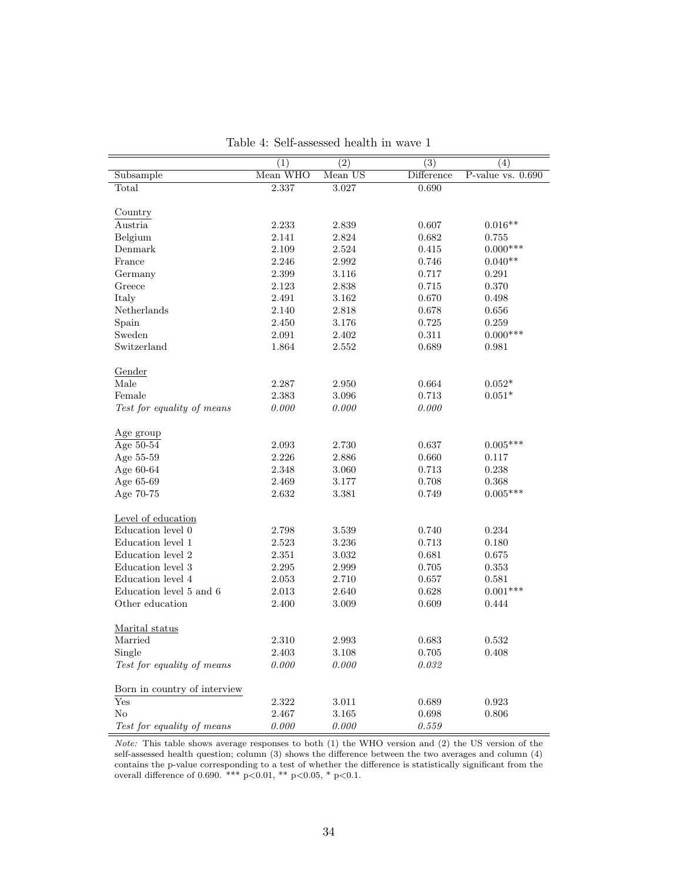Table 4: Self-assessed health in wave 1

| | (1) | (2) | (3) | (4) |
|---|---|---|---|---|
| Subsample | Mean WHO | Mean US | Difference | P-value vs. 0.690 |
| Total | 2.337 | 3.027 | 0.690 | |
| <u>Country</u> | | | | |
| Austria | 2.233 | 2.839 | 0.607 | 0.016** |
| Belgium | 2.141 | 2.824 | 0.682 | 0.755 |
| Denmark | 2.109 | 2.524 | 0.415 | 0.000*** |
| France | 2.246 | 2.992 | 0.746 | 0.040** |
| Germany | 2.399 | 3.116 | 0.717 | 0.291 |
| Greece | 2.123 | 2.838 | 0.715 | 0.370 |
| Italy | 2.491 | 3.162 | 0.670 | 0.498 |
| Netherlands | 2.140 | 2.818 | 0.678 | 0.656 |
| Spain | 2.450 | 3.176 | 0.725 | 0.259 |
| Sweden | 2.091 | 2.402 | 0.311 | 0.000*** |
| Switzerland | 1.864 | 2.552 | 0.689 | 0.981 |
| <u>Gender</u> | | | | |
| Male | 2.287 | 2.950 | 0.664 | 0.052* |
| Female | 2.383 | 3.096 | 0.713 | 0.051* |
| *Test for equality of means* | *0.000* | *0.000* | *0.000* | |
| <u>Age group</u> | | | | |
| Age 50-54 | 2.093 | 2.730 | 0.637 | 0.005*** |
| Age 55-59 | 2.226 | 2.886 | 0.660 | 0.117 |
| Age 60-64 | 2.348 | 3.060 | 0.713 | 0.238 |
| Age 65-69 | 2.469 | 3.177 | 0.708 | 0.368 |
| Age 70-75 | 2.632 | 3.381 | 0.749 | 0.005*** |
| <u>Level of education</u> | | | | |
| Education level 0 | 2.798 | 3.539 | 0.740 | 0.234 |
| Education level 1 | 2.523 | 3.236 | 0.713 | 0.180 |
| Education level 2 | 2.351 | 3.032 | 0.681 | 0.675 |
| Education level 3 | 2.295 | 2.999 | 0.705 | 0.353 |
| Education level 4 | 2.053 | 2.710 | 0.657 | 0.581 |
| Education level 5 and 6 | 2.013 | 2.640 | 0.628 | 0.001*** |
| Other education | 2.400 | 3.009 | 0.609 | 0.444 |
| <u>Marital status</u> | | | | |
| Married | 2.310 | 2.993 | 0.683 | 0.532 |
| Single | 2.403 | 3.108 | 0.705 | 0.408 |
| *Test for equality of means* | *0.000* | *0.000* | *0.032* | |
| <u>Born in country of interview</u> | | | | |
| Yes | 2.322 | 3.011 | 0.689 | 0.923 |
| No | 2.467 | 3.165 | 0.698 | 0.806 |
| *Test for equality of means* | *0.000* | *0.000* | *0.559* | |

*Note:* This table shows average responses to both (1) the WHO version and (2) the US version of the self-assessed health question; column (3) shows the difference between the two averages and column (4) contains the p-value corresponding to a test of whether the difference is statistically significant from the overall difference of 0.690. *** $p<0.01$, ** $p<0.05$, * $p<0.1$.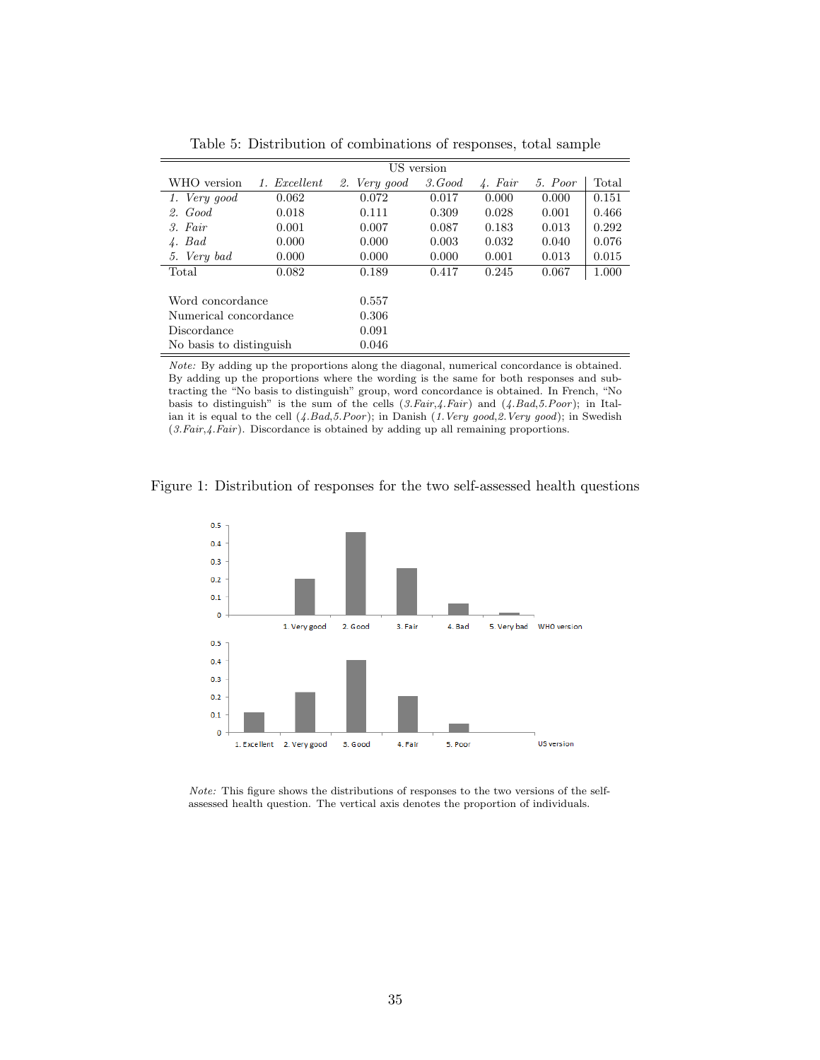Table 5: Distribution of combinations of responses, total sample

| | US version | | | | | |
|---|---|---|---|---|---|---|
| WHO version | *1. Excellent* | *2. Very good* | *3.Good* | *4. Fair* | *5. Poor* | Total |
| *1. Very good* | 0.062 | 0.072 | 0.017 | 0.000 | 0.000 | 0.151 |
| *2. Good* | 0.018 | 0.111 | 0.309 | 0.028 | 0.001 | 0.466 |
| *3. Fair* | 0.001 | 0.007 | 0.087 | 0.183 | 0.013 | 0.292 |
| *4. Bad* | 0.000 | 0.000 | 0.003 | 0.032 | 0.040 | 0.076 |
| *5. Very bad* | 0.000 | 0.000 | 0.000 | 0.001 | 0.013 | 0.015 |
| Total | 0.082 | 0.189 | 0.417 | 0.245 | 0.067 | 1.000 |
| | | | | | | |
| Word concordance | | 0.557 | | | | |
| Numerical concordance | | 0.306 | | | | |
| Discordance | | 0.091 | | | | |
| No basis to distinguish | | 0.046 | | | | |

*Note:* By adding up the proportions along the diagonal, numerical concordance is obtained. By adding up the proportions where the wording is the same for both responses and subtracting the "No basis to distinguish" group, word concordance is obtained. In French, "No basis to distinguish" is the sum of the cells (*3.Fair*,*4.Fair*) and (*4.Bad*,*5.Poor*); in Italian it is equal to the cell (*4.Bad*,*5.Poor*); in Danish (*1.Very good*,*2.Very good*); in Swedish (*3.Fair*,*4.Fair*). Discordance is obtained by adding up all remaining proportions.

Figure 1: Distribution of responses for the two self-assessed health questions

*Note:* This figure shows the distributions of responses to the two versions of the self-assessed health question. The vertical axis denotes the proportion of individuals.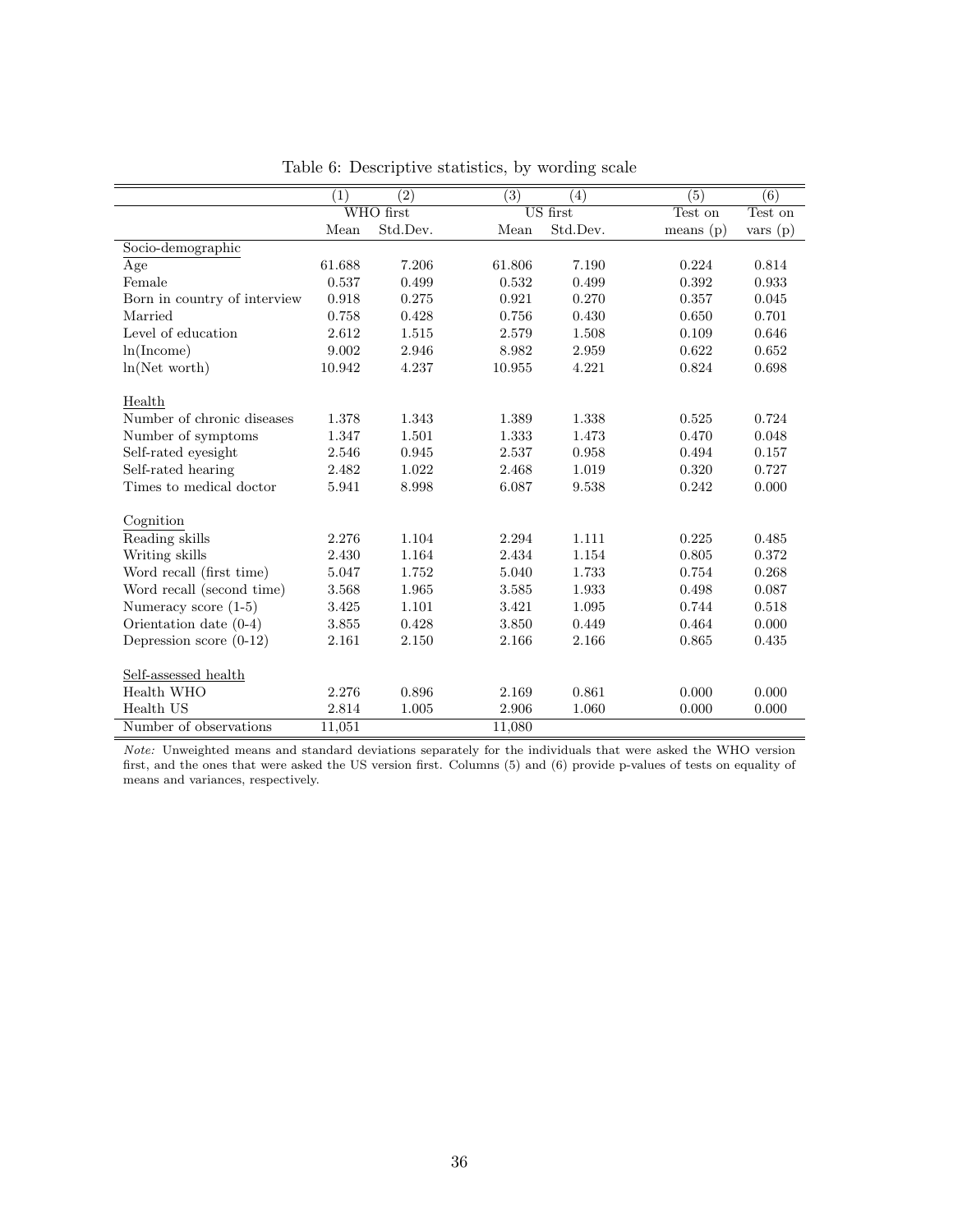Table 6: Descriptive statistics, by wording scale

| | (1) | (2) | (3) | (4) | (5) | (6) |
|---|---|---|---|---|---|---|
| | WHO first | | US first | | Test on | Test on |
| | Mean | Std.Dev. | Mean | Std.Dev. | means (p) | vars (p) |
| Socio-demographic | | | | | | |
| Age | 61.688 | 7.206 | 61.806 | 7.190 | 0.224 | 0.814 |
| Female | 0.537 | 0.499 | 0.532 | 0.499 | 0.392 | 0.933 |
| Born in country of interview | 0.918 | 0.275 | 0.921 | 0.270 | 0.357 | 0.045 |
| Married | 0.758 | 0.428 | 0.756 | 0.430 | 0.650 | 0.701 |
| Level of education | 2.612 | 1.515 | 2.579 | 1.508 | 0.109 | 0.646 |
| ln(Income) | 9.002 | 2.946 | 8.982 | 2.959 | 0.622 | 0.652 |
| ln(Net worth) | 10.942 | 4.237 | 10.955 | 4.221 | 0.824 | 0.698 |
| Health | | | | | | |
| Number of chronic diseases | 1.378 | 1.343 | 1.389 | 1.338 | 0.525 | 0.724 |
| Number of symptoms | 1.347 | 1.501 | 1.333 | 1.473 | 0.470 | 0.048 |
| Self-rated eyesight | 2.546 | 0.945 | 2.537 | 0.958 | 0.494 | 0.157 |
| Self-rated hearing | 2.482 | 1.022 | 2.468 | 1.019 | 0.320 | 0.727 |
| Times to medical doctor | 5.941 | 8.998 | 6.087 | 9.538 | 0.242 | 0.000 |
| Cognition | | | | | | |
| Reading skills | 2.276 | 1.104 | 2.294 | 1.111 | 0.225 | 0.485 |
| Writing skills | 2.430 | 1.164 | 2.434 | 1.154 | 0.805 | 0.372 |
| Word recall (first time) | 5.047 | 1.752 | 5.040 | 1.733 | 0.754 | 0.268 |
| Word recall (second time) | 3.568 | 1.965 | 3.585 | 1.933 | 0.498 | 0.087 |
| Numeracy score (1-5) | 3.425 | 1.101 | 3.421 | 1.095 | 0.744 | 0.518 |
| Orientation date (0-4) | 3.855 | 0.428 | 3.850 | 0.449 | 0.464 | 0.000 |
| Depression score (0-12) | 2.161 | 2.150 | 2.166 | 2.166 | 0.865 | 0.435 |
| Self-assessed health | | | | | | |
| Health WHO | 2.276 | 0.896 | 2.169 | 0.861 | 0.000 | 0.000 |
| Health US | 2.814 | 1.005 | 2.906 | 1.060 | 0.000 | 0.000 |
| Number of observations | 11,051 | | 11,080 | | | |

*Note:* Unweighted means and standard deviations separately for the individuals that were asked the WHO version first, and the ones that were asked the US version first. Columns (5) and (6) provide p-values of tests on equality of means and variances, respectively.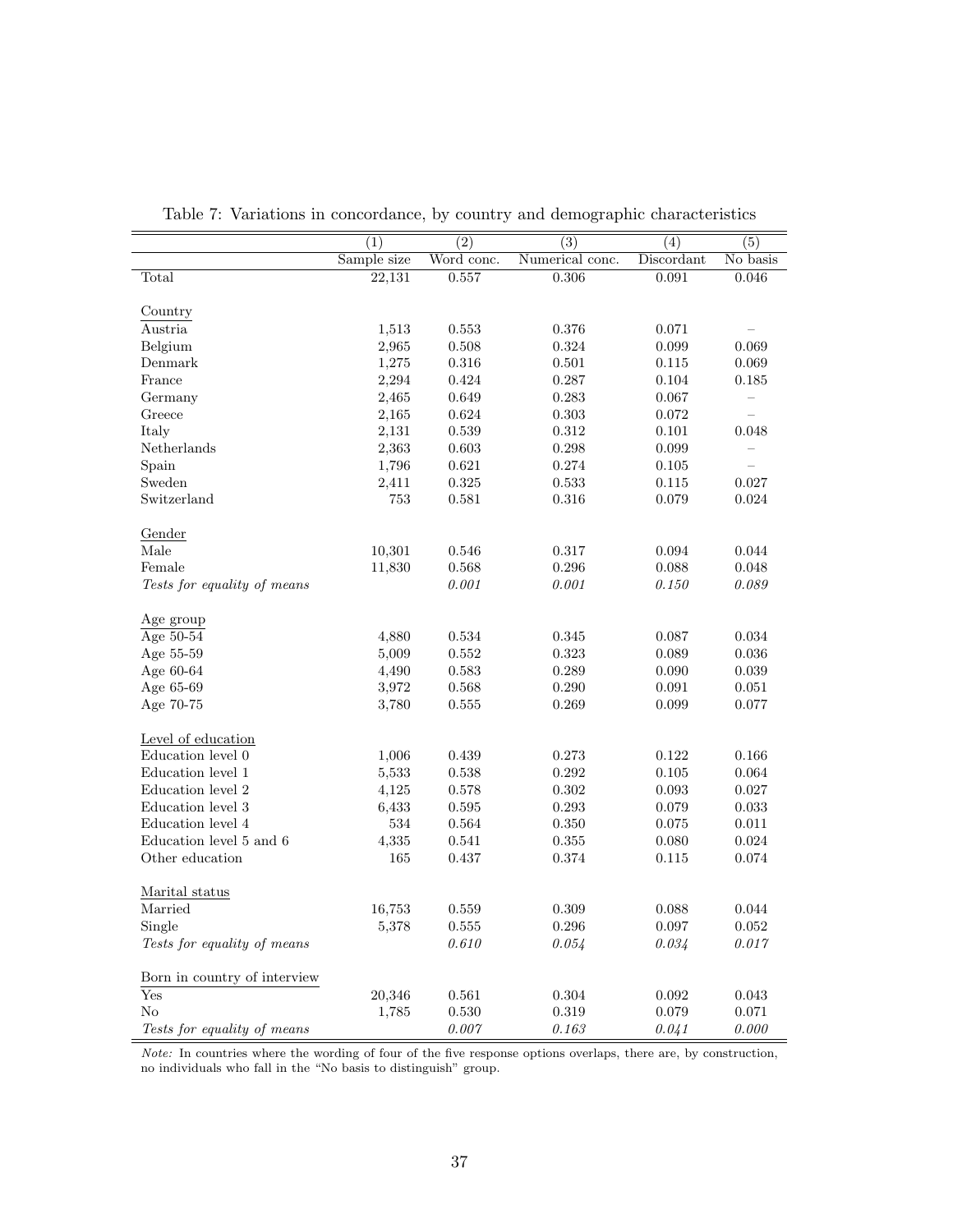Table 7: Variations in concordance, by country and demographic characteristics

| | (1) | (2) | (3) | (4) | (5) |
|---|---|---|---|---|---|
| | Sample size | Word conc. | Numerical conc. | Discordant | No basis |
| Total | 22,131 | 0.557 | 0.306 | 0.091 | 0.046 |
| Country | | | | | |
| Austria | 1,513 | 0.553 | 0.376 | 0.071 | – |
| Belgium | 2,965 | 0.508 | 0.324 | 0.099 | 0.069 |
| Denmark | 1,275 | 0.316 | 0.501 | 0.115 | 0.069 |
| France | 2,294 | 0.424 | 0.287 | 0.104 | 0.185 |
| Germany | 2,465 | 0.649 | 0.283 | 0.067 | – |
| Greece | 2,165 | 0.624 | 0.303 | 0.072 | – |
| Italy | 2,131 | 0.539 | 0.312 | 0.101 | 0.048 |
| Netherlands | 2,363 | 0.603 | 0.298 | 0.099 | – |
| Spain | 1,796 | 0.621 | 0.274 | 0.105 | – |
| Sweden | 2,411 | 0.325 | 0.533 | 0.115 | 0.027 |
| Switzerland | 753 | 0.581 | 0.316 | 0.079 | 0.024 |
| Gender | | | | | |
| Male | 10,301 | 0.546 | 0.317 | 0.094 | 0.044 |
| Female | 11,830 | 0.568 | 0.296 | 0.088 | 0.048 |
| *Tests for equality of means* | | *0.001* | *0.001* | *0.150* | *0.089* |
| Age group | | | | | |
| Age 50-54 | 4,880 | 0.534 | 0.345 | 0.087 | 0.034 |
| Age 55-59 | 5,009 | 0.552 | 0.323 | 0.089 | 0.036 |
| Age 60-64 | 4,490 | 0.583 | 0.289 | 0.090 | 0.039 |
| Age 65-69 | 3,972 | 0.568 | 0.290 | 0.091 | 0.051 |
| Age 70-75 | 3,780 | 0.555 | 0.269 | 0.099 | 0.077 |
| Level of education | | | | | |
| Education level 0 | 1,006 | 0.439 | 0.273 | 0.122 | 0.166 |
| Education level 1 | 5,533 | 0.538 | 0.292 | 0.105 | 0.064 |
| Education level 2 | 4,125 | 0.578 | 0.302 | 0.093 | 0.027 |
| Education level 3 | 6,433 | 0.595 | 0.293 | 0.079 | 0.033 |
| Education level 4 | 534 | 0.564 | 0.350 | 0.075 | 0.011 |
| Education level 5 and 6 | 4,335 | 0.541 | 0.355 | 0.080 | 0.024 |
| Other education | 165 | 0.437 | 0.374 | 0.115 | 0.074 |
| Marital status | | | | | |
| Married | 16,753 | 0.559 | 0.309 | 0.088 | 0.044 |
| Single | 5,378 | 0.555 | 0.296 | 0.097 | 0.052 |
| *Tests for equality of means* | | *0.610* | *0.054* | *0.034* | *0.017* |
| Born in country of interview | | | | | |
| Yes | 20,346 | 0.561 | 0.304 | 0.092 | 0.043 |
| No | 1,785 | 0.530 | 0.319 | 0.079 | 0.071 |
| *Tests for equality of means* | | *0.007* | *0.163* | *0.041* | *0.000* |

*Note:* In countries where the wording of four of the five response options overlaps, there are, by construction, no individuals who fall in the "No basis to distinguish" group.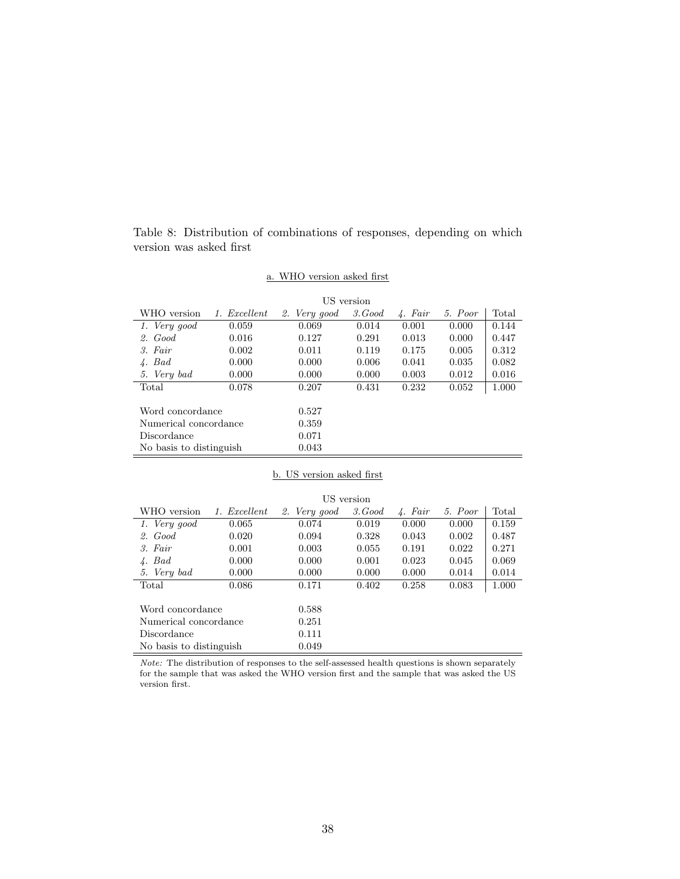Table 8: Distribution of combinations of responses, depending on which version was asked first

a. WHO version asked first

| | US version | | | | | |
|---|---|---|---|---|---|---|
| WHO version | *1. Excellent* | *2. Very good* | *3.Good* | *4. Fair* | *5. Poor* | Total |
| *1. Very good* | 0.059 | 0.069 | 0.014 | 0.001 | 0.000 | 0.144 |
| *2. Good* | 0.016 | 0.127 | 0.291 | 0.013 | 0.000 | 0.447 |
| *3. Fair* | 0.002 | 0.011 | 0.119 | 0.175 | 0.005 | 0.312 |
| *4. Bad* | 0.000 | 0.000 | 0.006 | 0.041 | 0.035 | 0.082 |
| *5. Very bad* | 0.000 | 0.000 | 0.000 | 0.003 | 0.012 | 0.016 |
| Total | 0.078 | 0.207 | 0.431 | 0.232 | 0.052 | 1.000 |
| | | | | | | |
| Word concordance | | 0.527 | | | | |
| Numerical concordance | | 0.359 | | | | |
| Discordance | | 0.071 | | | | |
| No basis to distinguish | | 0.043 | | | | |

b. US version asked first

| | US version | | | | | |
|---|---|---|---|---|---|---|
| WHO version | *1. Excellent* | *2. Very good* | *3.Good* | *4. Fair* | *5. Poor* | Total |
| *1. Very good* | 0.065 | 0.074 | 0.019 | 0.000 | 0.000 | 0.159 |
| *2. Good* | 0.020 | 0.094 | 0.328 | 0.043 | 0.002 | 0.487 |
| *3. Fair* | 0.001 | 0.003 | 0.055 | 0.191 | 0.022 | 0.271 |
| *4. Bad* | 0.000 | 0.000 | 0.001 | 0.023 | 0.045 | 0.069 |
| *5. Very bad* | 0.000 | 0.000 | 0.000 | 0.000 | 0.014 | 0.014 |
| Total | 0.086 | 0.171 | 0.402 | 0.258 | 0.083 | 1.000 |
| | | | | | | |
| Word concordance | | 0.588 | | | | |
| Numerical concordance | | 0.251 | | | | |
| Discordance | | 0.111 | | | | |
| No basis to distinguish | | 0.049 | | | | |

*Note:* The distribution of responses to the self-assessed health questions is shown separately for the sample that was asked the WHO version first and the sample that was asked the US version first.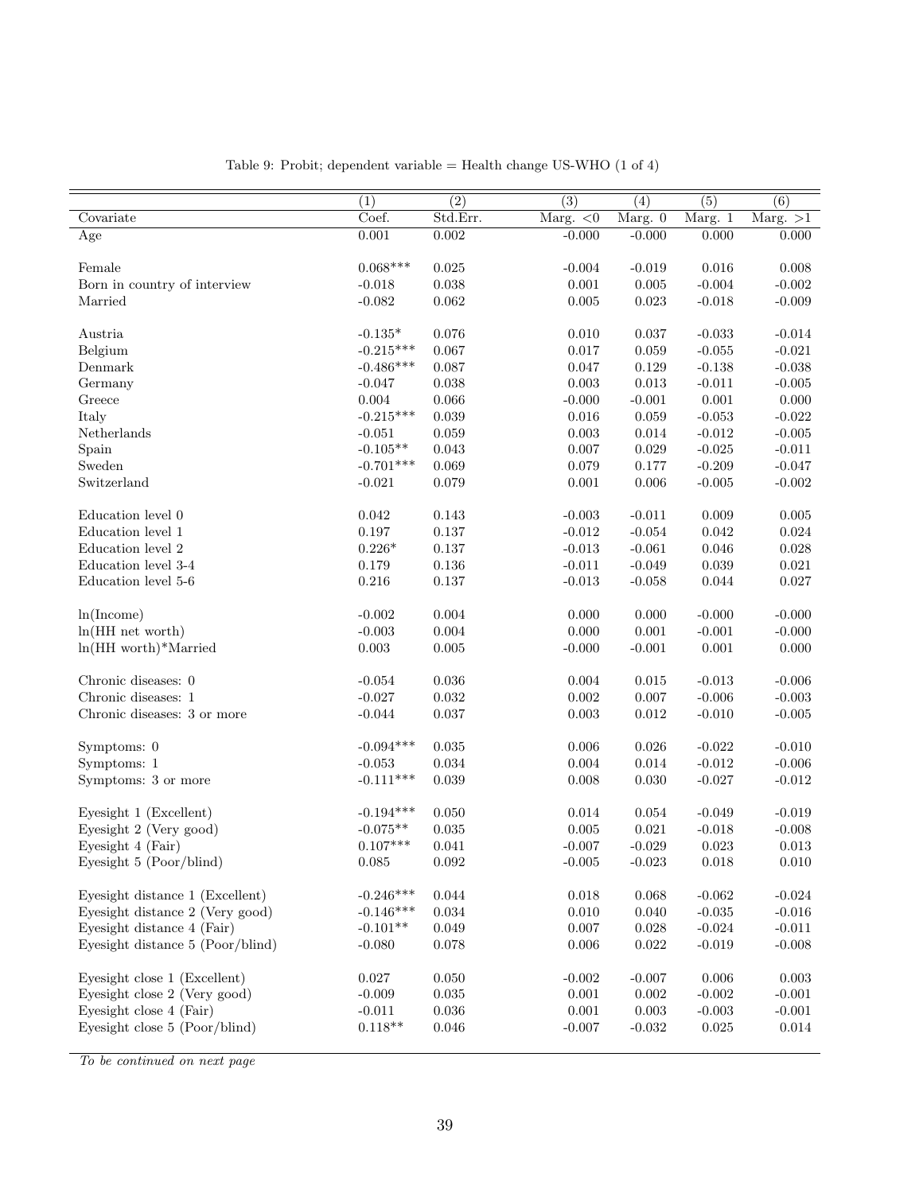Table 9: Probit; dependent variable = Health change US-WHO (1 of 4)

| | (1) | (2) | (3) | (4) | (5) | (6) |
|---|---|---|---|---|---|---|
| Covariate | Coef. | Std.Err. | Marg. <0 | Marg. 0 | Marg. 1 | Marg. >1 |
| Age | 0.001 | 0.002 | -0.000 | -0.000 | 0.000 | 0.000 |
| | | | | | | |
| Female | 0.068*** | 0.025 | -0.004 | -0.019 | 0.016 | 0.008 |
| Born in country of interview | -0.018 | 0.038 | 0.001 | 0.005 | -0.004 | -0.002 |
| Married | -0.082 | 0.062 | 0.005 | 0.023 | -0.018 | -0.009 |
| | | | | | | |
| Austria | -0.135* | 0.076 | 0.010 | 0.037 | -0.033 | -0.014 |
| Belgium | -0.215*** | 0.067 | 0.017 | 0.059 | -0.055 | -0.021 |
| Denmark | -0.486*** | 0.087 | 0.047 | 0.129 | -0.138 | -0.038 |
| Germany | -0.047 | 0.038 | 0.003 | 0.013 | -0.011 | -0.005 |
| Greece | 0.004 | 0.066 | -0.000 | -0.001 | 0.001 | 0.000 |
| Italy | -0.215*** | 0.039 | 0.016 | 0.059 | -0.053 | -0.022 |
| Netherlands | -0.051 | 0.059 | 0.003 | 0.014 | -0.012 | -0.005 |
| Spain | -0.105** | 0.043 | 0.007 | 0.029 | -0.025 | -0.011 |
| Sweden | -0.701*** | 0.069 | 0.079 | 0.177 | -0.209 | -0.047 |
| Switzerland | -0.021 | 0.079 | 0.001 | 0.006 | -0.005 | -0.002 |
| | | | | | | |
| Education level 0 | 0.042 | 0.143 | -0.003 | -0.011 | 0.009 | 0.005 |
| Education level 1 | 0.197 | 0.137 | -0.012 | -0.054 | 0.042 | 0.024 |
| Education level 2 | 0.226* | 0.137 | -0.013 | -0.061 | 0.046 | 0.028 |
| Education level 3-4 | 0.179 | 0.136 | -0.011 | -0.049 | 0.039 | 0.021 |
| Education level 5-6 | 0.216 | 0.137 | -0.013 | -0.058 | 0.044 | 0.027 |
| | | | | | | |
| ln(Income) | -0.002 | 0.004 | 0.000 | 0.000 | -0.000 | -0.000 |
| ln(HH net worth) | -0.003 | 0.004 | 0.000 | 0.001 | -0.001 | -0.000 |
| ln(HH worth)*Married | 0.003 | 0.005 | -0.000 | -0.001 | 0.001 | 0.000 |
| | | | | | | |
| Chronic diseases: 0 | -0.054 | 0.036 | 0.004 | 0.015 | -0.013 | -0.006 |
| Chronic diseases: 1 | -0.027 | 0.032 | 0.002 | 0.007 | -0.006 | -0.003 |
| Chronic diseases: 3 or more | -0.044 | 0.037 | 0.003 | 0.012 | -0.010 | -0.005 |
| | | | | | | |
| Symptoms: 0 | -0.094*** | 0.035 | 0.006 | 0.026 | -0.022 | -0.010 |
| Symptoms: 1 | -0.053 | 0.034 | 0.004 | 0.014 | -0.012 | -0.006 |
| Symptoms: 3 or more | -0.111*** | 0.039 | 0.008 | 0.030 | -0.027 | -0.012 |
| | | | | | | |
| Eyesight 1 (Excellent) | -0.194*** | 0.050 | 0.014 | 0.054 | -0.049 | -0.019 |
| Eyesight 2 (Very good) | -0.075** | 0.035 | 0.005 | 0.021 | -0.018 | -0.008 |
| Eyesight 4 (Fair) | 0.107*** | 0.041 | -0.007 | -0.029 | 0.023 | 0.013 |
| Eyesight 5 (Poor/blind) | 0.085 | 0.092 | -0.005 | -0.023 | 0.018 | 0.010 |
| | | | | | | |
| Eyesight distance 1 (Excellent) | -0.246*** | 0.044 | 0.018 | 0.068 | -0.062 | -0.024 |
| Eyesight distance 2 (Very good) | -0.146*** | 0.034 | 0.010 | 0.040 | -0.035 | -0.016 |
| Eyesight distance 4 (Fair) | -0.101** | 0.049 | 0.007 | 0.028 | -0.024 | -0.011 |
| Eyesight distance 5 (Poor/blind) | -0.080 | 0.078 | 0.006 | 0.022 | -0.019 | -0.008 |
| | | | | | | |
| Eyesight close 1 (Excellent) | 0.027 | 0.050 | -0.002 | -0.007 | 0.006 | 0.003 |
| Eyesight close 2 (Very good) | -0.009 | 0.035 | 0.001 | 0.002 | -0.002 | -0.001 |
| Eyesight close 4 (Fair) | -0.011 | 0.036 | 0.001 | 0.003 | -0.003 | -0.001 |
| Eyesight close 5 (Poor/blind) | 0.118** | 0.046 | -0.007 | -0.032 | 0.025 | 0.014 |

*To be continued on next page*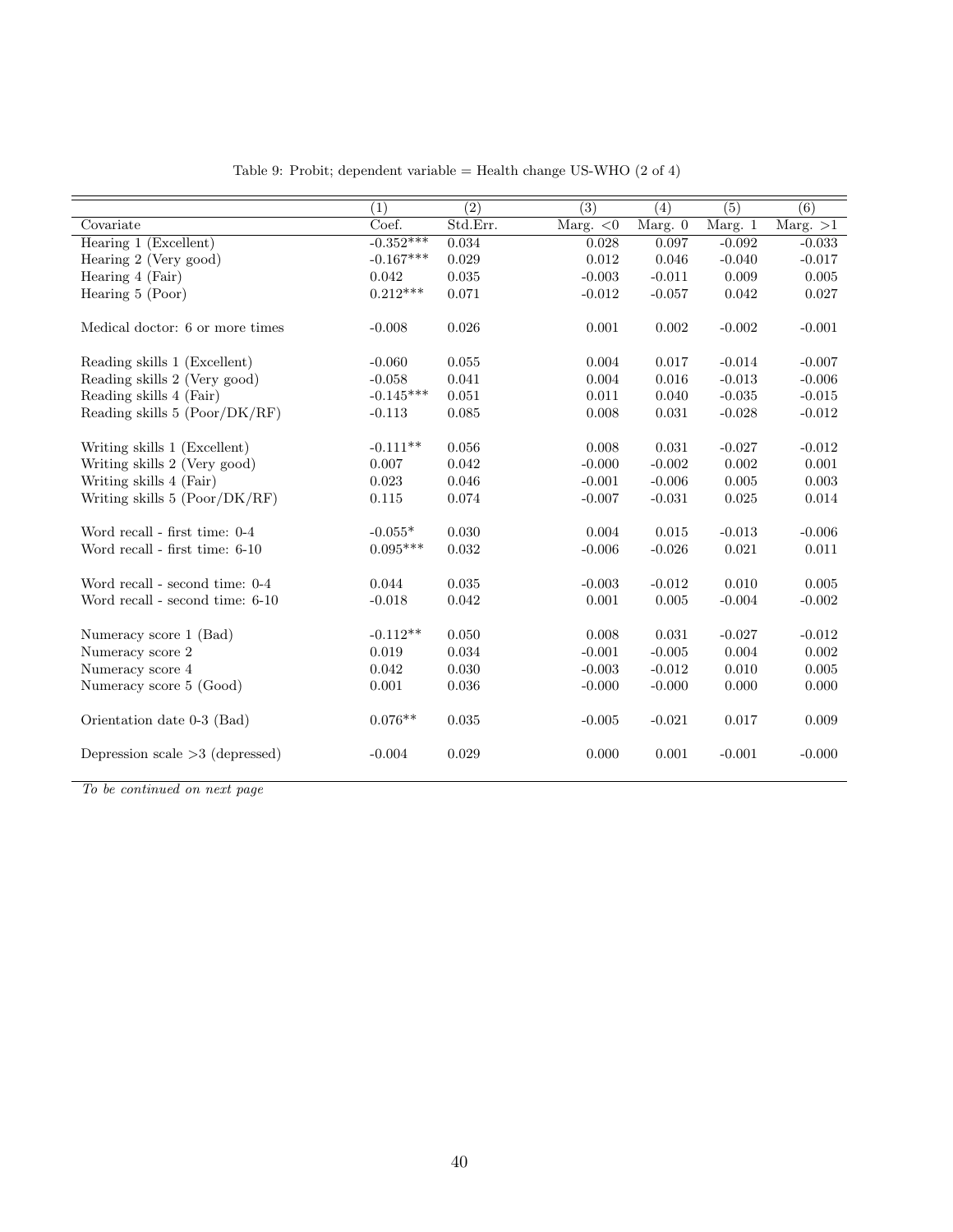Table 9: Probit; dependent variable = Health change US-WHO (2 of 4)

| | (1) | (2) | (3) | (4) | (5) | (6) |
|---|---|---|---|---|---|---|
| Covariate | Coef. | Std.Err. | Marg. <0 | Marg. 0 | Marg. 1 | Marg. >1 |
| Hearing 1 (Excellent) | -0.352*** | 0.034 | 0.028 | 0.097 | -0.092 | -0.033 |
| Hearing 2 (Very good) | -0.167*** | 0.029 | 0.012 | 0.046 | -0.040 | -0.017 |
| Hearing 4 (Fair) | 0.042 | 0.035 | -0.003 | -0.011 | 0.009 | 0.005 |
| Hearing 5 (Poor) | 0.212*** | 0.071 | -0.012 | -0.057 | 0.042 | 0.027 |
| Medical doctor: 6 or more times | -0.008 | 0.026 | 0.001 | 0.002 | -0.002 | -0.001 |
| Reading skills 1 (Excellent) | -0.060 | 0.055 | 0.004 | 0.017 | -0.014 | -0.007 |
| Reading skills 2 (Very good) | -0.058 | 0.041 | 0.004 | 0.016 | -0.013 | -0.006 |
| Reading skills 4 (Fair) | -0.145*** | 0.051 | 0.011 | 0.040 | -0.035 | -0.015 |
| Reading skills 5 (Poor/DK/RF) | -0.113 | 0.085 | 0.008 | 0.031 | -0.028 | -0.012 |
| Writing skills 1 (Excellent) | -0.111** | 0.056 | 0.008 | 0.031 | -0.027 | -0.012 |
| Writing skills 2 (Very good) | 0.007 | 0.042 | -0.000 | -0.002 | 0.002 | 0.001 |
| Writing skills 4 (Fair) | 0.023 | 0.046 | -0.001 | -0.006 | 0.005 | 0.003 |
| Writing skills 5 (Poor/DK/RF) | 0.115 | 0.074 | -0.007 | -0.031 | 0.025 | 0.014 |
| Word recall - first time: 0-4 | -0.055* | 0.030 | 0.004 | 0.015 | -0.013 | -0.006 |
| Word recall - first time: 6-10 | 0.095*** | 0.032 | -0.006 | -0.026 | 0.021 | 0.011 |
| Word recall - second time: 0-4 | 0.044 | 0.035 | -0.003 | -0.012 | 0.010 | 0.005 |
| Word recall - second time: 6-10 | -0.018 | 0.042 | 0.001 | 0.005 | -0.004 | -0.002 |
| Numeracy score 1 (Bad) | -0.112** | 0.050 | 0.008 | 0.031 | -0.027 | -0.012 |
| Numeracy score 2 | 0.019 | 0.034 | -0.001 | -0.005 | 0.004 | 0.002 |
| Numeracy score 4 | 0.042 | 0.030 | -0.003 | -0.012 | 0.010 | 0.005 |
| Numeracy score 5 (Good) | 0.001 | 0.036 | -0.000 | -0.000 | 0.000 | 0.000 |
| Orientation date 0-3 (Bad) | 0.076** | 0.035 | -0.005 | -0.021 | 0.017 | 0.009 |
| Depression scale >3 (depressed) | -0.004 | 0.029 | 0.000 | 0.001 | -0.001 | -0.000 |

*To be continued on next page*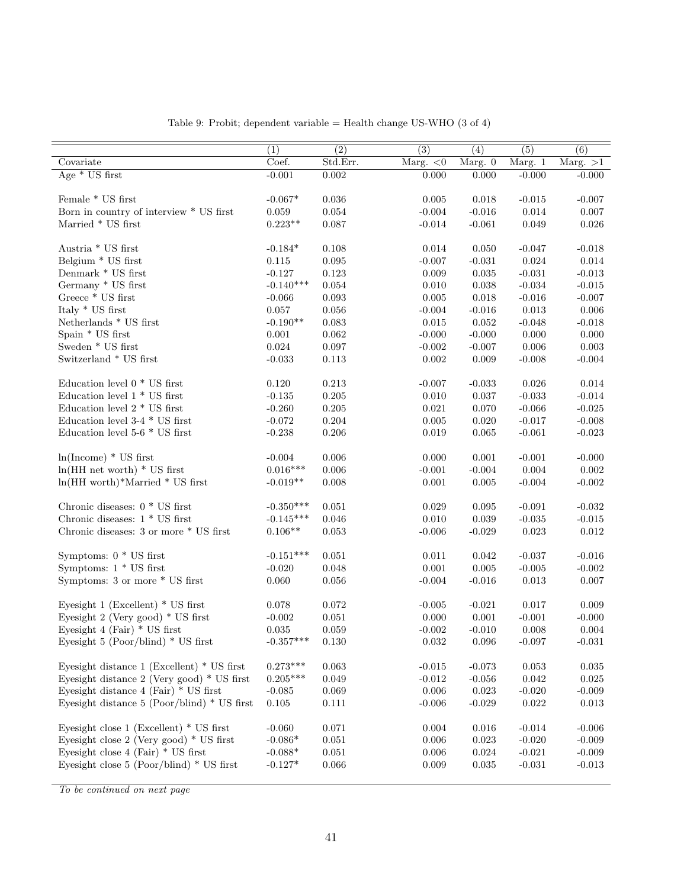Table 9: Probit; dependent variable = Health change US-WHO (3 of 4)

| | (1) | (2) | (3) | (4) | (5) | (6) |
|---|---|---|---|---|---|---|
| Covariate | Coef. | Std.Err. | Marg. <0 | Marg. 0 | Marg. 1 | Marg. >1 |
| Age * US first | -0.001 | 0.002 | 0.000 | 0.000 | -0.000 | -0.000 |
| Female * US first | -0.067* | 0.036 | 0.005 | 0.018 | -0.015 | -0.007 |
| Born in country of interview * US first | 0.059 | 0.054 | -0.004 | -0.016 | 0.014 | 0.007 |
| Married * US first | 0.223** | 0.087 | -0.014 | -0.061 | 0.049 | 0.026 |
| Austria * US first | -0.184* | 0.108 | 0.014 | 0.050 | -0.047 | -0.018 |
| Belgium * US first | 0.115 | 0.095 | -0.007 | -0.031 | 0.024 | 0.014 |
| Denmark * US first | -0.127 | 0.123 | 0.009 | 0.035 | -0.031 | -0.013 |
| Germany * US first | -0.140*** | 0.054 | 0.010 | 0.038 | -0.034 | -0.015 |
| Greece * US first | -0.066 | 0.093 | 0.005 | 0.018 | -0.016 | -0.007 |
| Italy * US first | 0.057 | 0.056 | -0.004 | -0.016 | 0.013 | 0.006 |
| Netherlands * US first | -0.190** | 0.083 | 0.015 | 0.052 | -0.048 | -0.018 |
| Spain * US first | 0.001 | 0.062 | -0.000 | -0.000 | 0.000 | 0.000 |
| Sweden * US first | 0.024 | 0.097 | -0.002 | -0.007 | 0.006 | 0.003 |
| Switzerland * US first | -0.033 | 0.113 | 0.002 | 0.009 | -0.008 | -0.004 |
| Education level 0 * US first | 0.120 | 0.213 | -0.007 | -0.033 | 0.026 | 0.014 |
| Education level 1 * US first | -0.135 | 0.205 | 0.010 | 0.037 | -0.033 | -0.014 |
| Education level 2 * US first | -0.260 | 0.205 | 0.021 | 0.070 | -0.066 | -0.025 |
| Education level 3-4 * US first | -0.072 | 0.204 | 0.005 | 0.020 | -0.017 | -0.008 |
| Education level 5-6 * US first | -0.238 | 0.206 | 0.019 | 0.065 | -0.061 | -0.023 |
| ln(Income) * US first | -0.004 | 0.006 | 0.000 | 0.001 | -0.001 | -0.000 |
| ln(HH net worth) * US first | 0.016*** | 0.006 | -0.001 | -0.004 | 0.004 | 0.002 |
| ln(HH worth)*Married * US first | -0.019** | 0.008 | 0.001 | 0.005 | -0.004 | -0.002 |
| Chronic diseases: 0 * US first | -0.350*** | 0.051 | 0.029 | 0.095 | -0.091 | -0.032 |
| Chronic diseases: 1 * US first | -0.145*** | 0.046 | 0.010 | 0.039 | -0.035 | -0.015 |
| Chronic diseases: 3 or more * US first | 0.106** | 0.053 | -0.006 | -0.029 | 0.023 | 0.012 |
| Symptoms: 0 * US first | -0.151*** | 0.051 | 0.011 | 0.042 | -0.037 | -0.016 |
| Symptoms: 1 * US first | -0.020 | 0.048 | 0.001 | 0.005 | -0.005 | -0.002 |
| Symptoms: 3 or more * US first | 0.060 | 0.056 | -0.004 | -0.016 | 0.013 | 0.007 |
| Eyesight 1 (Excellent) * US first | 0.078 | 0.072 | -0.005 | -0.021 | 0.017 | 0.009 |
| Eyesight 2 (Very good) * US first | -0.002 | 0.051 | 0.000 | 0.001 | -0.001 | -0.000 |
| Eyesight 4 (Fair) * US first | 0.035 | 0.059 | -0.002 | -0.010 | 0.008 | 0.004 |
| Eyesight 5 (Poor/blind) * US first | -0.357*** | 0.130 | 0.032 | 0.096 | -0.097 | -0.031 |
| Eyesight distance 1 (Excellent) * US first | 0.273*** | 0.063 | -0.015 | -0.073 | 0.053 | 0.035 |
| Eyesight distance 2 (Very good) * US first | 0.205*** | 0.049 | -0.012 | -0.056 | 0.042 | 0.025 |
| Eyesight distance 4 (Fair) * US first | -0.085 | 0.069 | 0.006 | 0.023 | -0.020 | -0.009 |
| Eyesight distance 5 (Poor/blind) * US first | 0.105 | 0.111 | -0.006 | -0.029 | 0.022 | 0.013 |
| Eyesight close 1 (Excellent) * US first | -0.060 | 0.071 | 0.004 | 0.016 | -0.014 | -0.006 |
| Eyesight close 2 (Very good) * US first | -0.086* | 0.051 | 0.006 | 0.023 | -0.020 | -0.009 |
| Eyesight close 4 (Fair) * US first | -0.088* | 0.051 | 0.006 | 0.024 | -0.021 | -0.009 |
| Eyesight close 5 (Poor/blind) * US first | -0.127* | 0.066 | 0.009 | 0.035 | -0.031 | -0.013 |

*To be continued on next page*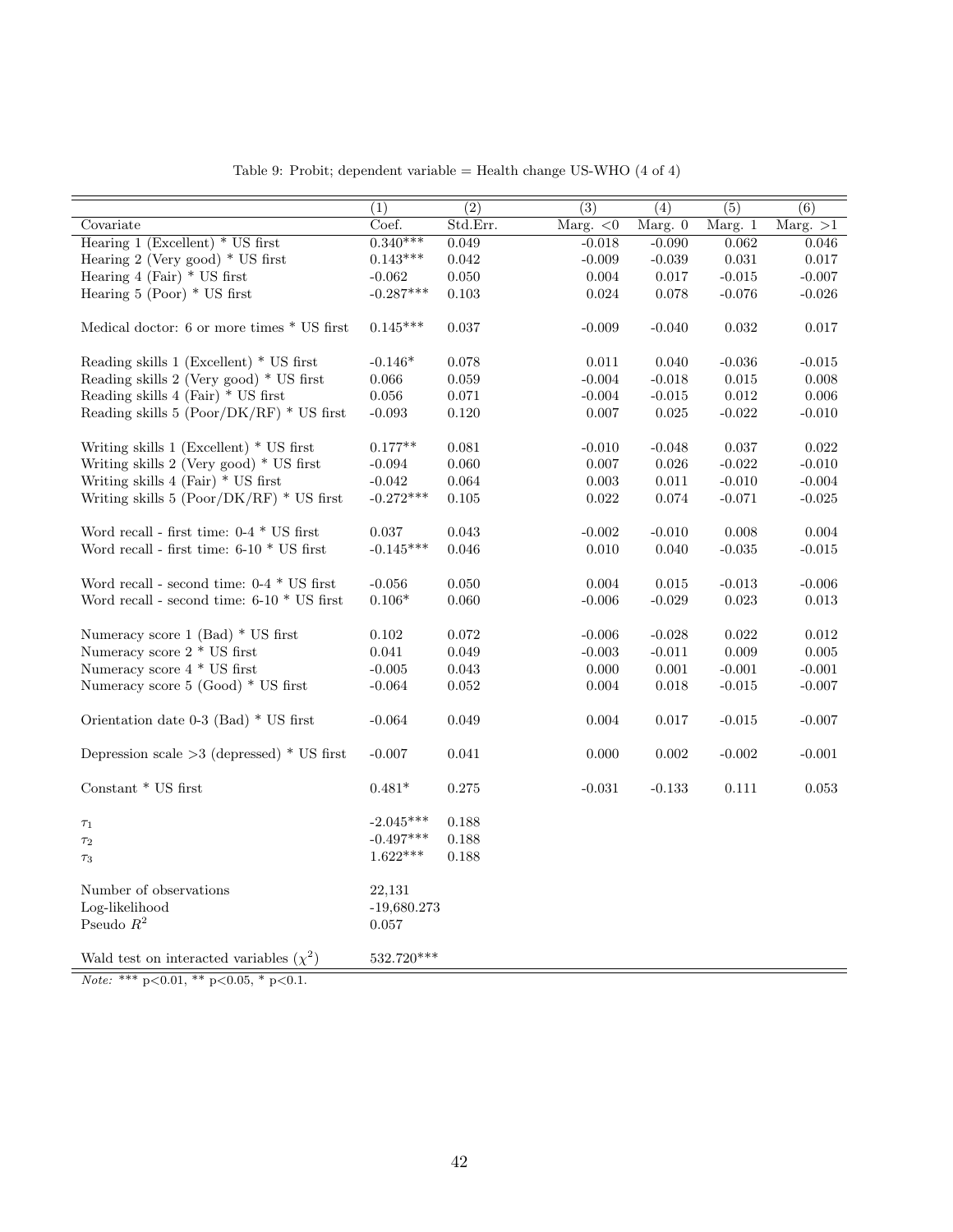Table 9: Probit; dependent variable = Health change US-WHO (4 of 4)

| | (1) | (2) | (3) | (4) | (5) | (6) |
|---|---|---|---|---|---|---|
| Covariate | Coef. | Std.Err. | Marg. <0 | Marg. 0 | Marg. 1 | Marg. >1 |
| Hearing 1 (Excellent) * US first | 0.340*** | 0.049 | -0.018 | -0.090 | 0.062 | 0.046 |
| Hearing 2 (Very good) * US first | 0.143*** | 0.042 | -0.009 | -0.039 | 0.031 | 0.017 |
| Hearing 4 (Fair) * US first | -0.062 | 0.050 | 0.004 | 0.017 | -0.015 | -0.007 |
| Hearing 5 (Poor) * US first | -0.287*** | 0.103 | 0.024 | 0.078 | -0.076 | -0.026 |
| | | | | | | |
| Medical doctor: 6 or more times * US first | 0.145*** | 0.037 | -0.009 | -0.040 | 0.032 | 0.017 |
| | | | | | | |
| Reading skills 1 (Excellent) * US first | -0.146* | 0.078 | 0.011 | 0.040 | -0.036 | -0.015 |
| Reading skills 2 (Very good) * US first | 0.066 | 0.059 | -0.004 | -0.018 | 0.015 | 0.008 |
| Reading skills 4 (Fair) * US first | 0.056 | 0.071 | -0.004 | -0.015 | 0.012 | 0.006 |
| Reading skills 5 (Poor/DK/RF) * US first | -0.093 | 0.120 | 0.007 | 0.025 | -0.022 | -0.010 |
| | | | | | | |
| Writing skills 1 (Excellent) * US first | 0.177** | 0.081 | -0.010 | -0.048 | 0.037 | 0.022 |
| Writing skills 2 (Very good) * US first | -0.094 | 0.060 | 0.007 | 0.026 | -0.022 | -0.010 |
| Writing skills 4 (Fair) * US first | -0.042 | 0.064 | 0.003 | 0.011 | -0.010 | -0.004 |
| Writing skills 5 (Poor/DK/RF) * US first | -0.272*** | 0.105 | 0.022 | 0.074 | -0.071 | -0.025 |
| | | | | | | |
| Word recall - first time: 0-4 * US first | 0.037 | 0.043 | -0.002 | -0.010 | 0.008 | 0.004 |
| Word recall - first time: 6-10 * US first | -0.145*** | 0.046 | 0.010 | 0.040 | -0.035 | -0.015 |
| | | | | | | |
| Word recall - second time: 0-4 * US first | -0.056 | 0.050 | 0.004 | 0.015 | -0.013 | -0.006 |
| Word recall - second time: 6-10 * US first | 0.106* | 0.060 | -0.006 | -0.029 | 0.023 | 0.013 |
| | | | | | | |
| Numeracy score 1 (Bad) * US first | 0.102 | 0.072 | -0.006 | -0.028 | 0.022 | 0.012 |
| Numeracy score 2 * US first | 0.041 | 0.049 | -0.003 | -0.011 | 0.009 | 0.005 |
| Numeracy score 4 * US first | -0.005 | 0.043 | 0.000 | 0.001 | -0.001 | -0.001 |
| Numeracy score 5 (Good) * US first | -0.064 | 0.052 | 0.004 | 0.018 | -0.015 | -0.007 |
| | | | | | | |
| Orientation date 0-3 (Bad) * US first | -0.064 | 0.049 | 0.004 | 0.017 | -0.015 | -0.007 |
| | | | | | | |
| Depression scale >3 (depressed) * US first | -0.007 | 0.041 | 0.000 | 0.002 | -0.002 | -0.001 |
| | | | | | | |
| Constant * US first | 0.481* | 0.275 | -0.031 | -0.133 | 0.111 | 0.053 |
| | | | | | | |
| $\tau_1$ | -2.045*** | 0.188 | | | | |
| $\tau_2$ | -0.497*** | 0.188 | | | | |
| $\tau_3$ | 1.622*** | 0.188 | | | | |
| | | | | | | |
| Number of observations | 22,131 | | | | | |
| Log-likelihood | -19,680.273 | | | | | |
| Pseudo $R^2$ | 0.057 | | | | | |
| | | | | | | |
| Wald test on interacted variables ($\chi^2$) | 532.720*** | | | | | |

*Note:* *** p<0.01, ** p<0.05, * p<0.1.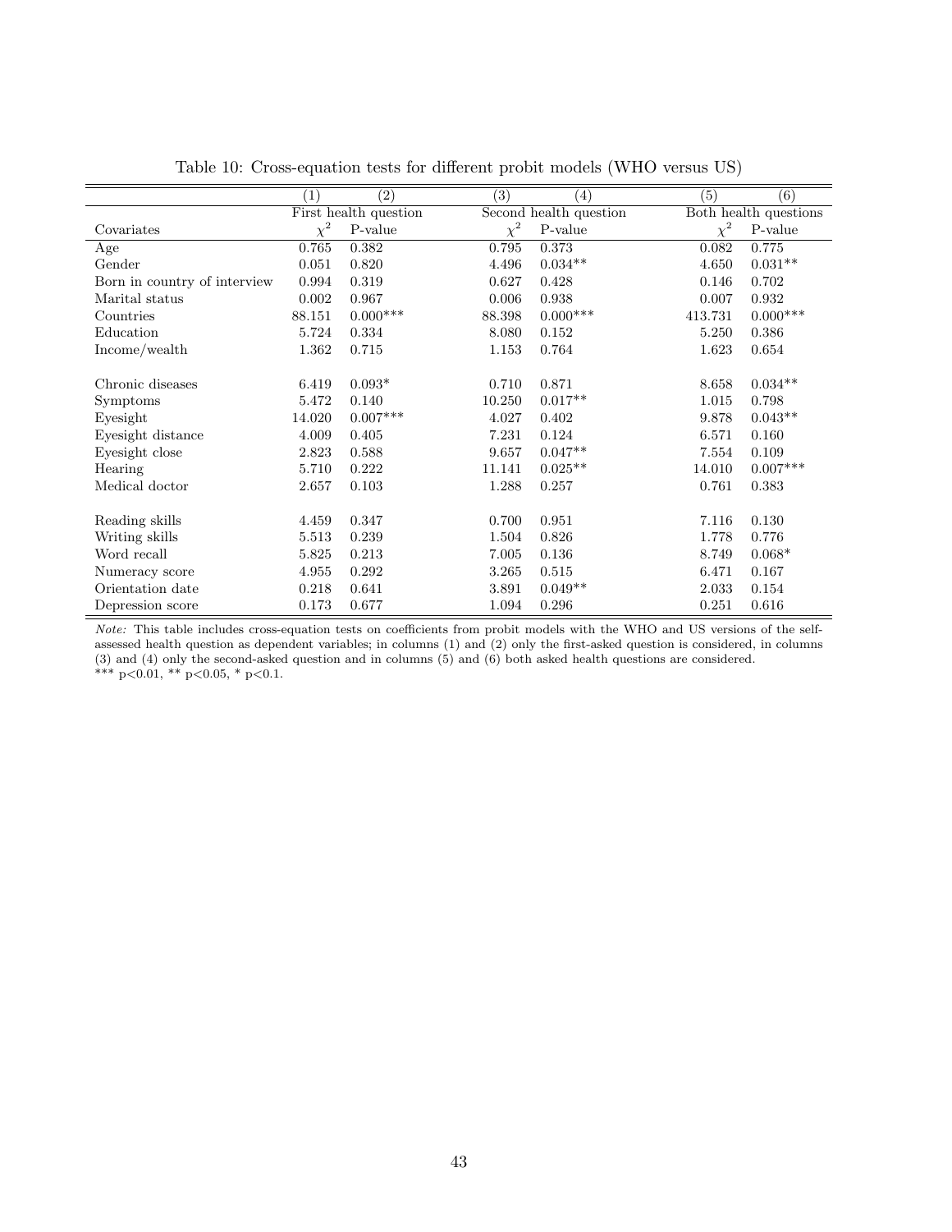Table 10: Cross-equation tests for different probit models (WHO versus US)

| | (1) | (2) | (3) | (4) | (5) | (6) |
|---|---|---|---|---|---|---|
| | First health question | | Second health question | | Both health questions | |
| Covariates | $\chi^2$ | P-value | $\chi^2$ | P-value | $\chi^2$ | P-value |
| Age | 0.765 | 0.382 | 0.795 | 0.373 | 0.082 | 0.775 |
| Gender | 0.051 | 0.820 | 4.496 | 0.034** | 4.650 | 0.031** |
| Born in country of interview | 0.994 | 0.319 | 0.627 | 0.428 | 0.146 | 0.702 |
| Marital status | 0.002 | 0.967 | 0.006 | 0.938 | 0.007 | 0.932 |
| Countries | 88.151 | 0.000*** | 88.398 | 0.000*** | 413.731 | 0.000*** |
| Education | 5.724 | 0.334 | 8.080 | 0.152 | 5.250 | 0.386 |
| Income/wealth | 1.362 | 0.715 | 1.153 | 0.764 | 1.623 | 0.654 |
| | | | | | | |
| Chronic diseases | 6.419 | 0.093* | 0.710 | 0.871 | 8.658 | 0.034** |
| Symptoms | 5.472 | 0.140 | 10.250 | 0.017** | 1.015 | 0.798 |
| Eyesight | 14.020 | 0.007*** | 4.027 | 0.402 | 9.878 | 0.043** |
| Eyesight distance | 4.009 | 0.405 | 7.231 | 0.124 | 6.571 | 0.160 |
| Eyesight close | 2.823 | 0.588 | 9.657 | 0.047** | 7.554 | 0.109 |
| Hearing | 5.710 | 0.222 | 11.141 | 0.025** | 14.010 | 0.007*** |
| Medical doctor | 2.657 | 0.103 | 1.288 | 0.257 | 0.761 | 0.383 |
| | | | | | | |
| Reading skills | 4.459 | 0.347 | 0.700 | 0.951 | 7.116 | 0.130 |
| Writing skills | 5.513 | 0.239 | 1.504 | 0.826 | 1.778 | 0.776 |
| Word recall | 5.825 | 0.213 | 7.005 | 0.136 | 8.749 | 0.068* |
| Numeracy score | 4.955 | 0.292 | 3.265 | 0.515 | 6.471 | 0.167 |
| Orientation date | 0.218 | 0.641 | 3.891 | 0.049** | 2.033 | 0.154 |
| Depression score | 0.173 | 0.677 | 1.094 | 0.296 | 0.251 | 0.616 |

*Note:* This table includes cross-equation tests on coefficients from probit models with the WHO and US versions of the self-assessed health question as dependent variables; in columns (1) and (2) only the first-asked question is considered, in columns (3) and (4) only the second-asked question and in columns (5) and (6) both asked health questions are considered.
*** $p<0.01$, ** $p<0.05$, * $p<0.1$.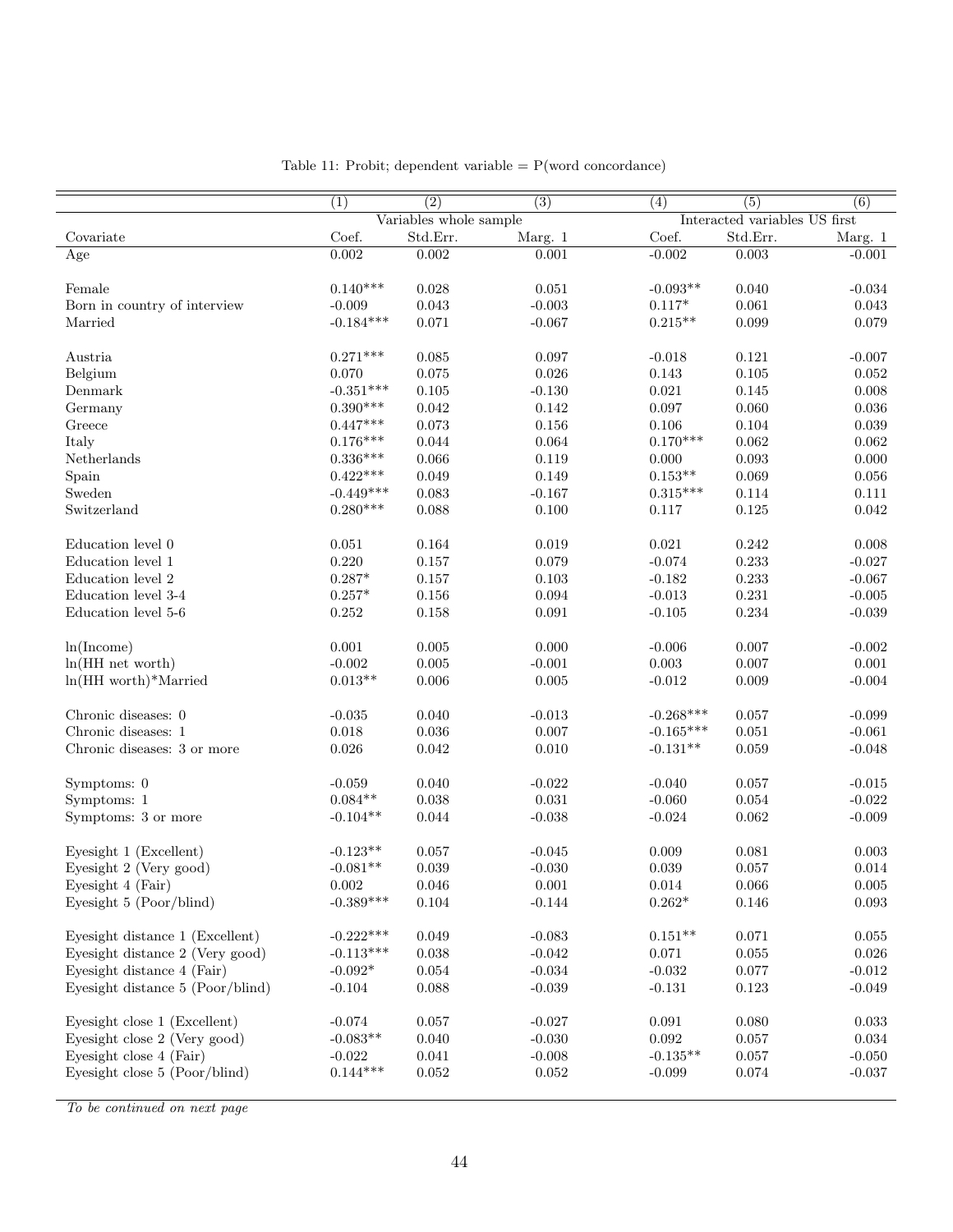Table 11: Probit; dependent variable = P(word concordance)

| | (1) | (2) | (3) | (4) | (5) | (6) |
|---|---|---|---|---|---|---|
| | Variables whole sample | | | Interacted variables US first | | |
| Covariate | Coef. | Std.Err. | Marg. 1 | Coef. | Std.Err. | Marg. 1 |
| Age | 0.002 | 0.002 | 0.001 | -0.002 | 0.003 | -0.001 |
| Female | 0.140*** | 0.028 | 0.051 | -0.093** | 0.040 | -0.034 |
| Born in country of interview | -0.009 | 0.043 | -0.003 | 0.117* | 0.061 | 0.043 |
| Married | -0.184*** | 0.071 | -0.067 | 0.215** | 0.099 | 0.079 |
| Austria | 0.271*** | 0.085 | 0.097 | -0.018 | 0.121 | -0.007 |
| Belgium | 0.070 | 0.075 | 0.026 | 0.143 | 0.105 | 0.052 |
| Denmark | -0.351*** | 0.105 | -0.130 | 0.021 | 0.145 | 0.008 |
| Germany | 0.390*** | 0.042 | 0.142 | 0.097 | 0.060 | 0.036 |
| Greece | 0.447*** | 0.073 | 0.156 | 0.106 | 0.104 | 0.039 |
| Italy | 0.176*** | 0.044 | 0.064 | 0.170*** | 0.062 | 0.062 |
| Netherlands | 0.336*** | 0.066 | 0.119 | 0.000 | 0.093 | 0.000 |
| Spain | 0.422*** | 0.049 | 0.149 | 0.153** | 0.069 | 0.056 |
| Sweden | -0.449*** | 0.083 | -0.167 | 0.315*** | 0.114 | 0.111 |
| Switzerland | 0.280*** | 0.088 | 0.100 | 0.117 | 0.125 | 0.042 |
| Education level 0 | 0.051 | 0.164 | 0.019 | 0.021 | 0.242 | 0.008 |
| Education level 1 | 0.220 | 0.157 | 0.079 | -0.074 | 0.233 | -0.027 |
| Education level 2 | 0.287* | 0.157 | 0.103 | -0.182 | 0.233 | -0.067 |
| Education level 3-4 | 0.257* | 0.156 | 0.094 | -0.013 | 0.231 | -0.005 |
| Education level 5-6 | 0.252 | 0.158 | 0.091 | -0.105 | 0.234 | -0.039 |
| ln(Income) | 0.001 | 0.005 | 0.000 | -0.006 | 0.007 | -0.002 |
| ln(HH net worth) | -0.002 | 0.005 | -0.001 | 0.003 | 0.007 | 0.001 |
| ln(HH worth)*Married | 0.013** | 0.006 | 0.005 | -0.012 | 0.009 | -0.004 |
| Chronic diseases: 0 | -0.035 | 0.040 | -0.013 | -0.268*** | 0.057 | -0.099 |
| Chronic diseases: 1 | 0.018 | 0.036 | 0.007 | -0.165*** | 0.051 | -0.061 |
| Chronic diseases: 3 or more | 0.026 | 0.042 | 0.010 | -0.131** | 0.059 | -0.048 |
| Symptoms: 0 | -0.059 | 0.040 | -0.022 | -0.040 | 0.057 | -0.015 |
| Symptoms: 1 | 0.084** | 0.038 | 0.031 | -0.060 | 0.054 | -0.022 |
| Symptoms: 3 or more | -0.104** | 0.044 | -0.038 | -0.024 | 0.062 | -0.009 |
| Eyesight 1 (Excellent) | -0.123** | 0.057 | -0.045 | 0.009 | 0.081 | 0.003 |
| Eyesight 2 (Very good) | -0.081** | 0.039 | -0.030 | 0.039 | 0.057 | 0.014 |
| Eyesight 4 (Fair) | 0.002 | 0.046 | 0.001 | 0.014 | 0.066 | 0.005 |
| Eyesight 5 (Poor/blind) | -0.389*** | 0.104 | -0.144 | 0.262* | 0.146 | 0.093 |
| Eyesight distance 1 (Excellent) | -0.222*** | 0.049 | -0.083 | 0.151** | 0.071 | 0.055 |
| Eyesight distance 2 (Very good) | -0.113*** | 0.038 | -0.042 | 0.071 | 0.055 | 0.026 |
| Eyesight distance 4 (Fair) | -0.092* | 0.054 | -0.034 | -0.032 | 0.077 | -0.012 |
| Eyesight distance 5 (Poor/blind) | -0.104 | 0.088 | -0.039 | -0.131 | 0.123 | -0.049 |
| Eyesight close 1 (Excellent) | -0.074 | 0.057 | -0.027 | 0.091 | 0.080 | 0.033 |
| Eyesight close 2 (Very good) | -0.083** | 0.040 | -0.030 | 0.092 | 0.057 | 0.034 |
| Eyesight close 4 (Fair) | -0.022 | 0.041 | -0.008 | -0.135** | 0.057 | -0.050 |
| Eyesight close 5 (Poor/blind) | 0.144*** | 0.052 | 0.052 | -0.099 | 0.074 | -0.037 |

*To be continued on next page*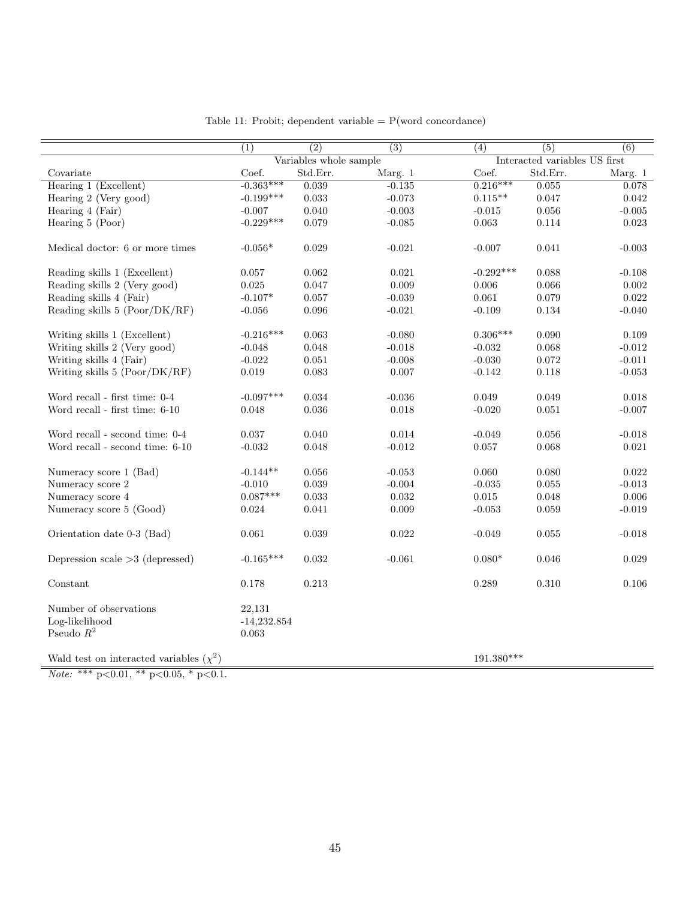Table 11: Probit; dependent variable = P(word concordance)

| | (1) | (2) | (3) | (4) | (5) | (6) |
|---|---|---|---|---|---|---|
| | Variables whole sample | | | Interacted variables US first | | |
| Covariate | Coef. | Std.Err. | Marg. 1 | Coef. | Std.Err. | Marg. 1 |
| Hearing 1 (Excellent) | -0.363*** | 0.039 | -0.135 | 0.216*** | 0.055 | 0.078 |
| Hearing 2 (Very good) | -0.199*** | 0.033 | -0.073 | 0.115** | 0.047 | 0.042 |
| Hearing 4 (Fair) | -0.007 | 0.040 | -0.003 | -0.015 | 0.056 | -0.005 |
| Hearing 5 (Poor) | -0.229*** | 0.079 | -0.085 | 0.063 | 0.114 | 0.023 |
| Medical doctor: 6 or more times | -0.056* | 0.029 | -0.021 | -0.007 | 0.041 | -0.003 |
| Reading skills 1 (Excellent) | 0.057 | 0.062 | 0.021 | -0.292*** | 0.088 | -0.108 |
| Reading skills 2 (Very good) | 0.025 | 0.047 | 0.009 | 0.006 | 0.066 | 0.002 |
| Reading skills 4 (Fair) | -0.107* | 0.057 | -0.039 | 0.061 | 0.079 | 0.022 |
| Reading skills 5 (Poor/DK/RF) | -0.056 | 0.096 | -0.021 | -0.109 | 0.134 | -0.040 |
| Writing skills 1 (Excellent) | -0.216*** | 0.063 | -0.080 | 0.306*** | 0.090 | 0.109 |
| Writing skills 2 (Very good) | -0.048 | 0.048 | -0.018 | -0.032 | 0.068 | -0.012 |
| Writing skills 4 (Fair) | -0.022 | 0.051 | -0.008 | -0.030 | 0.072 | -0.011 |
| Writing skills 5 (Poor/DK/RF) | 0.019 | 0.083 | 0.007 | -0.142 | 0.118 | -0.053 |
| Word recall - first time: 0-4 | -0.097*** | 0.034 | -0.036 | 0.049 | 0.049 | 0.018 |
| Word recall - first time: 6-10 | 0.048 | 0.036 | 0.018 | -0.020 | 0.051 | -0.007 |
| Word recall - second time: 0-4 | 0.037 | 0.040 | 0.014 | -0.049 | 0.056 | -0.018 |
| Word recall - second time: 6-10 | -0.032 | 0.048 | -0.012 | 0.057 | 0.068 | 0.021 |
| Numeracy score 1 (Bad) | -0.144** | 0.056 | -0.053 | 0.060 | 0.080 | 0.022 |
| Numeracy score 2 | -0.010 | 0.039 | -0.004 | -0.035 | 0.055 | -0.013 |
| Numeracy score 4 | 0.087*** | 0.033 | 0.032 | 0.015 | 0.048 | 0.006 |
| Numeracy score 5 (Good) | 0.024 | 0.041 | 0.009 | -0.053 | 0.059 | -0.019 |
| Orientation date 0-3 (Bad) | 0.061 | 0.039 | 0.022 | -0.049 | 0.055 | -0.018 |
| Depression scale >3 (depressed) | -0.165*** | 0.032 | -0.061 | 0.080* | 0.046 | 0.029 |
| Constant | 0.178 | 0.213 | | 0.289 | 0.310 | 0.106 |
| Number of observations | 22,131 | | | | | |
| Log-likelihood | -14,232.854 | | | | | |
| Pseudo $R^2$ | 0.063 | | | | | |
| Wald test on interacted variables ($\chi^2$) | | | | 191.380*** | | |

*Note:* *** p<0.01, ** p<0.05, * p<0.1.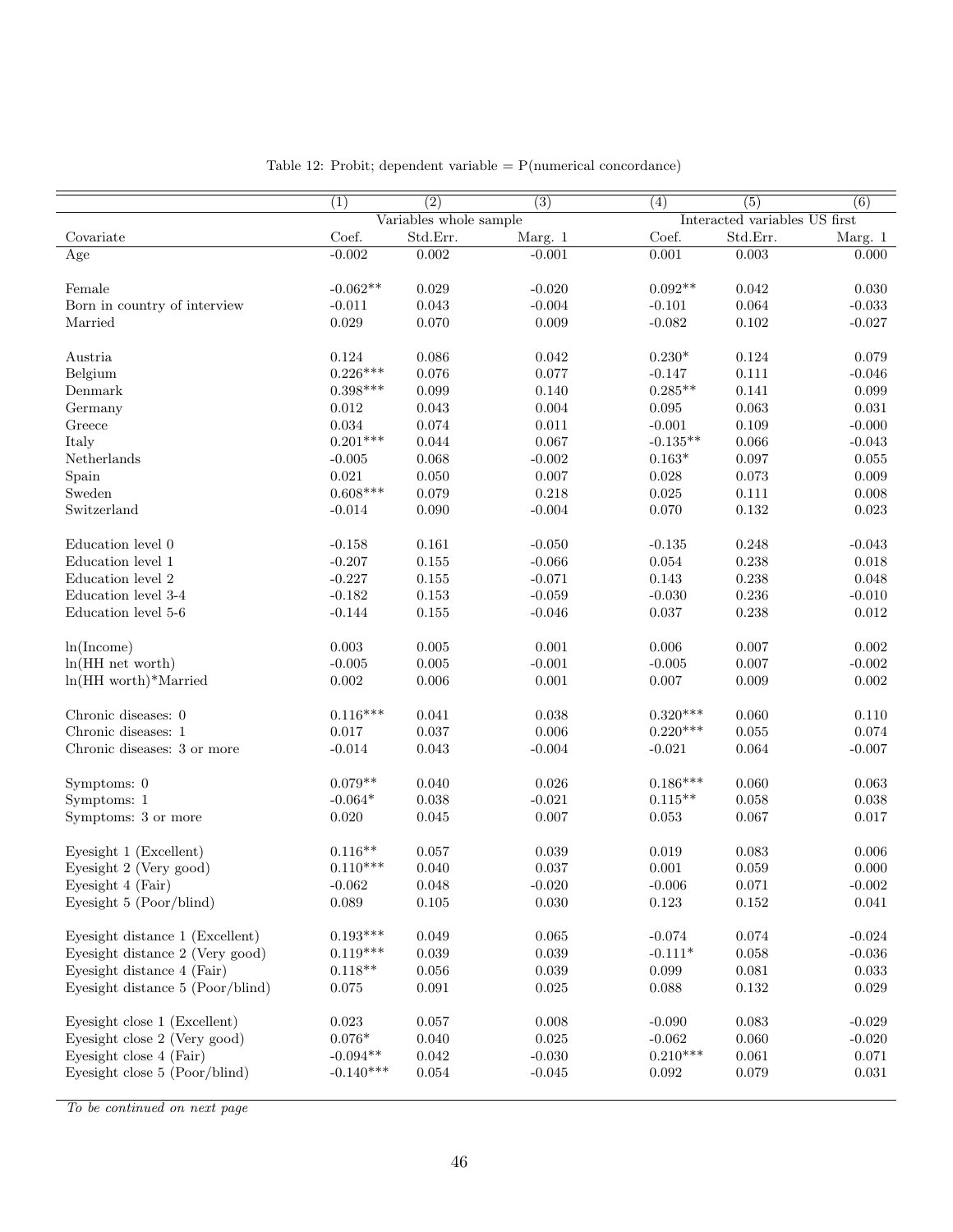Table 12: Probit; dependent variable = P(numerical concordance)

| | (1) | (2) | (3) | (4) | (5) | (6) |
|---|---|---|---|---|---|---|
| | Variables whole sample | | | Interacted variables US first | | |
| Covariate | Coef. | Std.Err. | Marg. 1 | Coef. | Std.Err. | Marg. 1 |
| Age | -0.002 | 0.002 | -0.001 | 0.001 | 0.003 | 0.000 |
| Female | -0.062** | 0.029 | -0.020 | 0.092** | 0.042 | 0.030 |
| Born in country of interview | -0.011 | 0.043 | -0.004 | -0.101 | 0.064 | -0.033 |
| Married | 0.029 | 0.070 | 0.009 | -0.082 | 0.102 | -0.027 |
| Austria | 0.124 | 0.086 | 0.042 | 0.230* | 0.124 | 0.079 |
| Belgium | 0.226*** | 0.076 | 0.077 | -0.147 | 0.111 | -0.046 |
| Denmark | 0.398*** | 0.099 | 0.140 | 0.285** | 0.141 | 0.099 |
| Germany | 0.012 | 0.043 | 0.004 | 0.095 | 0.063 | 0.031 |
| Greece | 0.034 | 0.074 | 0.011 | -0.001 | 0.109 | -0.000 |
| Italy | 0.201*** | 0.044 | 0.067 | -0.135** | 0.066 | -0.043 |
| Netherlands | -0.005 | 0.068 | -0.002 | 0.163* | 0.097 | 0.055 |
| Spain | 0.021 | 0.050 | 0.007 | 0.028 | 0.073 | 0.009 |
| Sweden | 0.608*** | 0.079 | 0.218 | 0.025 | 0.111 | 0.008 |
| Switzerland | -0.014 | 0.090 | -0.004 | 0.070 | 0.132 | 0.023 |
| Education level 0 | -0.158 | 0.161 | -0.050 | -0.135 | 0.248 | -0.043 |
| Education level 1 | -0.207 | 0.155 | -0.066 | 0.054 | 0.238 | 0.018 |
| Education level 2 | -0.227 | 0.155 | -0.071 | 0.143 | 0.238 | 0.048 |
| Education level 3-4 | -0.182 | 0.153 | -0.059 | -0.030 | 0.236 | -0.010 |
| Education level 5-6 | -0.144 | 0.155 | -0.046 | 0.037 | 0.238 | 0.012 |
| ln(Income) | 0.003 | 0.005 | 0.001 | 0.006 | 0.007 | 0.002 |
| ln(HH net worth) | -0.005 | 0.005 | -0.001 | -0.005 | 0.007 | -0.002 |
| ln(HH worth)*Married | 0.002 | 0.006 | 0.001 | 0.007 | 0.009 | 0.002 |
| Chronic diseases: 0 | 0.116*** | 0.041 | 0.038 | 0.320*** | 0.060 | 0.110 |
| Chronic diseases: 1 | 0.017 | 0.037 | 0.006 | 0.220*** | 0.055 | 0.074 |
| Chronic diseases: 3 or more | -0.014 | 0.043 | -0.004 | -0.021 | 0.064 | -0.007 |
| Symptoms: 0 | 0.079** | 0.040 | 0.026 | 0.186*** | 0.060 | 0.063 |
| Symptoms: 1 | -0.064* | 0.038 | -0.021 | 0.115** | 0.058 | 0.038 |
| Symptoms: 3 or more | 0.020 | 0.045 | 0.007 | 0.053 | 0.067 | 0.017 |
| Eyesight 1 (Excellent) | 0.116** | 0.057 | 0.039 | 0.019 | 0.083 | 0.006 |
| Eyesight 2 (Very good) | 0.110*** | 0.040 | 0.037 | 0.001 | 0.059 | 0.000 |
| Eyesight 4 (Fair) | -0.062 | 0.048 | -0.020 | -0.006 | 0.071 | -0.002 |
| Eyesight 5 (Poor/blind) | 0.089 | 0.105 | 0.030 | 0.123 | 0.152 | 0.041 |
| Eyesight distance 1 (Excellent) | 0.193*** | 0.049 | 0.065 | -0.074 | 0.074 | -0.024 |
| Eyesight distance 2 (Very good) | 0.119*** | 0.039 | 0.039 | -0.111* | 0.058 | -0.036 |
| Eyesight distance 4 (Fair) | 0.118** | 0.056 | 0.039 | 0.099 | 0.081 | 0.033 |
| Eyesight distance 5 (Poor/blind) | 0.075 | 0.091 | 0.025 | 0.088 | 0.132 | 0.029 |
| Eyesight close 1 (Excellent) | 0.023 | 0.057 | 0.008 | -0.090 | 0.083 | -0.029 |
| Eyesight close 2 (Very good) | 0.076* | 0.040 | 0.025 | -0.062 | 0.060 | -0.020 |
| Eyesight close 4 (Fair) | -0.094** | 0.042 | -0.030 | 0.210*** | 0.061 | 0.071 |
| Eyesight close 5 (Poor/blind) | -0.140*** | 0.054 | -0.045 | 0.092 | 0.079 | 0.031 |

*To be continued on next page*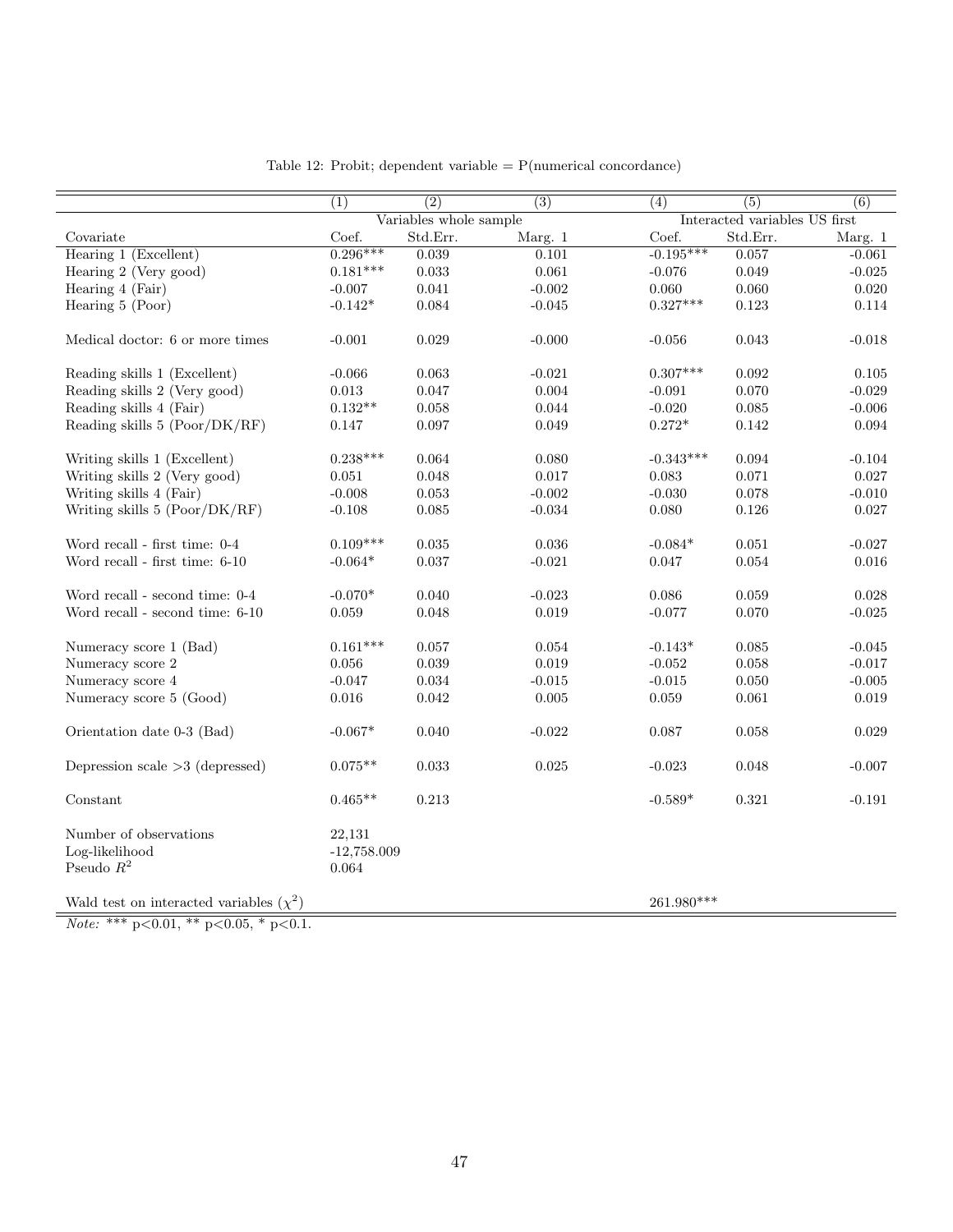Table 12: Probit; dependent variable = P(numerical concordance)

| | (1) | (2) | (3) | (4) | (5) | (6) |
|---|---|---|---|---|---|---|
| | Variables whole sample | | | Interacted variables US first | | |
| Covariate | Coef. | Std.Err. | Marg. 1 | Coef. | Std.Err. | Marg. 1 |
| Hearing 1 (Excellent) | 0.296*** | 0.039 | 0.101 | -0.195*** | 0.057 | -0.061 |
| Hearing 2 (Very good) | 0.181*** | 0.033 | 0.061 | -0.076 | 0.049 | -0.025 |
| Hearing 4 (Fair) | -0.007 | 0.041 | -0.002 | 0.060 | 0.060 | 0.020 |
| Hearing 5 (Poor) | -0.142* | 0.084 | -0.045 | 0.327*** | 0.123 | 0.114 |
| | | | | | | |
| Medical doctor: 6 or more times | -0.001 | 0.029 | -0.000 | -0.056 | 0.043 | -0.018 |
| | | | | | | |
| Reading skills 1 (Excellent) | -0.066 | 0.063 | -0.021 | 0.307*** | 0.092 | 0.105 |
| Reading skills 2 (Very good) | 0.013 | 0.047 | 0.004 | -0.091 | 0.070 | -0.029 |
| Reading skills 4 (Fair) | 0.132** | 0.058 | 0.044 | -0.020 | 0.085 | -0.006 |
| Reading skills 5 (Poor/DK/RF) | 0.147 | 0.097 | 0.049 | 0.272* | 0.142 | 0.094 |
| | | | | | | |
| Writing skills 1 (Excellent) | 0.238*** | 0.064 | 0.080 | -0.343*** | 0.094 | -0.104 |
| Writing skills 2 (Very good) | 0.051 | 0.048 | 0.017 | 0.083 | 0.071 | 0.027 |
| Writing skills 4 (Fair) | -0.008 | 0.053 | -0.002 | -0.030 | 0.078 | -0.010 |
| Writing skills 5 (Poor/DK/RF) | -0.108 | 0.085 | -0.034 | 0.080 | 0.126 | 0.027 |
| | | | | | | |
| Word recall - first time: 0-4 | 0.109*** | 0.035 | 0.036 | -0.084* | 0.051 | -0.027 |
| Word recall - first time: 6-10 | -0.064* | 0.037 | -0.021 | 0.047 | 0.054 | 0.016 |
| | | | | | | |
| Word recall - second time: 0-4 | -0.070* | 0.040 | -0.023 | 0.086 | 0.059 | 0.028 |
| Word recall - second time: 6-10 | 0.059 | 0.048 | 0.019 | -0.077 | 0.070 | -0.025 |
| | | | | | | |
| Numeracy score 1 (Bad) | 0.161*** | 0.057 | 0.054 | -0.143* | 0.085 | -0.045 |
| Numeracy score 2 | 0.056 | 0.039 | 0.019 | -0.052 | 0.058 | -0.017 |
| Numeracy score 4 | -0.047 | 0.034 | -0.015 | -0.015 | 0.050 | -0.005 |
| Numeracy score 5 (Good) | 0.016 | 0.042 | 0.005 | 0.059 | 0.061 | 0.019 |
| | | | | | | |
| Orientation date 0-3 (Bad) | -0.067* | 0.040 | -0.022 | 0.087 | 0.058 | 0.029 |
| | | | | | | |
| Depression scale >3 (depressed) | 0.075** | 0.033 | 0.025 | -0.023 | 0.048 | -0.007 |
| | | | | | | |
| Constant | 0.465** | 0.213 | | -0.589* | 0.321 | -0.191 |
| | | | | | | |
| Number of observations | 22,131 | | | | | |
| Log-likelihood | -12,758.009 | | | | | |
| Pseudo $R^2$ | 0.064 | | | | | |
| | | | | | | |
| Wald test on interacted variables ($\chi^2$) | | | | 261.980*** | | |

*Note:* *** p<0.01, ** p<0.05, * p<0.1.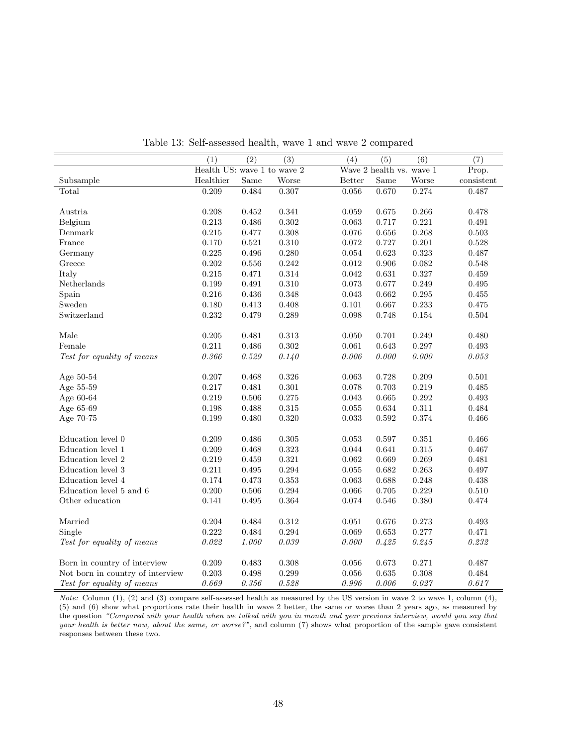Table 13: Self-assessed health, wave 1 and wave 2 compared

| | (1) | (2) | (3) | (4) | (5) | (6) | (7) |
|---|---|---|---|---|---|---|---|
| | Health US: wave 1 to wave 2 | | | Wave 2 health vs. wave 1 | | | Prop. |
| Subsample | Healthier | Same | Worse | Better | Same | Worse | consistent |
| Total | 0.209 | 0.484 | 0.307 | 0.056 | 0.670 | 0.274 | 0.487 |
| | | | | | | | |
| Austria | 0.208 | 0.452 | 0.341 | 0.059 | 0.675 | 0.266 | 0.478 |
| Belgium | 0.213 | 0.486 | 0.302 | 0.063 | 0.717 | 0.221 | 0.491 |
| Denmark | 0.215 | 0.477 | 0.308 | 0.076 | 0.656 | 0.268 | 0.503 |
| France | 0.170 | 0.521 | 0.310 | 0.072 | 0.727 | 0.201 | 0.528 |
| Germany | 0.225 | 0.496 | 0.280 | 0.054 | 0.623 | 0.323 | 0.487 |
| Greece | 0.202 | 0.556 | 0.242 | 0.012 | 0.906 | 0.082 | 0.548 |
| Italy | 0.215 | 0.471 | 0.314 | 0.042 | 0.631 | 0.327 | 0.459 |
| Netherlands | 0.199 | 0.491 | 0.310 | 0.073 | 0.677 | 0.249 | 0.495 |
| Spain | 0.216 | 0.436 | 0.348 | 0.043 | 0.662 | 0.295 | 0.455 |
| Sweden | 0.180 | 0.413 | 0.408 | 0.101 | 0.667 | 0.233 | 0.475 |
| Switzerland | 0.232 | 0.479 | 0.289 | 0.098 | 0.748 | 0.154 | 0.504 |
| | | | | | | | |
| Male | 0.205 | 0.481 | 0.313 | 0.050 | 0.701 | 0.249 | 0.480 |
| Female | 0.211 | 0.486 | 0.302 | 0.061 | 0.643 | 0.297 | 0.493 |
| *Test for equality of means* | *0.366* | *0.529* | *0.140* | *0.006* | *0.000* | *0.000* | *0.053* |
| | | | | | | | |
| Age 50-54 | 0.207 | 0.468 | 0.326 | 0.063 | 0.728 | 0.209 | 0.501 |
| Age 55-59 | 0.217 | 0.481 | 0.301 | 0.078 | 0.703 | 0.219 | 0.485 |
| Age 60-64 | 0.219 | 0.506 | 0.275 | 0.043 | 0.665 | 0.292 | 0.493 |
| Age 65-69 | 0.198 | 0.488 | 0.315 | 0.055 | 0.634 | 0.311 | 0.484 |
| Age 70-75 | 0.199 | 0.480 | 0.320 | 0.033 | 0.592 | 0.374 | 0.466 |
| | | | | | | | |
| Education level 0 | 0.209 | 0.486 | 0.305 | 0.053 | 0.597 | 0.351 | 0.466 |
| Education level 1 | 0.209 | 0.468 | 0.323 | 0.044 | 0.641 | 0.315 | 0.467 |
| Education level 2 | 0.219 | 0.459 | 0.321 | 0.062 | 0.669 | 0.269 | 0.481 |
| Education level 3 | 0.211 | 0.495 | 0.294 | 0.055 | 0.682 | 0.263 | 0.497 |
| Education level 4 | 0.174 | 0.473 | 0.353 | 0.063 | 0.688 | 0.248 | 0.438 |
| Education level 5 and 6 | 0.200 | 0.506 | 0.294 | 0.066 | 0.705 | 0.229 | 0.510 |
| Other education | 0.141 | 0.495 | 0.364 | 0.074 | 0.546 | 0.380 | 0.474 |
| | | | | | | | |
| Married | 0.204 | 0.484 | 0.312 | 0.051 | 0.676 | 0.273 | 0.493 |
| Single | 0.222 | 0.484 | 0.294 | 0.069 | 0.653 | 0.277 | 0.471 |
| *Test for equality of means* | *0.022* | *1.000* | *0.039* | *0.000* | *0.425* | *0.245* | *0.232* |
| | | | | | | | |
| Born in country of interview | 0.209 | 0.483 | 0.308 | 0.056 | 0.673 | 0.271 | 0.487 |
| Not born in country of interview | 0.203 | 0.498 | 0.299 | 0.056 | 0.635 | 0.308 | 0.484 |
| *Test for equality of means* | *0.669* | *0.356* | *0.528* | *0.996* | *0.006* | *0.027* | *0.617* |

*Note:* Column (1), (2) and (3) compare self-assessed health as measured by the US version in wave 2 to wave 1, column (4), (5) and (6) show what proportions rate their health in wave 2 better, the same or worse than 2 years ago, as measured by the question *"Compared with your health when we talked with you in month and year previous interview, would you say that your health is better now, about the same, or worse?"*, and column (7) shows what proportion of the sample gave consistent responses between these two.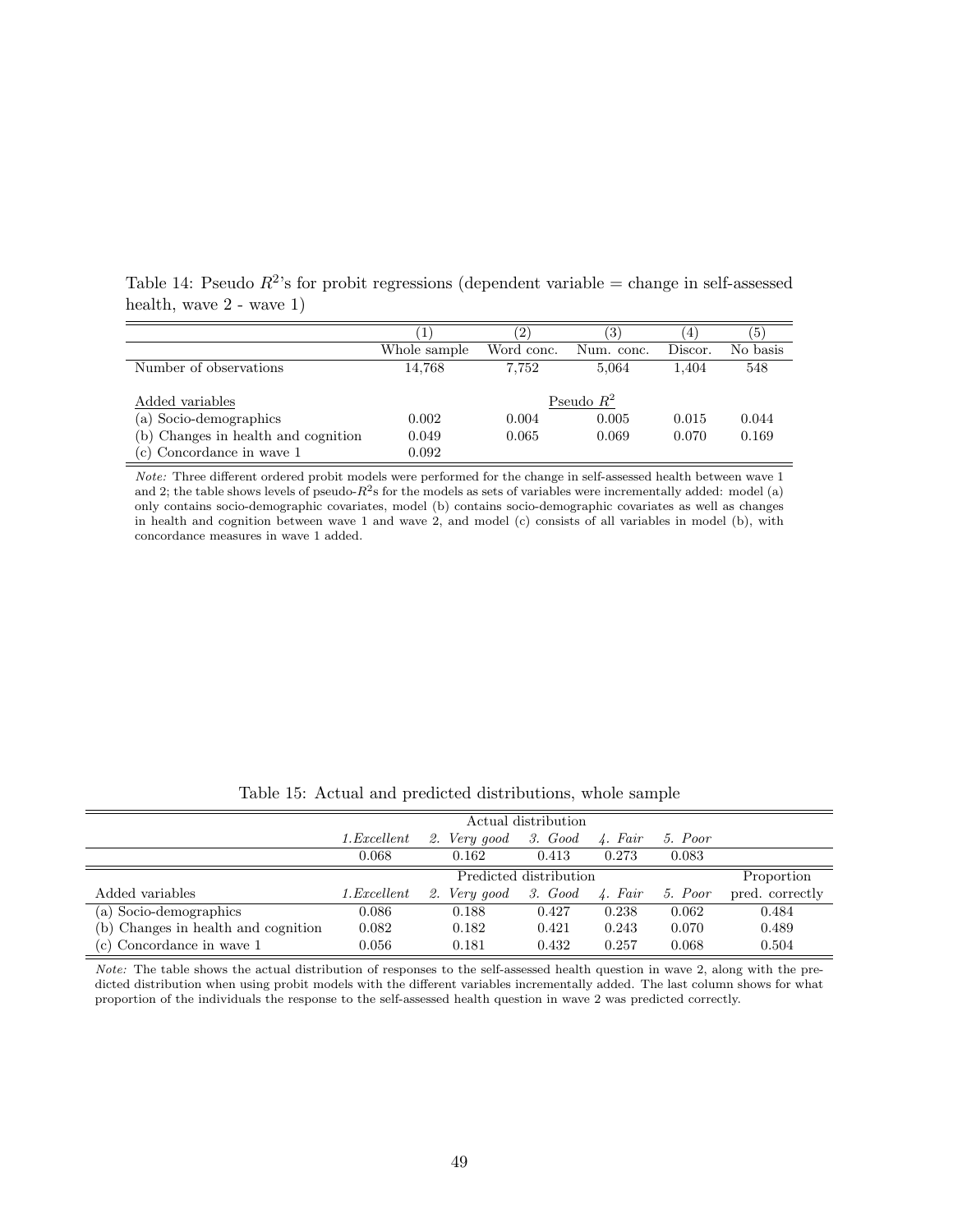Table 14: Pseudo $R^2$'s for probit regressions (dependent variable = change in self-assessed health, wave 2 - wave 1)

| | (1) | (2) | (3) | (4) | (5) |
|---|---|---|---|---|---|
| | Whole sample | Word conc. | Num. conc. | Discor. | No basis |
| Number of observations | 14,768 | 7,752 | 5,064 | 1,404 | 548 |
| Added variables | | | Pseudo $R^2$ | | |
| (a) Socio-demographics | 0.002 | 0.004 | 0.005 | 0.015 | 0.044 |
| (b) Changes in health and cognition | 0.049 | 0.065 | 0.069 | 0.070 | 0.169 |
| (c) Concordance in wave 1 | 0.092 | | | | |

*Note:* Three different ordered probit models were performed for the change in self-assessed health between wave 1 and 2; the table shows levels of pseudo-$R^2$s for the models as sets of variables were incrementally added: model (a) only contains socio-demographic covariates, model (b) contains socio-demographic covariates as well as changes in health and cognition between wave 1 and wave 2, and model (c) consists of all variables in model (b), with concordance measures in wave 1 added.

Table 15: Actual and predicted distributions, whole sample

| | Actual distribution | | | | | |
|---|---|---|---|---|---|---|
| | *1.Excellent* | *2. Very good* | *3. Good* | *4. Fair* | *5. Poor* | |
| | 0.068 | 0.162 | 0.413 | 0.273 | 0.083 | |
| | Predicted distribution | | | | | Proportion |
| Added variables | *1.Excellent* | *2. Very good* | *3. Good* | *4. Fair* | *5. Poor* | pred. correctly |
| (a) Socio-demographics | 0.086 | 0.188 | 0.427 | 0.238 | 0.062 | 0.484 |
| (b) Changes in health and cognition | 0.082 | 0.182 | 0.421 | 0.243 | 0.070 | 0.489 |
| (c) Concordance in wave 1 | 0.056 | 0.181 | 0.432 | 0.257 | 0.068 | 0.504 |

*Note:* The table shows the actual distribution of responses to the self-assessed health question in wave 2, along with the predicted distribution when using probit models with the different variables incrementally added. The last column shows for what proportion of the individuals the response to the self-assessed health question in wave 2 was predicted correctly.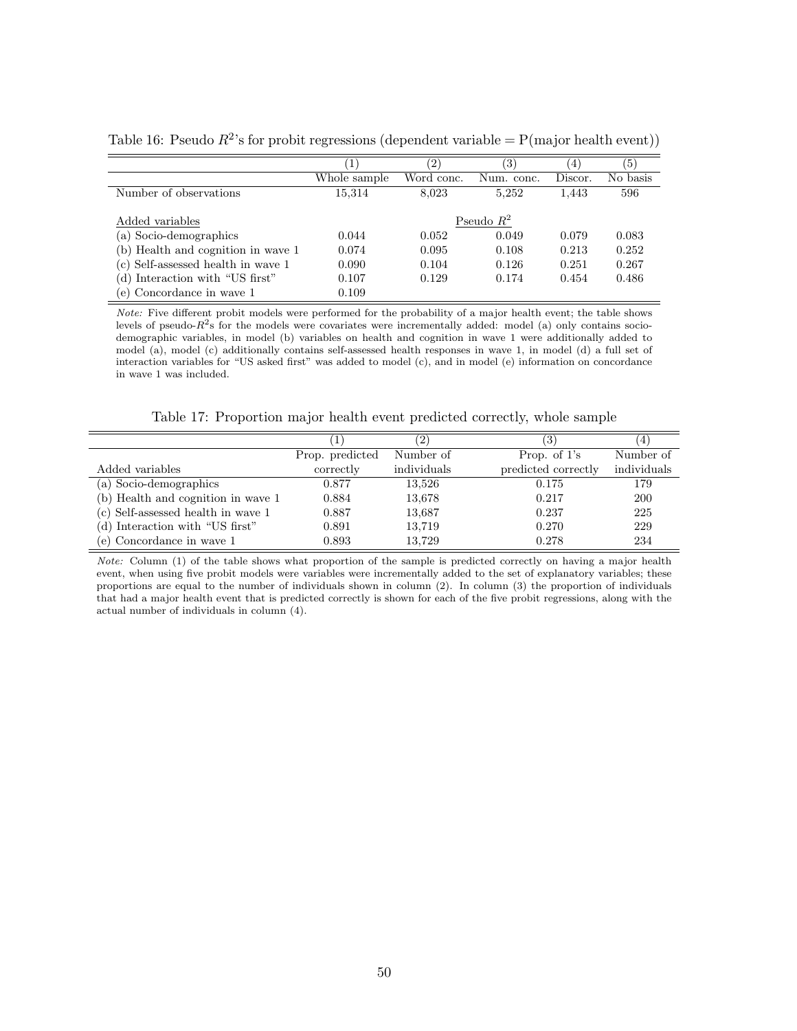Table 16: Pseudo $R^2$'s for probit regressions (dependent variable = P(major health event))

| | (1) | (2) | (3) | (4) | (5) |
|---|---|---|---|---|---|
| | Whole sample | Word conc. | Num. conc. | Discor. | No basis |
| Number of observations | 15,314 | 8,023 | 5,252 | 1,443 | 596 |
| Added variables | | | Pseudo $R^2$ | | |
| (a) Socio-demographics | 0.044 | 0.052 | 0.049 | 0.079 | 0.083 |
| (b) Health and cognition in wave 1 | 0.074 | 0.095 | 0.108 | 0.213 | 0.252 |
| (c) Self-assessed health in wave 1 | 0.090 | 0.104 | 0.126 | 0.251 | 0.267 |
| (d) Interaction with "US first" | 0.107 | 0.129 | 0.174 | 0.454 | 0.486 |
| (e) Concordance in wave 1 | 0.109 | | | | |

*Note:* Five different probit models were performed for the probability of a major health event; the table shows levels of pseudo-$R^2$s for the models were covariates were incrementally added: model (a) only contains socio-demographic variables, in model (b) variables on health and cognition in wave 1 were additionally added to model (a), model (c) additionally contains self-assessed health responses in wave 1, in model (d) a full set of interaction variables for "US asked first" was added to model (c), and in model (e) information on concordance in wave 1 was included.

Table 17: Proportion major health event predicted correctly, whole sample

| | (1) | (2) | (3) | (4) |
|---|---|---|---|---|
| Added variables | Prop. predicted correctly | Number of individuals | Prop. of 1's predicted correctly | Number of individuals |
| (a) Socio-demographics | 0.877 | 13,526 | 0.175 | 179 |
| (b) Health and cognition in wave 1 | 0.884 | 13,678 | 0.217 | 200 |
| (c) Self-assessed health in wave 1 | 0.887 | 13,687 | 0.237 | 225 |
| (d) Interaction with "US first" | 0.891 | 13,719 | 0.270 | 229 |
| (e) Concordance in wave 1 | 0.893 | 13,729 | 0.278 | 234 |

*Note:* Column (1) of the table shows what proportion of the sample is predicted correctly on having a major health event, when using five probit models were variables were incrementally added to the set of explanatory variables; these proportions are equal to the number of individuals shown in column (2). In column (3) the proportion of individuals that had a major health event that is predicted correctly is shown for each of the five probit regressions, along with the actual number of individuals in column (4).